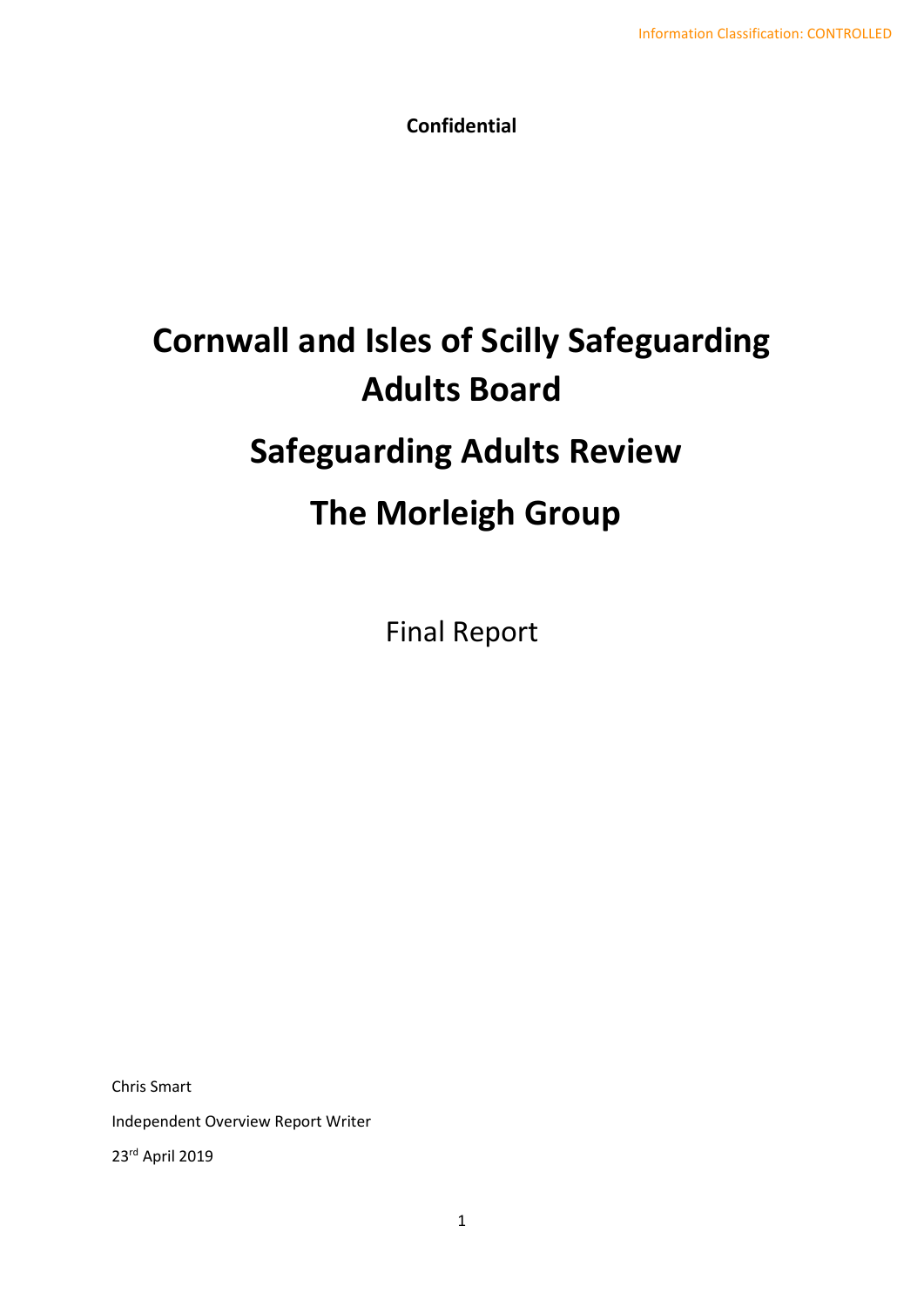Information Classification: CONTROLLED

**Confidential**

# Cornwall and Isles of Scilly Safeguarding Adults Board

# Safeguarding Adults Review

# The Morleigh Group

Final Report

Chris Smart

Independent Overview Report Writer

23rd April 2019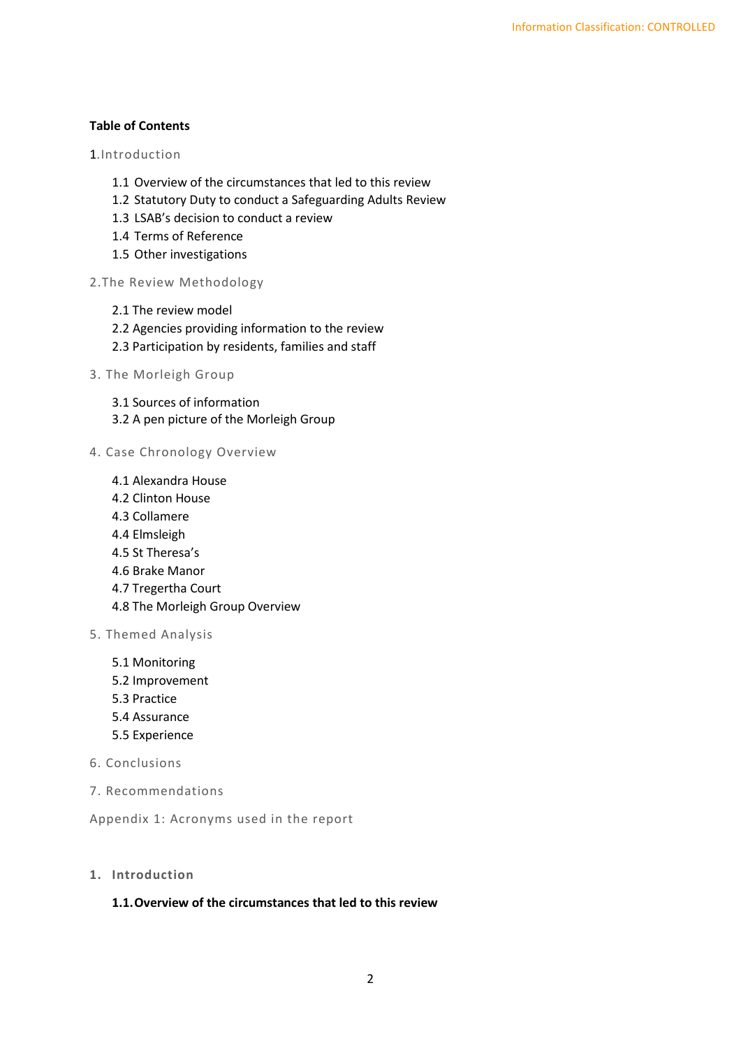**Table of Contents**

1.Introduction

- 1.1 Overview of the circumstances that led to this review
- 1.2 Statutory Duty to conduct a Safeguarding Adults Review
- 1.3 LSAB's decision to conduct a review
- 1.4 Terms of Reference
- 1.5 Other investigations

2.The Review Methodology

- 2.1 The review model
- 2.2 Agencies providing information to the review
- 2.3 Participation by residents, families and staff

3. The Morleigh Group

- 3.1 Sources of information
- 3.2 A pen picture of the Morleigh Group

4. Case Chronology Overview

- 4.1 Alexandra House
- 4.2 Clinton House
- 4.3 Collamere
- 4.4 Elmsleigh
- 4.5 St Theresa's
- 4.6 Brake Manor
- 4.7 Tregertha Court
- 4.8 The Morleigh Group Overview

5. Themed Analysis

- 5.1 Monitoring
- 5.2 Improvement
- 5.3 Practice
- 5.4 Assurance
- 5.5 Experience

6. Conclusions

7. Recommendations

Appendix 1: Acronyms used in the report

## 1. Introduction

### 1.1. Overview of the circumstances that led to this review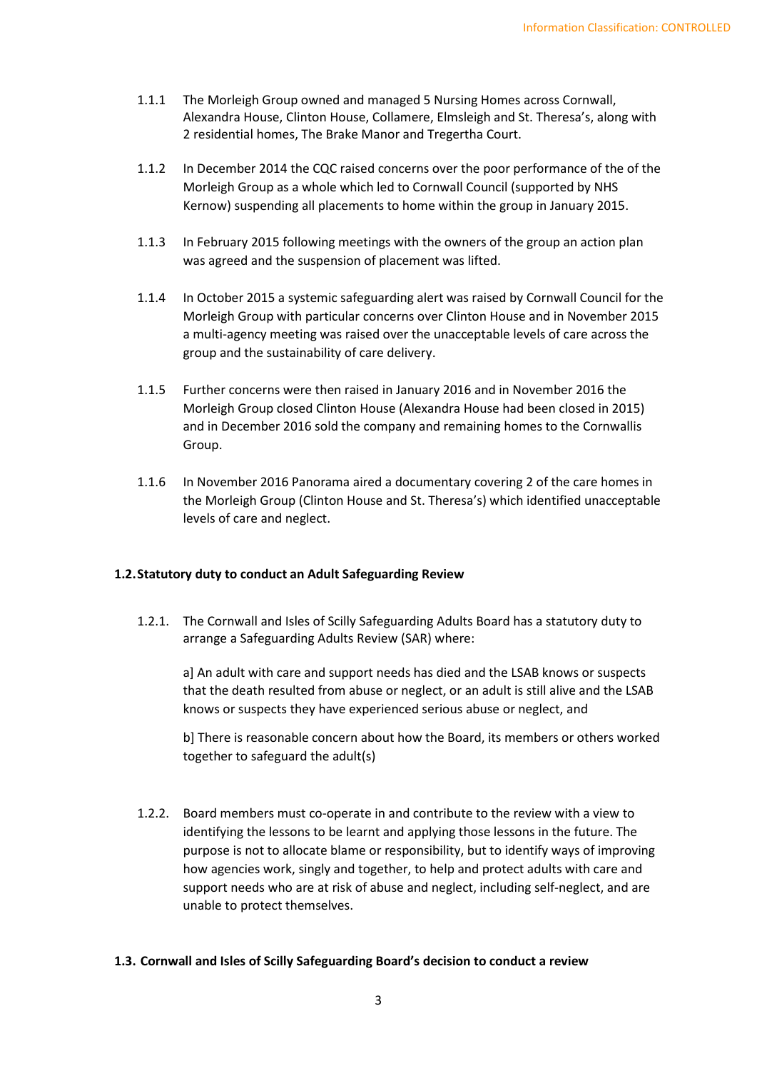1.1.1 The Morleigh Group owned and managed 5 Nursing Homes across Cornwall, Alexandra House, Clinton House, Collamere, Elmsleigh and St. Theresa's, along with 2 residential homes, The Brake Manor and Tregertha Court.

1.1.2 In December 2014 the CQC raised concerns over the poor performance of the of the Morleigh Group as a whole which led to Cornwall Council (supported by NHS Kernow) suspending all placements to home within the group in January 2015.

1.1.3 In February 2015 following meetings with the owners of the group an action plan was agreed and the suspension of placement was lifted.

1.1.4 In October 2015 a systemic safeguarding alert was raised by Cornwall Council for the Morleigh Group with particular concerns over Clinton House and in November 2015 a multi-agency meeting was raised over the unacceptable levels of care across the group and the sustainability of care delivery.

1.1.5 Further concerns were then raised in January 2016 and in November 2016 the Morleigh Group closed Clinton House (Alexandra House had been closed in 2015) and in December 2016 sold the company and remaining homes to the Cornwallis Group.

1.1.6 In November 2016 Panorama aired a documentary covering 2 of the care homes in the Morleigh Group (Clinton House and St. Theresa's) which identified unacceptable levels of care and neglect.

### 1.2. Statutory duty to conduct an Adult Safeguarding Review

1.2.1. The Cornwall and Isles of Scilly Safeguarding Adults Board has a statutory duty to arrange a Safeguarding Adults Review (SAR) where:

a] An adult with care and support needs has died and the LSAB knows or suspects that the death resulted from abuse or neglect, or an adult is still alive and the LSAB knows or suspects they have experienced serious abuse or neglect, and

b] There is reasonable concern about how the Board, its members or others worked together to safeguard the adult(s)

1.2.2. Board members must co-operate in and contribute to the review with a view to identifying the lessons to be learnt and applying those lessons in the future. The purpose is not to allocate blame or responsibility, but to identify ways of improving how agencies work, singly and together, to help and protect adults with care and support needs who are at risk of abuse and neglect, including self-neglect, and are unable to protect themselves.

### 1.3. Cornwall and Isles of Scilly Safeguarding Board's decision to conduct a review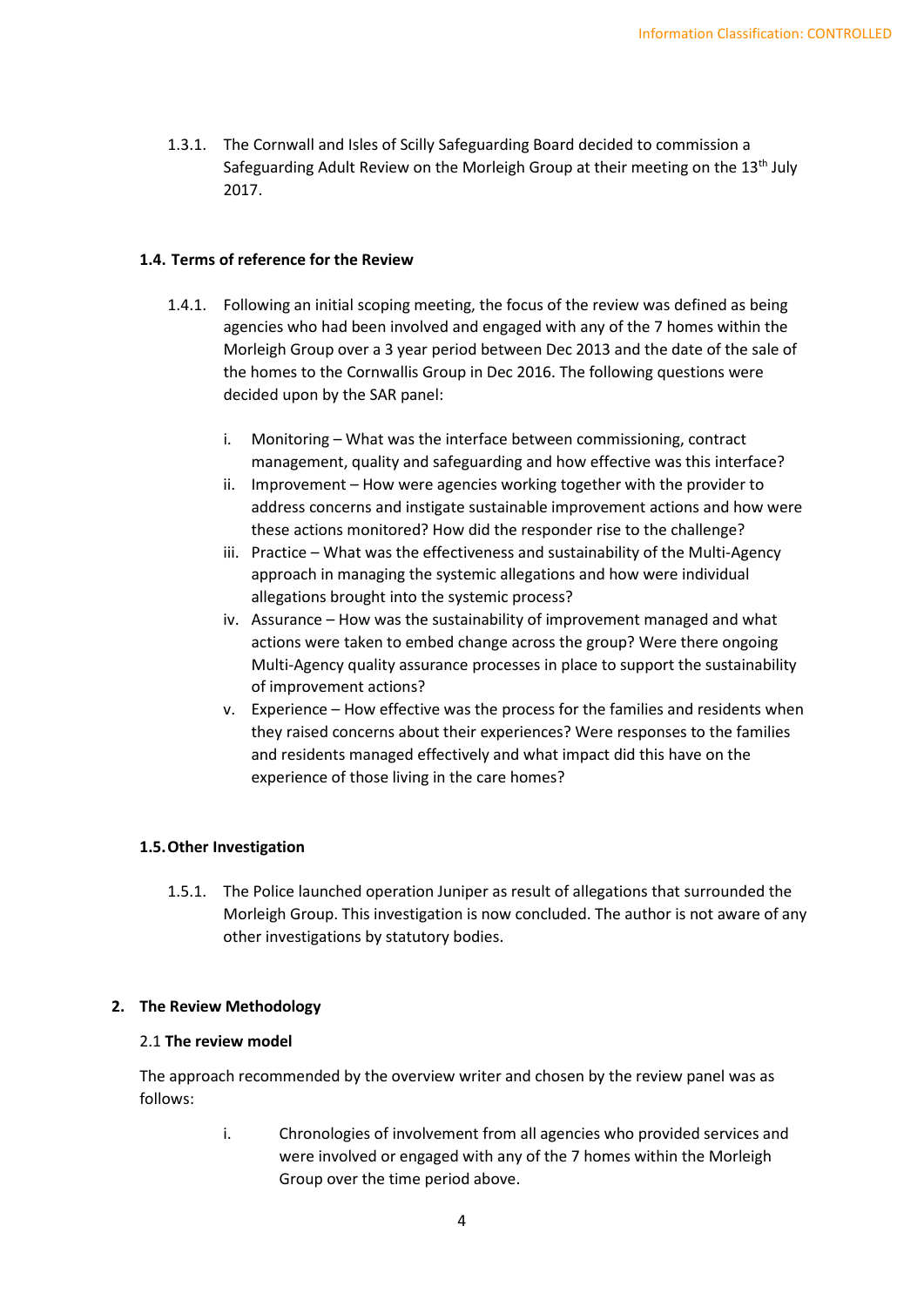1.3.1. The Cornwall and Isles of Scilly Safeguarding Board decided to commission a Safeguarding Adult Review on the Morleigh Group at their meeting on the 13th July 2017.

### 1.4. Terms of reference for the Review

1.4.1. Following an initial scoping meeting, the focus of the review was defined as being agencies who had been involved and engaged with any of the 7 homes within the Morleigh Group over a 3 year period between Dec 2013 and the date of the sale of the homes to the Cornwallis Group in Dec 2016. The following questions were decided upon by the SAR panel:

i. Monitoring – What was the interface between commissioning, contract management, quality and safeguarding and how effective was this interface?
ii. Improvement – How were agencies working together with the provider to address concerns and instigate sustainable improvement actions and how were these actions monitored? How did the responder rise to the challenge?
iii. Practice – What was the effectiveness and sustainability of the Multi-Agency approach in managing the systemic allegations and how were individual allegations brought into the systemic process?
iv. Assurance – How was the sustainability of improvement managed and what actions were taken to embed change across the group? Were there ongoing Multi-Agency quality assurance processes in place to support the sustainability of improvement actions?
v. Experience – How effective was the process for the families and residents when they raised concerns about their experiences? Were responses to the families and residents managed effectively and what impact did this have on the experience of those living in the care homes?

### 1.5. Other Investigation

1.5.1. The Police launched operation Juniper as result of allegations that surrounded the Morleigh Group. This investigation is now concluded. The author is not aware of any other investigations by statutory bodies.

## 2. The Review Methodology

### 2.1 The review model

The approach recommended by the overview writer and chosen by the review panel was as follows:

i. Chronologies of involvement from all agencies who provided services and were involved or engaged with any of the 7 homes within the Morleigh Group over the time period above.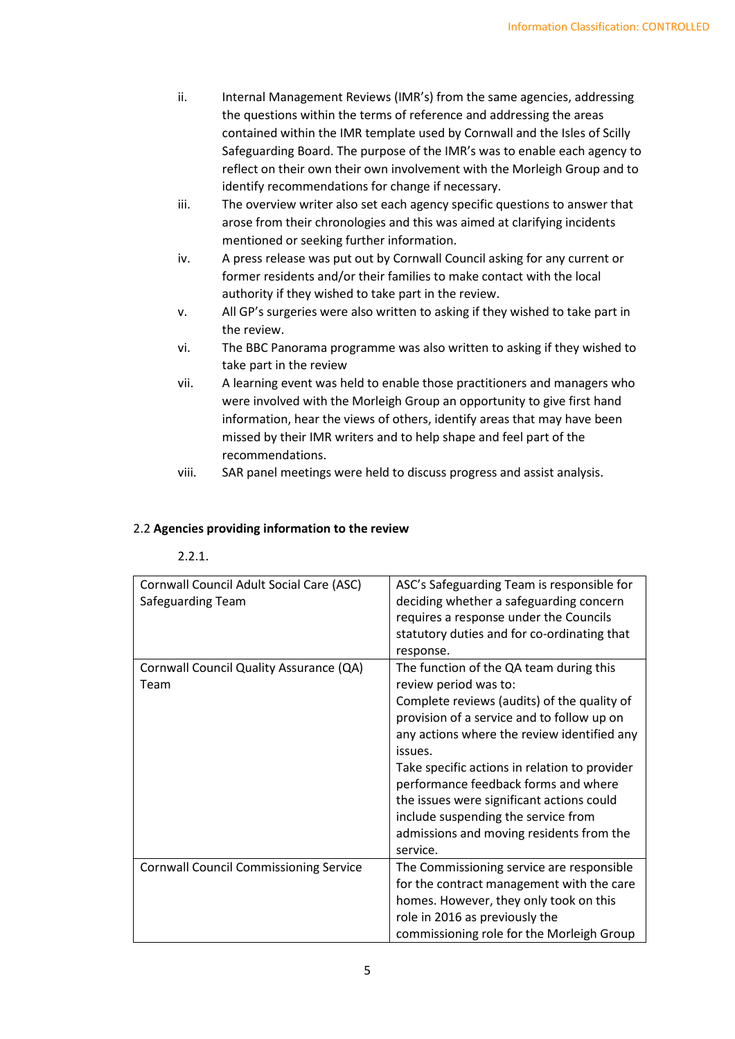ii. Internal Management Reviews (IMR's) from the same agencies, addressing the questions within the terms of reference and addressing the areas contained within the IMR template used by Cornwall and the Isles of Scilly Safeguarding Board. The purpose of the IMR's was to enable each agency to reflect on their own their own involvement with the Morleigh Group and to identify recommendations for change if necessary.

iii. The overview writer also set each agency specific questions to answer that arose from their chronologies and this was aimed at clarifying incidents mentioned or seeking further information.

iv. A press release was put out by Cornwall Council asking for any current or former residents and/or their families to make contact with the local authority if they wished to take part in the review.

v. All GP's surgeries were also written to asking if they wished to take part in the review.

vi. The BBC Panorama programme was also written to asking if they wished to take part in the review

vii. A learning event was held to enable those practitioners and managers who were involved with the Morleigh Group an opportunity to give first hand information, hear the views of others, identify areas that may have been missed by their IMR writers and to help shape and feel part of the recommendations.

viii. SAR panel meetings were held to discuss progress and assist analysis.

## 2.2 **Agencies providing information to the review**

2.2.1.

| | |
|---|---|
| Cornwall Council Adult Social Care (ASC) Safeguarding Team | ASC's Safeguarding Team is responsible for deciding whether a safeguarding concern requires a response under the Councils statutory duties and for co-ordinating that response. |
| Cornwall Council Quality Assurance (QA) Team | The function of the QA team during this review period was to:<br>Complete reviews (audits) of the quality of provision of a service and to follow up on any actions where the review identified any issues.<br>Take specific actions in relation to provider performance feedback forms and where the issues were significant actions could include suspending the service from admissions and moving residents from the service. |
| Cornwall Council Commissioning Service | The Commissioning service are responsible for the contract management with the care homes. However, they only took on this role in 2016 as previously the commissioning role for the Morleigh Group |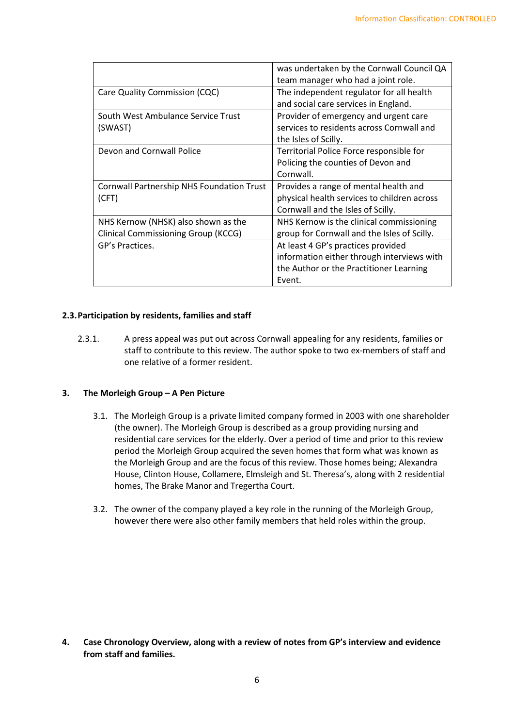| | |
|---|---|
| | was undertaken by the Cornwall Council QA team manager who had a joint role. |
| Care Quality Commission (CQC) | The independent regulator for all health and social care services in England. |
| South West Ambulance Service Trust (SWAST) | Provider of emergency and urgent care services to residents across Cornwall and the Isles of Scilly. |
| Devon and Cornwall Police | Territorial Police Force responsible for Policing the counties of Devon and Cornwall. |
| Cornwall Partnership NHS Foundation Trust (CFT) | Provides a range of mental health and physical health services to children across Cornwall and the Isles of Scilly. |
| NHS Kernow (NHSK) also shown as the Clinical Commissioning Group (KCCG) | NHS Kernow is the clinical commissioning group for Cornwall and the Isles of Scilly. |
| GP's Practices. | At least 4 GP's practices provided information either through interviews with the Author or the Practitioner Learning Event. |

### 2.3. Participation by residents, families and staff

2.3.1. A press appeal was put out across Cornwall appealing for any residents, families or staff to contribute to this review. The author spoke to two ex-members of staff and one relative of a former resident.

## 3. The Morleigh Group – A Pen Picture

3.1. The Morleigh Group is a private limited company formed in 2003 with one shareholder (the owner). The Morleigh Group is described as a group providing nursing and residential care services for the elderly. Over a period of time and prior to this review period the Morleigh Group acquired the seven homes that form what was known as the Morleigh Group and are the focus of this review. Those homes being; Alexandra House, Clinton House, Collamere, Elmsleigh and St. Theresa's, along with 2 residential homes, The Brake Manor and Tregertha Court.

3.2. The owner of the company played a key role in the running of the Morleigh Group, however there were also other family members that held roles within the group.

## 4. Case Chronology Overview, along with a review of notes from GP's interview and evidence from staff and families.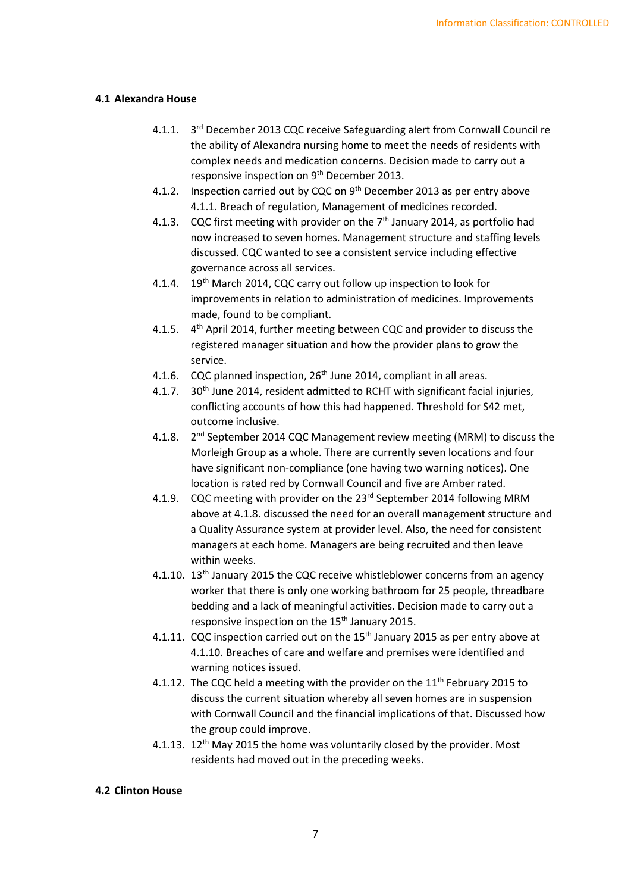### 4.1 Alexandra House

4.1.1. 3rd December 2013 CQC receive Safeguarding alert from Cornwall Council re the ability of Alexandra nursing home to meet the needs of residents with complex needs and medication concerns. Decision made to carry out a responsive inspection on 9th December 2013.

4.1.2. Inspection carried out by CQC on 9th December 2013 as per entry above 4.1.1. Breach of regulation, Management of medicines recorded.

4.1.3. CQC first meeting with provider on the 7th January 2014, as portfolio had now increased to seven homes. Management structure and staffing levels discussed. CQC wanted to see a consistent service including effective governance across all services.

4.1.4. 19th March 2014, CQC carry out follow up inspection to look for improvements in relation to administration of medicines. Improvements made, found to be compliant.

4.1.5. 4th April 2014, further meeting between CQC and provider to discuss the registered manager situation and how the provider plans to grow the service.

4.1.6. CQC planned inspection, 26th June 2014, compliant in all areas.

4.1.7. 30th June 2014, resident admitted to RCHT with significant facial injuries, conflicting accounts of how this had happened. Threshold for S42 met, outcome inclusive.

4.1.8. 2nd September 2014 CQC Management review meeting (MRM) to discuss the Morleigh Group as a whole. There are currently seven locations and four have significant non-compliance (one having two warning notices). One location is rated red by Cornwall Council and five are Amber rated.

4.1.9. CQC meeting with provider on the 23rd September 2014 following MRM above at 4.1.8. discussed the need for an overall management structure and a Quality Assurance system at provider level. Also, the need for consistent managers at each home. Managers are being recruited and then leave within weeks.

4.1.10. 13th January 2015 the CQC receive whistleblower concerns from an agency worker that there is only one working bathroom for 25 people, threadbare bedding and a lack of meaningful activities. Decision made to carry out a responsive inspection on the 15th January 2015.

4.1.11. CQC inspection carried out on the 15th January 2015 as per entry above at 4.1.10. Breaches of care and welfare and premises were identified and warning notices issued.

4.1.12. The CQC held a meeting with the provider on the 11th February 2015 to discuss the current situation whereby all seven homes are in suspension with Cornwall Council and the financial implications of that. Discussed how the group could improve.

4.1.13. 12th May 2015 the home was voluntarily closed by the provider. Most residents had moved out in the preceding weeks.

### 4.2 Clinton House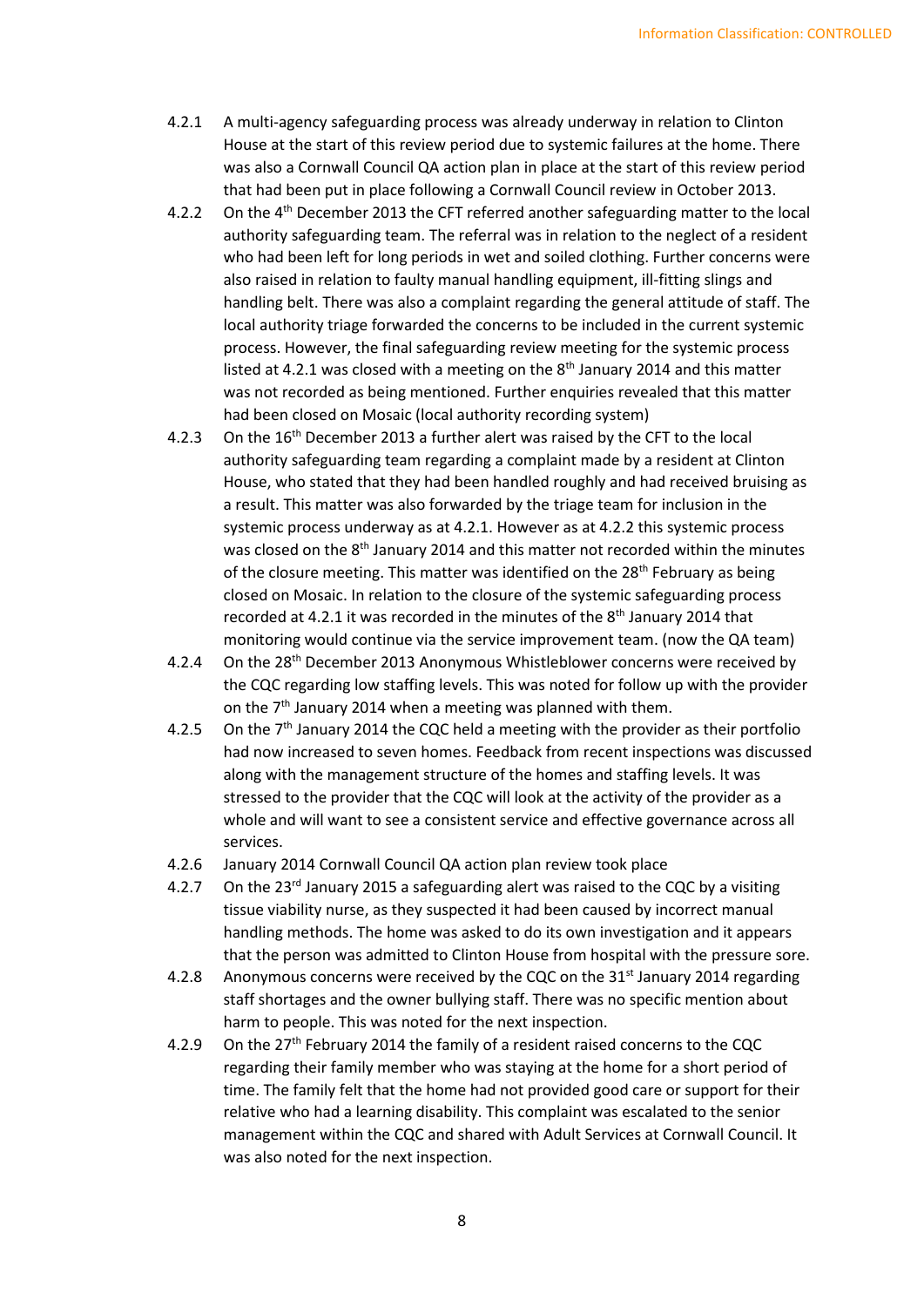4.2.1 A multi-agency safeguarding process was already underway in relation to Clinton House at the start of this review period due to systemic failures at the home. There was also a Cornwall Council QA action plan in place at the start of this review period that had been put in place following a Cornwall Council review in October 2013.

4.2.2 On the 4th December 2013 the CFT referred another safeguarding matter to the local authority safeguarding team. The referral was in relation to the neglect of a resident who had been left for long periods in wet and soiled clothing. Further concerns were also raised in relation to faulty manual handling equipment, ill-fitting slings and handling belt. There was also a complaint regarding the general attitude of staff. The local authority triage forwarded the concerns to be included in the current systemic process. However, the final safeguarding review meeting for the systemic process listed at 4.2.1 was closed with a meeting on the 8th January 2014 and this matter was not recorded as being mentioned. Further enquiries revealed that this matter had been closed on Mosaic (local authority recording system)

4.2.3 On the 16th December 2013 a further alert was raised by the CFT to the local authority safeguarding team regarding a complaint made by a resident at Clinton House, who stated that they had been handled roughly and had received bruising as a result. This matter was also forwarded by the triage team for inclusion in the systemic process underway as at 4.2.1. However as at 4.2.2 this systemic process was closed on the 8th January 2014 and this matter not recorded within the minutes of the closure meeting. This matter was identified on the 28th February as being closed on Mosaic. In relation to the closure of the systemic safeguarding process recorded at 4.2.1 it was recorded in the minutes of the 8th January 2014 that monitoring would continue via the service improvement team. (now the QA team)

4.2.4 On the 28th December 2013 Anonymous Whistleblower concerns were received by the CQC regarding low staffing levels. This was noted for follow up with the provider on the 7th January 2014 when a meeting was planned with them.

4.2.5 On the 7th January 2014 the CQC held a meeting with the provider as their portfolio had now increased to seven homes. Feedback from recent inspections was discussed along with the management structure of the homes and staffing levels. It was stressed to the provider that the CQC will look at the activity of the provider as a whole and will want to see a consistent service and effective governance across all services.

4.2.6 January 2014 Cornwall Council QA action plan review took place

4.2.7 On the 23rd January 2015 a safeguarding alert was raised to the CQC by a visiting tissue viability nurse, as they suspected it had been caused by incorrect manual handling methods. The home was asked to do its own investigation and it appears that the person was admitted to Clinton House from hospital with the pressure sore.

4.2.8 Anonymous concerns were received by the CQC on the 31st January 2014 regarding staff shortages and the owner bullying staff. There was no specific mention about harm to people. This was noted for the next inspection.

4.2.9 On the 27th February 2014 the family of a resident raised concerns to the CQC regarding their family member who was staying at the home for a short period of time. The family felt that the home had not provided good care or support for their relative who had a learning disability. This complaint was escalated to the senior management within the CQC and shared with Adult Services at Cornwall Council. It was also noted for the next inspection.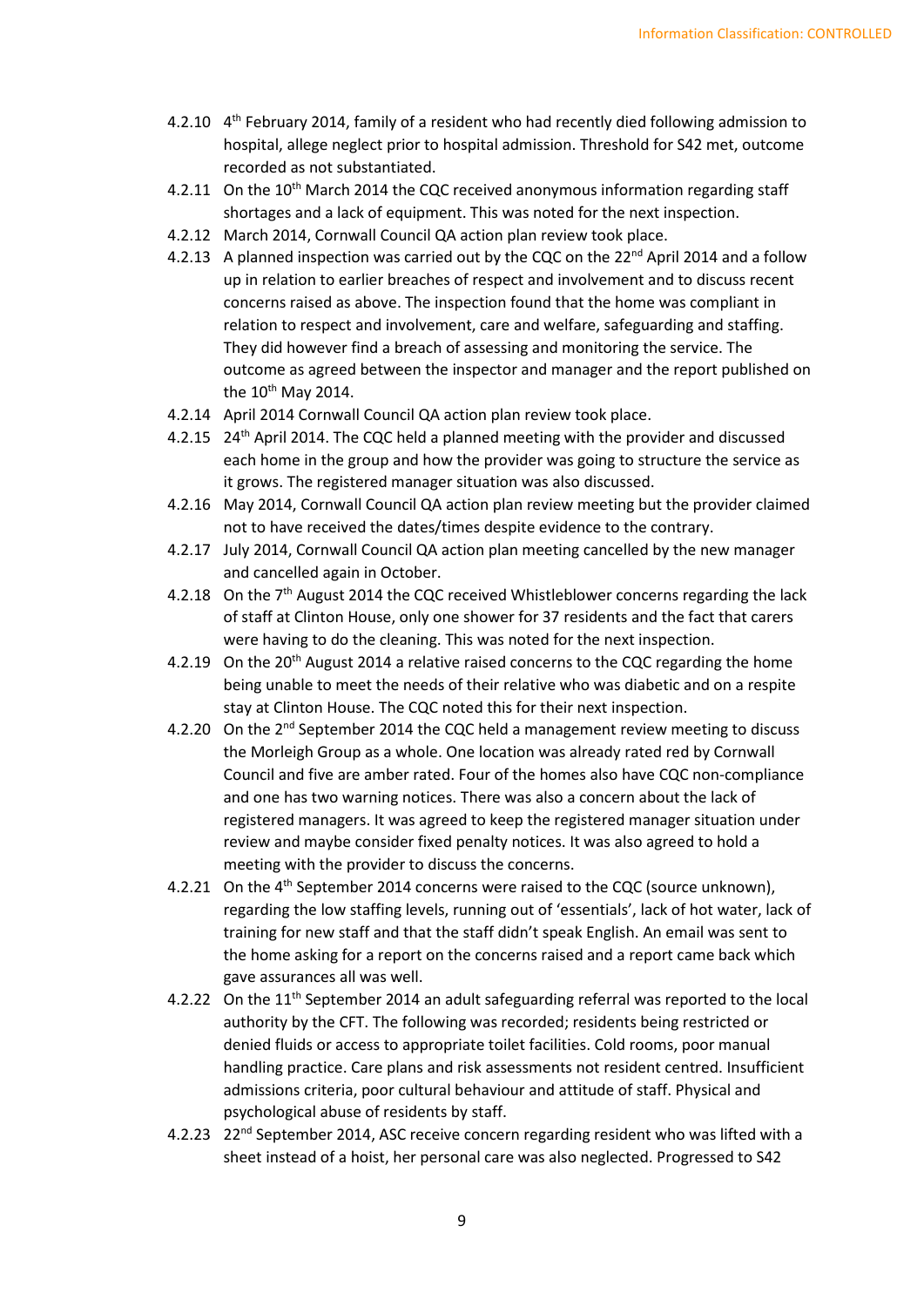4.2.10 4th February 2014, family of a resident who had recently died following admission to hospital, allege neglect prior to hospital admission. Threshold for S42 met, outcome recorded as not substantiated.

4.2.11 On the 10th March 2014 the CQC received anonymous information regarding staff shortages and a lack of equipment. This was noted for the next inspection.

4.2.12 March 2014, Cornwall Council QA action plan review took place.

4.2.13 A planned inspection was carried out by the CQC on the 22nd April 2014 and a follow up in relation to earlier breaches of respect and involvement and to discuss recent concerns raised as above. The inspection found that the home was compliant in relation to respect and involvement, care and welfare, safeguarding and staffing. They did however find a breach of assessing and monitoring the service. The outcome as agreed between the inspector and manager and the report published on the 10th May 2014.

4.2.14 April 2014 Cornwall Council QA action plan review took place.

4.2.15 24th April 2014. The CQC held a planned meeting with the provider and discussed each home in the group and how the provider was going to structure the service as it grows. The registered manager situation was also discussed.

4.2.16 May 2014, Cornwall Council QA action plan review meeting but the provider claimed not to have received the dates/times despite evidence to the contrary.

4.2.17 July 2014, Cornwall Council QA action plan meeting cancelled by the new manager and cancelled again in October.

4.2.18 On the 7th August 2014 the CQC received Whistleblower concerns regarding the lack of staff at Clinton House, only one shower for 37 residents and the fact that carers were having to do the cleaning. This was noted for the next inspection.

4.2.19 On the 20th August 2014 a relative raised concerns to the CQC regarding the home being unable to meet the needs of their relative who was diabetic and on a respite stay at Clinton House. The CQC noted this for their next inspection.

4.2.20 On the 2nd September 2014 the CQC held a management review meeting to discuss the Morleigh Group as a whole. One location was already rated red by Cornwall Council and five are amber rated. Four of the homes also have CQC non-compliance and one has two warning notices. There was also a concern about the lack of registered managers. It was agreed to keep the registered manager situation under review and maybe consider fixed penalty notices. It was also agreed to hold a meeting with the provider to discuss the concerns.

4.2.21 On the 4th September 2014 concerns were raised to the CQC (source unknown), regarding the low staffing levels, running out of 'essentials', lack of hot water, lack of training for new staff and that the staff didn't speak English. An email was sent to the home asking for a report on the concerns raised and a report came back which gave assurances all was well.

4.2.22 On the 11th September 2014 an adult safeguarding referral was reported to the local authority by the CFT. The following was recorded; residents being restricted or denied fluids or access to appropriate toilet facilities. Cold rooms, poor manual handling practice. Care plans and risk assessments not resident centred. Insufficient admissions criteria, poor cultural behaviour and attitude of staff. Physical and psychological abuse of residents by staff.

4.2.23 22nd September 2014, ASC receive concern regarding resident who was lifted with a sheet instead of a hoist, her personal care was also neglected. Progressed to S42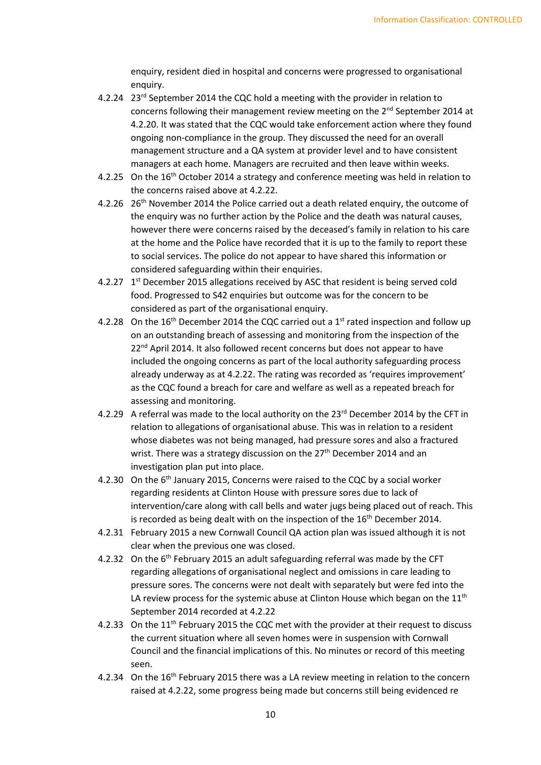enquiry, resident died in hospital and concerns were progressed to organisational enquiry.

4.2.24 23rd September 2014 the CQC hold a meeting with the provider in relation to concerns following their management review meeting on the 2nd September 2014 at 4.2.20. It was stated that the CQC would take enforcement action where they found ongoing non-compliance in the group. They discussed the need for an overall management structure and a QA system at provider level and to have consistent managers at each home. Managers are recruited and then leave within weeks.

4.2.25 On the 16th October 2014 a strategy and conference meeting was held in relation to the concerns raised above at 4.2.22.

4.2.26 26th November 2014 the Police carried out a death related enquiry, the outcome of the enquiry was no further action by the Police and the death was natural causes, however there were concerns raised by the deceased's family in relation to his care at the home and the Police have recorded that it is up to the family to report these to social services. The police do not appear to have shared this information or considered safeguarding within their enquiries.

4.2.27 1st December 2015 allegations received by ASC that resident is being served cold food. Progressed to S42 enquiries but outcome was for the concern to be considered as part of the organisational enquiry.

4.2.28 On the 16th December 2014 the CQC carried out a 1st rated inspection and follow up on an outstanding breach of assessing and monitoring from the inspection of the 22nd April 2014. It also followed recent concerns but does not appear to have included the ongoing concerns as part of the local authority safeguarding process already underway as at 4.2.22. The rating was recorded as 'requires improvement' as the CQC found a breach for care and welfare as well as a repeated breach for assessing and monitoring.

4.2.29 A referral was made to the local authority on the 23rd December 2014 by the CFT in relation to allegations of organisational abuse. This was in relation to a resident whose diabetes was not being managed, had pressure sores and also a fractured wrist. There was a strategy discussion on the 27th December 2014 and an investigation plan put into place.

4.2.30 On the 6th January 2015, Concerns were raised to the CQC by a social worker regarding residents at Clinton House with pressure sores due to lack of intervention/care along with call bells and water jugs being placed out of reach. This is recorded as being dealt with on the inspection of the 16th December 2014.

4.2.31 February 2015 a new Cornwall Council QA action plan was issued although it is not clear when the previous one was closed.

4.2.32 On the 6th February 2015 an adult safeguarding referral was made by the CFT regarding allegations of organisational neglect and omissions in care leading to pressure sores. The concerns were not dealt with separately but were fed into the LA review process for the systemic abuse at Clinton House which began on the 11th September 2014 recorded at 4.2.22

4.2.33 On the 11th February 2015 the CQC met with the provider at their request to discuss the current situation where all seven homes were in suspension with Cornwall Council and the financial implications of this. No minutes or record of this meeting seen.

4.2.34 On the 16th February 2015 there was a LA review meeting in relation to the concern raised at 4.2.22, some progress being made but concerns still being evidenced re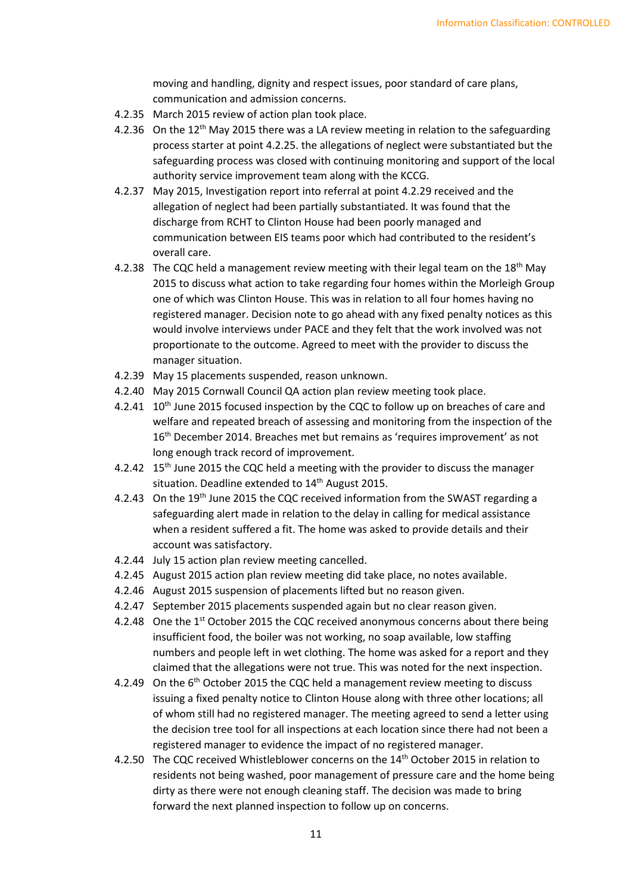moving and handling, dignity and respect issues, poor standard of care plans, communication and admission concerns.

4.2.35 March 2015 review of action plan took place.

4.2.36 On the 12th May 2015 there was a LA review meeting in relation to the safeguarding process starter at point 4.2.25. the allegations of neglect were substantiated but the safeguarding process was closed with continuing monitoring and support of the local authority service improvement team along with the KCCG.

4.2.37 May 2015, Investigation report into referral at point 4.2.29 received and the allegation of neglect had been partially substantiated. It was found that the discharge from RCHT to Clinton House had been poorly managed and communication between EIS teams poor which had contributed to the resident's overall care.

4.2.38 The CQC held a management review meeting with their legal team on the 18th May 2015 to discuss what action to take regarding four homes within the Morleigh Group one of which was Clinton House. This was in relation to all four homes having no registered manager. Decision note to go ahead with any fixed penalty notices as this would involve interviews under PACE and they felt that the work involved was not proportionate to the outcome. Agreed to meet with the provider to discuss the manager situation.

4.2.39 May 15 placements suspended, reason unknown.

4.2.40 May 2015 Cornwall Council QA action plan review meeting took place.

4.2.41 10th June 2015 focused inspection by the CQC to follow up on breaches of care and welfare and repeated breach of assessing and monitoring from the inspection of the 16th December 2014. Breaches met but remains as 'requires improvement' as not long enough track record of improvement.

4.2.42 15th June 2015 the CQC held a meeting with the provider to discuss the manager situation. Deadline extended to 14th August 2015.

4.2.43 On the 19th June 2015 the CQC received information from the SWAST regarding a safeguarding alert made in relation to the delay in calling for medical assistance when a resident suffered a fit. The home was asked to provide details and their account was satisfactory.

4.2.44 July 15 action plan review meeting cancelled.

4.2.45 August 2015 action plan review meeting did take place, no notes available.

4.2.46 August 2015 suspension of placements lifted but no reason given.

4.2.47 September 2015 placements suspended again but no clear reason given.

4.2.48 One the 1st October 2015 the CQC received anonymous concerns about there being insufficient food, the boiler was not working, no soap available, low staffing numbers and people left in wet clothing. The home was asked for a report and they claimed that the allegations were not true. This was noted for the next inspection.

4.2.49 On the 6th October 2015 the CQC held a management review meeting to discuss issuing a fixed penalty notice to Clinton House along with three other locations; all of whom still had no registered manager. The meeting agreed to send a letter using the decision tree tool for all inspections at each location since there had not been a registered manager to evidence the impact of no registered manager.

4.2.50 The CQC received Whistleblower concerns on the 14th October 2015 in relation to residents not being washed, poor management of pressure care and the home being dirty as there were not enough cleaning staff. The decision was made to bring forward the next planned inspection to follow up on concerns.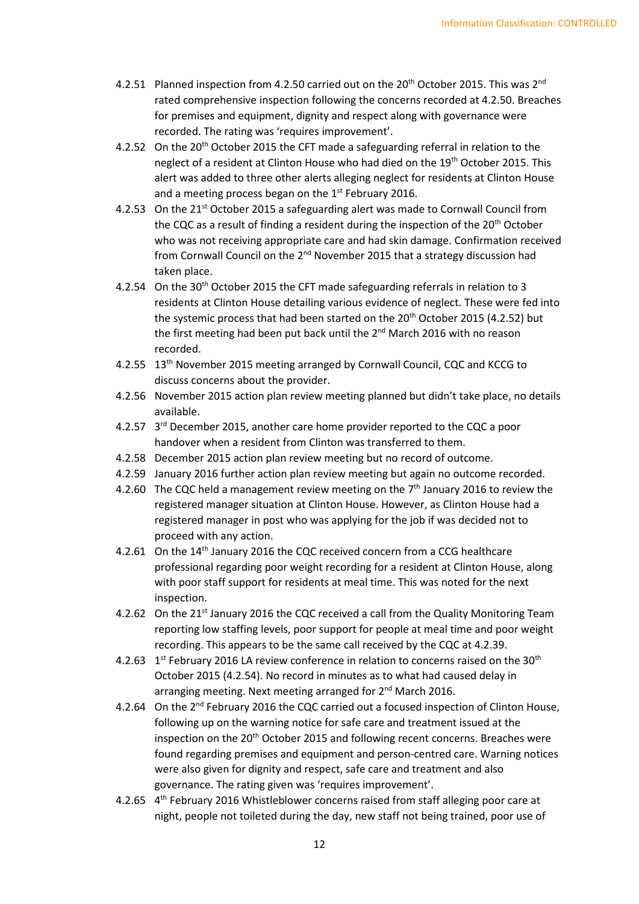4.2.51 Planned inspection from 4.2.50 carried out on the 20th October 2015. This was 2nd rated comprehensive inspection following the concerns recorded at 4.2.50. Breaches for premises and equipment, dignity and respect along with governance were recorded. The rating was 'requires improvement'.

4.2.52 On the 20th October 2015 the CFT made a safeguarding referral in relation to the neglect of a resident at Clinton House who had died on the 19th October 2015. This alert was added to three other alerts alleging neglect for residents at Clinton House and a meeting process began on the 1st February 2016.

4.2.53 On the 21st October 2015 a safeguarding alert was made to Cornwall Council from the CQC as a result of finding a resident during the inspection of the 20th October who was not receiving appropriate care and had skin damage. Confirmation received from Cornwall Council on the 2nd November 2015 that a strategy discussion had taken place.

4.2.54 On the 30th October 2015 the CFT made safeguarding referrals in relation to 3 residents at Clinton House detailing various evidence of neglect. These were fed into the systemic process that had been started on the 20th October 2015 (4.2.52) but the first meeting had been put back until the 2nd March 2016 with no reason recorded.

4.2.55 13th November 2015 meeting arranged by Cornwall Council, CQC and KCCG to discuss concerns about the provider.

4.2.56 November 2015 action plan review meeting planned but didn't take place, no details available.

4.2.57 3rd December 2015, another care home provider reported to the CQC a poor handover when a resident from Clinton was transferred to them.

4.2.58 December 2015 action plan review meeting but no record of outcome.

4.2.59 January 2016 further action plan review meeting but again no outcome recorded.

4.2.60 The CQC held a management review meeting on the 7th January 2016 to review the registered manager situation at Clinton House. However, as Clinton House had a registered manager in post who was applying for the job if was decided not to proceed with any action.

4.2.61 On the 14th January 2016 the CQC received concern from a CCG healthcare professional regarding poor weight recording for a resident at Clinton House, along with poor staff support for residents at meal time. This was noted for the next inspection.

4.2.62 On the 21st January 2016 the CQC received a call from the Quality Monitoring Team reporting low staffing levels, poor support for people at meal time and poor weight recording. This appears to be the same call received by the CQC at 4.2.39.

4.2.63 1st February 2016 LA review conference in relation to concerns raised on the 30th October 2015 (4.2.54). No record in minutes as to what had caused delay in arranging meeting. Next meeting arranged for 2nd March 2016.

4.2.64 On the 2nd February 2016 the CQC carried out a focused inspection of Clinton House, following up on the warning notice for safe care and treatment issued at the inspection on the 20th October 2015 and following recent concerns. Breaches were found regarding premises and equipment and person-centred care. Warning notices were also given for dignity and respect, safe care and treatment and also governance. The rating given was 'requires improvement'.

4.2.65 4th February 2016 Whistleblower concerns raised from staff alleging poor care at night, people not toileted during the day, new staff not being trained, poor use of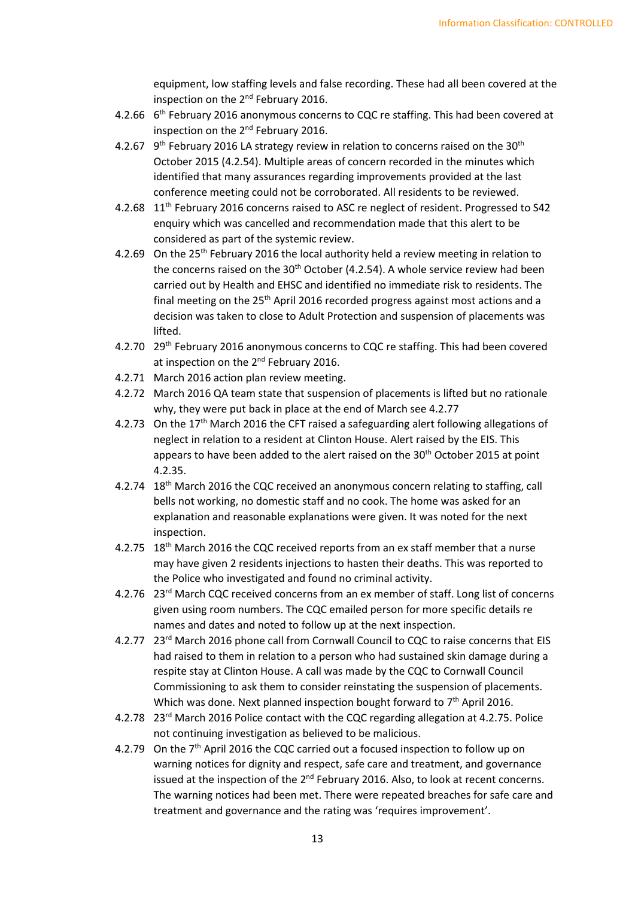equipment, low staffing levels and false recording. These had all been covered at the inspection on the 2nd February 2016.

4.2.66 6th February 2016 anonymous concerns to CQC re staffing. This had been covered at inspection on the 2nd February 2016.

4.2.67 9th February 2016 LA strategy review in relation to concerns raised on the 30th October 2015 (4.2.54). Multiple areas of concern recorded in the minutes which identified that many assurances regarding improvements provided at the last conference meeting could not be corroborated. All residents to be reviewed.

4.2.68 11th February 2016 concerns raised to ASC re neglect of resident. Progressed to S42 enquiry which was cancelled and recommendation made that this alert to be considered as part of the systemic review.

4.2.69 On the 25th February 2016 the local authority held a review meeting in relation to the concerns raised on the 30th October (4.2.54). A whole service review had been carried out by Health and EHSC and identified no immediate risk to residents. The final meeting on the 25th April 2016 recorded progress against most actions and a decision was taken to close to Adult Protection and suspension of placements was lifted.

4.2.70 29th February 2016 anonymous concerns to CQC re staffing. This had been covered at inspection on the 2nd February 2016.

4.2.71 March 2016 action plan review meeting.

4.2.72 March 2016 QA team state that suspension of placements is lifted but no rationale why, they were put back in place at the end of March see 4.2.77

4.2.73 On the 17th March 2016 the CFT raised a safeguarding alert following allegations of neglect in relation to a resident at Clinton House. Alert raised by the EIS. This appears to have been added to the alert raised on the 30th October 2015 at point 4.2.35.

4.2.74 18th March 2016 the CQC received an anonymous concern relating to staffing, call bells not working, no domestic staff and no cook. The home was asked for an explanation and reasonable explanations were given. It was noted for the next inspection.

4.2.75 18th March 2016 the CQC received reports from an ex staff member that a nurse may have given 2 residents injections to hasten their deaths. This was reported to the Police who investigated and found no criminal activity.

4.2.76 23rd March CQC received concerns from an ex member of staff. Long list of concerns given using room numbers. The CQC emailed person for more specific details re names and dates and noted to follow up at the next inspection.

4.2.77 23rd March 2016 phone call from Cornwall Council to CQC to raise concerns that EIS had raised to them in relation to a person who had sustained skin damage during a respite stay at Clinton House. A call was made by the CQC to Cornwall Council Commissioning to ask them to consider reinstating the suspension of placements. Which was done. Next planned inspection bought forward to 7th April 2016.

4.2.78 23rd March 2016 Police contact with the CQC regarding allegation at 4.2.75. Police not continuing investigation as believed to be malicious.

4.2.79 On the 7th April 2016 the CQC carried out a focused inspection to follow up on warning notices for dignity and respect, safe care and treatment, and governance issued at the inspection of the 2nd February 2016. Also, to look at recent concerns. The warning notices had been met. There were repeated breaches for safe care and treatment and governance and the rating was 'requires improvement'.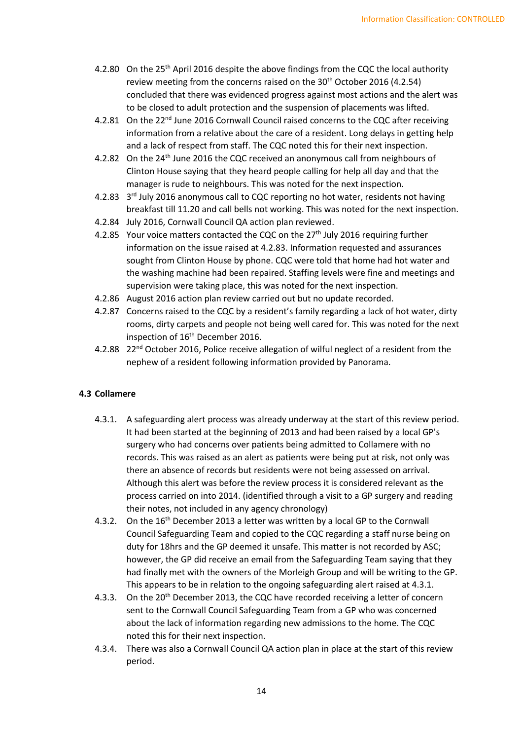4.2.80 On the 25th April 2016 despite the above findings from the CQC the local authority review meeting from the concerns raised on the 30th October 2016 (4.2.54) concluded that there was evidenced progress against most actions and the alert was to be closed to adult protection and the suspension of placements was lifted.

4.2.81 On the 22nd June 2016 Cornwall Council raised concerns to the CQC after receiving information from a relative about the care of a resident. Long delays in getting help and a lack of respect from staff. The CQC noted this for their next inspection.

4.2.82 On the 24th June 2016 the CQC received an anonymous call from neighbours of Clinton House saying that they heard people calling for help all day and that the manager is rude to neighbours. This was noted for the next inspection.

4.2.83 3rd July 2016 anonymous call to CQC reporting no hot water, residents not having breakfast till 11.20 and call bells not working. This was noted for the next inspection.

4.2.84 July 2016, Cornwall Council QA action plan reviewed.

4.2.85 Your voice matters contacted the CQC on the 27th July 2016 requiring further information on the issue raised at 4.2.83. Information requested and assurances sought from Clinton House by phone. CQC were told that home had hot water and the washing machine had been repaired. Staffing levels were fine and meetings and supervision were taking place, this was noted for the next inspection.

4.2.86 August 2016 action plan review carried out but no update recorded.

4.2.87 Concerns raised to the CQC by a resident's family regarding a lack of hot water, dirty rooms, dirty carpets and people not being well cared for. This was noted for the next inspection of 16th December 2016.

4.2.88 22nd October 2016, Police receive allegation of wilful neglect of a resident from the nephew of a resident following information provided by Panorama.

## 4.3 Collamere

4.3.1. A safeguarding alert process was already underway at the start of this review period. It had been started at the beginning of 2013 and had been raised by a local GP's surgery who had concerns over patients being admitted to Collamere with no records. This was raised as an alert as patients were being put at risk, not only was there an absence of records but residents were not being assessed on arrival. Although this alert was before the review process it is considered relevant as the process carried on into 2014. (identified through a visit to a GP surgery and reading their notes, not included in any agency chronology)

4.3.2. On the 16th December 2013 a letter was written by a local GP to the Cornwall Council Safeguarding Team and copied to the CQC regarding a staff nurse being on duty for 18hrs and the GP deemed it unsafe. This matter is not recorded by ASC; however, the GP did receive an email from the Safeguarding Team saying that they had finally met with the owners of the Morleigh Group and will be writing to the GP. This appears to be in relation to the ongoing safeguarding alert raised at 4.3.1.

4.3.3. On the 20th December 2013, the CQC have recorded receiving a letter of concern sent to the Cornwall Council Safeguarding Team from a GP who was concerned about the lack of information regarding new admissions to the home. The CQC noted this for their next inspection.

4.3.4. There was also a Cornwall Council QA action plan in place at the start of this review period.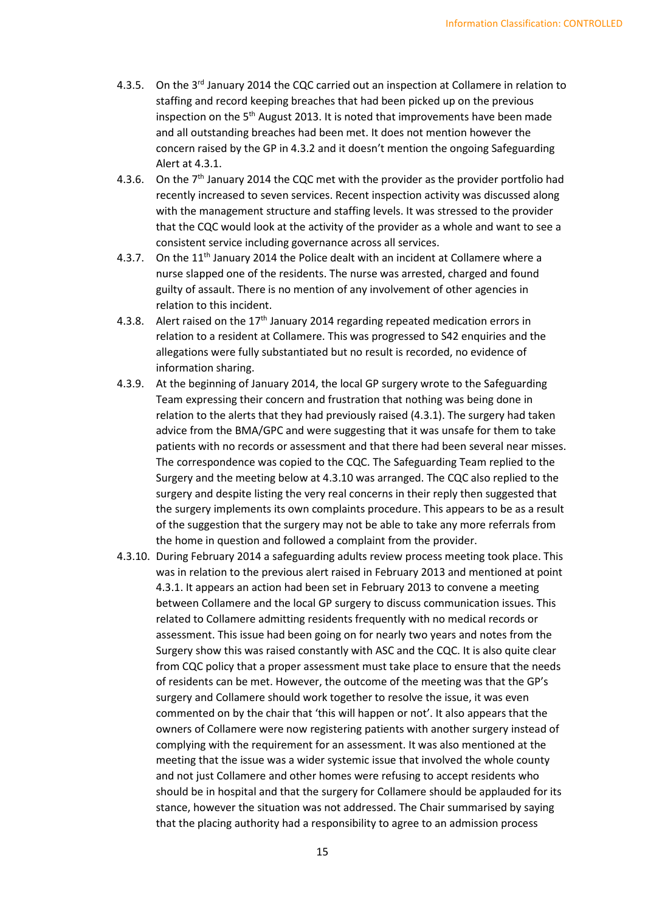4.3.5. On the 3rd January 2014 the CQC carried out an inspection at Collamere in relation to staffing and record keeping breaches that had been picked up on the previous inspection on the 5th August 2013. It is noted that improvements have been made and all outstanding breaches had been met. It does not mention however the concern raised by the GP in 4.3.2 and it doesn't mention the ongoing Safeguarding Alert at 4.3.1.

4.3.6. On the 7th January 2014 the CQC met with the provider as the provider portfolio had recently increased to seven services. Recent inspection activity was discussed along with the management structure and staffing levels. It was stressed to the provider that the CQC would look at the activity of the provider as a whole and want to see a consistent service including governance across all services.

4.3.7. On the 11th January 2014 the Police dealt with an incident at Collamere where a nurse slapped one of the residents. The nurse was arrested, charged and found guilty of assault. There is no mention of any involvement of other agencies in relation to this incident.

4.3.8. Alert raised on the 17th January 2014 regarding repeated medication errors in relation to a resident at Collamere. This was progressed to S42 enquiries and the allegations were fully substantiated but no result is recorded, no evidence of information sharing.

4.3.9. At the beginning of January 2014, the local GP surgery wrote to the Safeguarding Team expressing their concern and frustration that nothing was being done in relation to the alerts that they had previously raised (4.3.1). The surgery had taken advice from the BMA/GPC and were suggesting that it was unsafe for them to take patients with no records or assessment and that there had been several near misses. The correspondence was copied to the CQC. The Safeguarding Team replied to the Surgery and the meeting below at 4.3.10 was arranged. The CQC also replied to the surgery and despite listing the very real concerns in their reply then suggested that the surgery implements its own complaints procedure. This appears to be as a result of the suggestion that the surgery may not be able to take any more referrals from the home in question and followed a complaint from the provider.

4.3.10. During February 2014 a safeguarding adults review process meeting took place. This was in relation to the previous alert raised in February 2013 and mentioned at point 4.3.1. It appears an action had been set in February 2013 to convene a meeting between Collamere and the local GP surgery to discuss communication issues. This related to Collamere admitting residents frequently with no medical records or assessment. This issue had been going on for nearly two years and notes from the Surgery show this was raised constantly with ASC and the CQC. It is also quite clear from CQC policy that a proper assessment must take place to ensure that the needs of residents can be met. However, the outcome of the meeting was that the GP's surgery and Collamere should work together to resolve the issue, it was even commented on by the chair that 'this will happen or not'. It also appears that the owners of Collamere were now registering patients with another surgery instead of complying with the requirement for an assessment. It was also mentioned at the meeting that the issue was a wider systemic issue that involved the whole county and not just Collamere and other homes were refusing to accept residents who should be in hospital and that the surgery for Collamere should be applauded for its stance, however the situation was not addressed. The Chair summarised by saying that the placing authority had a responsibility to agree to an admission process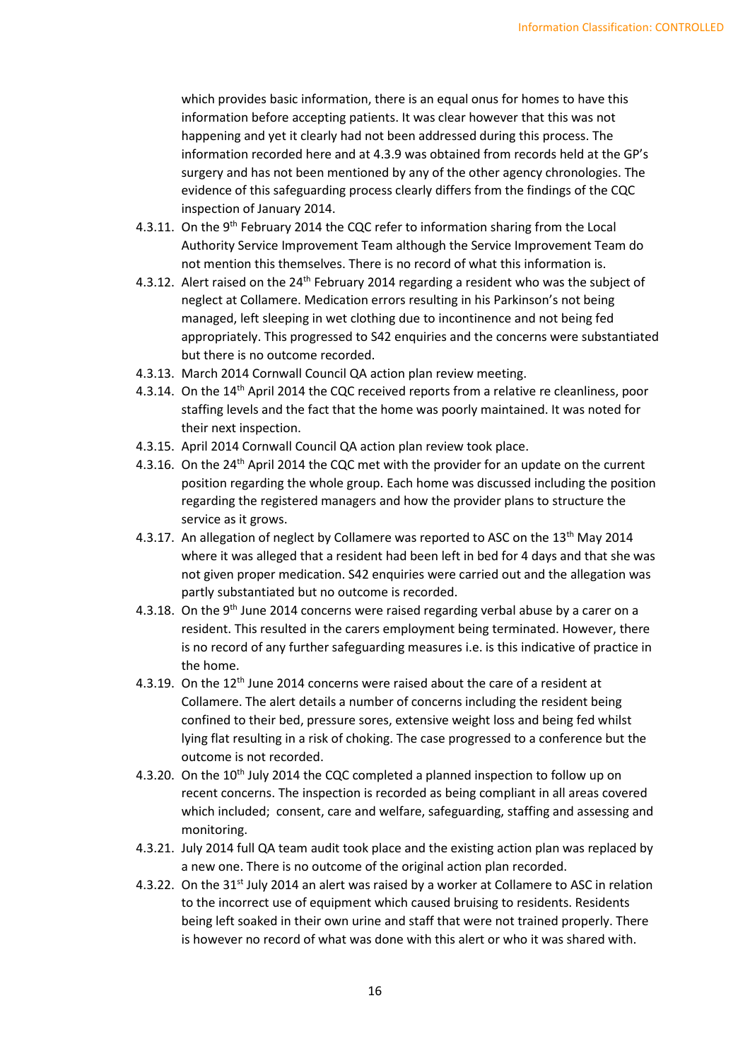which provides basic information, there is an equal onus for homes to have this information before accepting patients. It was clear however that this was not happening and yet it clearly had not been addressed during this process. The information recorded here and at 4.3.9 was obtained from records held at the GP's surgery and has not been mentioned by any of the other agency chronologies. The evidence of this safeguarding process clearly differs from the findings of the CQC inspection of January 2014.

4.3.11. On the 9th February 2014 the CQC refer to information sharing from the Local Authority Service Improvement Team although the Service Improvement Team do not mention this themselves. There is no record of what this information is.

4.3.12. Alert raised on the 24th February 2014 regarding a resident who was the subject of neglect at Collamere. Medication errors resulting in his Parkinson's not being managed, left sleeping in wet clothing due to incontinence and not being fed appropriately. This progressed to S42 enquiries and the concerns were substantiated but there is no outcome recorded.

4.3.13. March 2014 Cornwall Council QA action plan review meeting.

4.3.14. On the 14th April 2014 the CQC received reports from a relative re cleanliness, poor staffing levels and the fact that the home was poorly maintained. It was noted for their next inspection.

4.3.15. April 2014 Cornwall Council QA action plan review took place.

4.3.16. On the 24th April 2014 the CQC met with the provider for an update on the current position regarding the whole group. Each home was discussed including the position regarding the registered managers and how the provider plans to structure the service as it grows.

4.3.17. An allegation of neglect by Collamere was reported to ASC on the 13th May 2014 where it was alleged that a resident had been left in bed for 4 days and that she was not given proper medication. S42 enquiries were carried out and the allegation was partly substantiated but no outcome is recorded.

4.3.18. On the 9th June 2014 concerns were raised regarding verbal abuse by a carer on a resident. This resulted in the carers employment being terminated. However, there is no record of any further safeguarding measures i.e. is this indicative of practice in the home.

4.3.19. On the 12th June 2014 concerns were raised about the care of a resident at Collamere. The alert details a number of concerns including the resident being confined to their bed, pressure sores, extensive weight loss and being fed whilst lying flat resulting in a risk of choking. The case progressed to a conference but the outcome is not recorded.

4.3.20. On the 10th July 2014 the CQC completed a planned inspection to follow up on recent concerns. The inspection is recorded as being compliant in all areas covered which included; consent, care and welfare, safeguarding, staffing and assessing and monitoring.

4.3.21. July 2014 full QA team audit took place and the existing action plan was replaced by a new one. There is no outcome of the original action plan recorded.

4.3.22. On the 31st July 2014 an alert was raised by a worker at Collamere to ASC in relation to the incorrect use of equipment which caused bruising to residents. Residents being left soaked in their own urine and staff that were not trained properly. There is however no record of what was done with this alert or who it was shared with.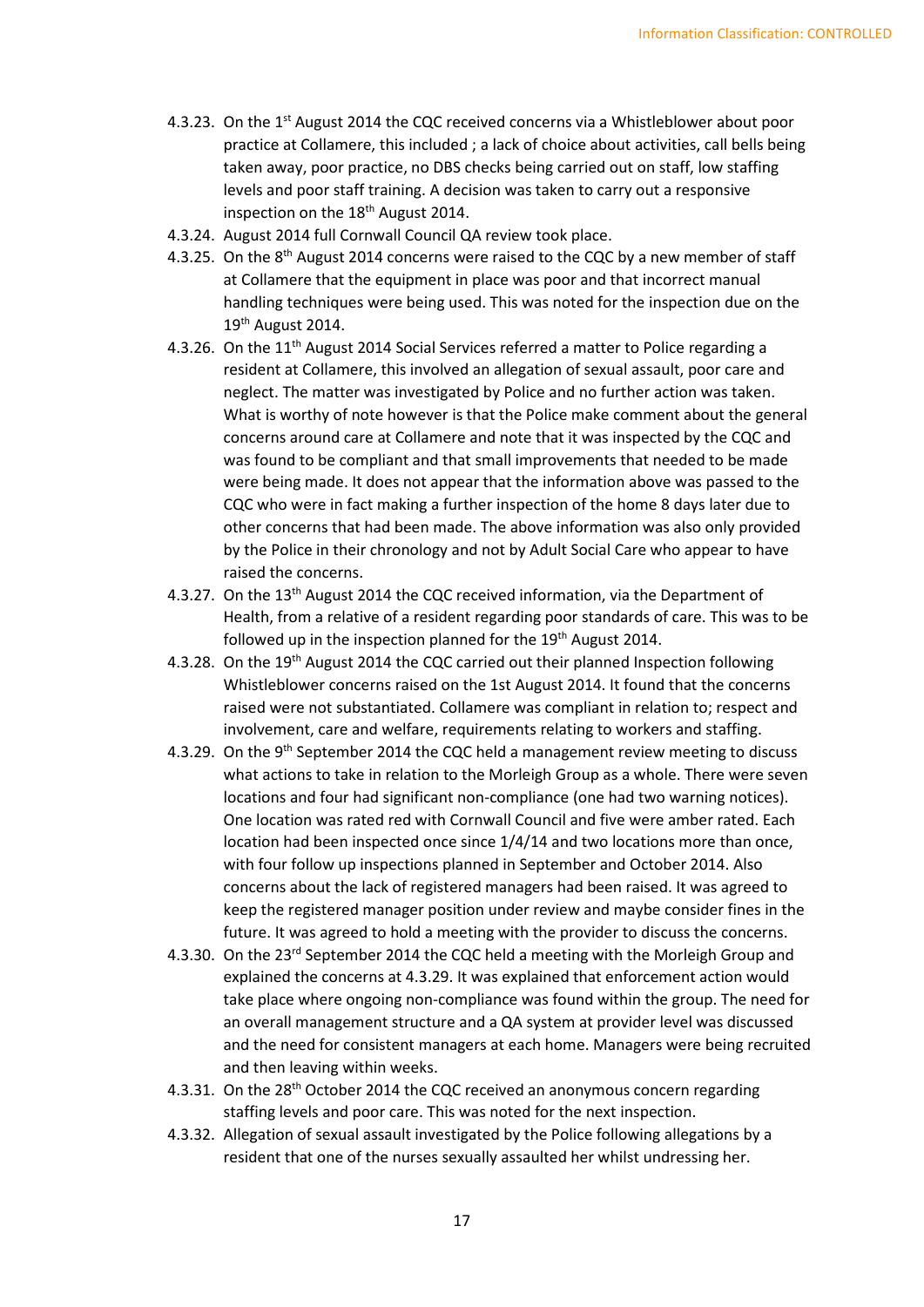4.3.23. On the 1st August 2014 the CQC received concerns via a Whistleblower about poor practice at Collamere, this included ; a lack of choice about activities, call bells being taken away, poor practice, no DBS checks being carried out on staff, low staffing levels and poor staff training. A decision was taken to carry out a responsive inspection on the 18th August 2014.

4.3.24. August 2014 full Cornwall Council QA review took place.

4.3.25. On the 8th August 2014 concerns were raised to the CQC by a new member of staff at Collamere that the equipment in place was poor and that incorrect manual handling techniques were being used. This was noted for the inspection due on the 19th August 2014.

4.3.26. On the 11th August 2014 Social Services referred a matter to Police regarding a resident at Collamere, this involved an allegation of sexual assault, poor care and neglect. The matter was investigated by Police and no further action was taken. What is worthy of note however is that the Police make comment about the general concerns around care at Collamere and note that it was inspected by the CQC and was found to be compliant and that small improvements that needed to be made were being made. It does not appear that the information above was passed to the CQC who were in fact making a further inspection of the home 8 days later due to other concerns that had been made. The above information was also only provided by the Police in their chronology and not by Adult Social Care who appear to have raised the concerns.

4.3.27. On the 13th August 2014 the CQC received information, via the Department of Health, from a relative of a resident regarding poor standards of care. This was to be followed up in the inspection planned for the 19th August 2014.

4.3.28. On the 19th August 2014 the CQC carried out their planned Inspection following Whistleblower concerns raised on the 1st August 2014. It found that the concerns raised were not substantiated. Collamere was compliant in relation to; respect and involvement, care and welfare, requirements relating to workers and staffing.

4.3.29. On the 9th September 2014 the CQC held a management review meeting to discuss what actions to take in relation to the Morleigh Group as a whole. There were seven locations and four had significant non-compliance (one had two warning notices). One location was rated red with Cornwall Council and five were amber rated. Each location had been inspected once since 1/4/14 and two locations more than once, with four follow up inspections planned in September and October 2014. Also concerns about the lack of registered managers had been raised. It was agreed to keep the registered manager position under review and maybe consider fines in the future. It was agreed to hold a meeting with the provider to discuss the concerns.

4.3.30. On the 23rd September 2014 the CQC held a meeting with the Morleigh Group and explained the concerns at 4.3.29. It was explained that enforcement action would take place where ongoing non-compliance was found within the group. The need for an overall management structure and a QA system at provider level was discussed and the need for consistent managers at each home. Managers were being recruited and then leaving within weeks.

4.3.31. On the 28th October 2014 the CQC received an anonymous concern regarding staffing levels and poor care. This was noted for the next inspection.

4.3.32. Allegation of sexual assault investigated by the Police following allegations by a resident that one of the nurses sexually assaulted her whilst undressing her.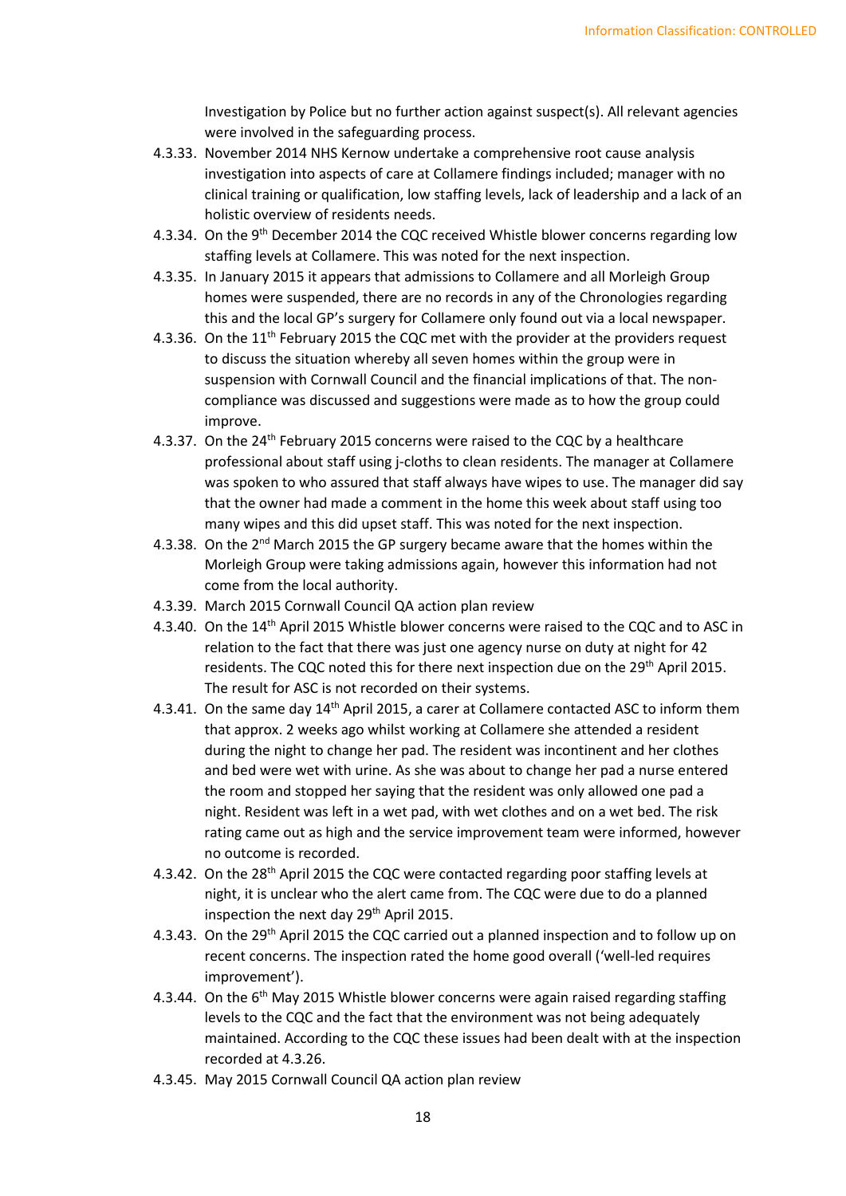Investigation by Police but no further action against suspect(s). All relevant agencies were involved in the safeguarding process.

4.3.33. November 2014 NHS Kernow undertake a comprehensive root cause analysis investigation into aspects of care at Collamere findings included; manager with no clinical training or qualification, low staffing levels, lack of leadership and a lack of an holistic overview of residents needs.

4.3.34. On the 9th December 2014 the CQC received Whistle blower concerns regarding low staffing levels at Collamere. This was noted for the next inspection.

4.3.35. In January 2015 it appears that admissions to Collamere and all Morleigh Group homes were suspended, there are no records in any of the Chronologies regarding this and the local GP's surgery for Collamere only found out via a local newspaper.

4.3.36. On the 11th February 2015 the CQC met with the provider at the providers request to discuss the situation whereby all seven homes within the group were in suspension with Cornwall Council and the financial implications of that. The non-compliance was discussed and suggestions were made as to how the group could improve.

4.3.37. On the 24th February 2015 concerns were raised to the CQC by a healthcare professional about staff using j-cloths to clean residents. The manager at Collamere was spoken to who assured that staff always have wipes to use. The manager did say that the owner had made a comment in the home this week about staff using too many wipes and this did upset staff. This was noted for the next inspection.

4.3.38. On the 2nd March 2015 the GP surgery became aware that the homes within the Morleigh Group were taking admissions again, however this information had not come from the local authority.

4.3.39. March 2015 Cornwall Council QA action plan review

4.3.40. On the 14th April 2015 Whistle blower concerns were raised to the CQC and to ASC in relation to the fact that there was just one agency nurse on duty at night for 42 residents. The CQC noted this for there next inspection due on the 29th April 2015. The result for ASC is not recorded on their systems.

4.3.41. On the same day 14th April 2015, a carer at Collamere contacted ASC to inform them that approx. 2 weeks ago whilst working at Collamere she attended a resident during the night to change her pad. The resident was incontinent and her clothes and bed were wet with urine. As she was about to change her pad a nurse entered the room and stopped her saying that the resident was only allowed one pad a night. Resident was left in a wet pad, with wet clothes and on a wet bed. The risk rating came out as high and the service improvement team were informed, however no outcome is recorded.

4.3.42. On the 28th April 2015 the CQC were contacted regarding poor staffing levels at night, it is unclear who the alert came from. The CQC were due to do a planned inspection the next day 29th April 2015.

4.3.43. On the 29th April 2015 the CQC carried out a planned inspection and to follow up on recent concerns. The inspection rated the home good overall ('well-led requires improvement').

4.3.44. On the 6th May 2015 Whistle blower concerns were again raised regarding staffing levels to the CQC and the fact that the environment was not being adequately maintained. According to the CQC these issues had been dealt with at the inspection recorded at 4.3.26.

4.3.45. May 2015 Cornwall Council QA action plan review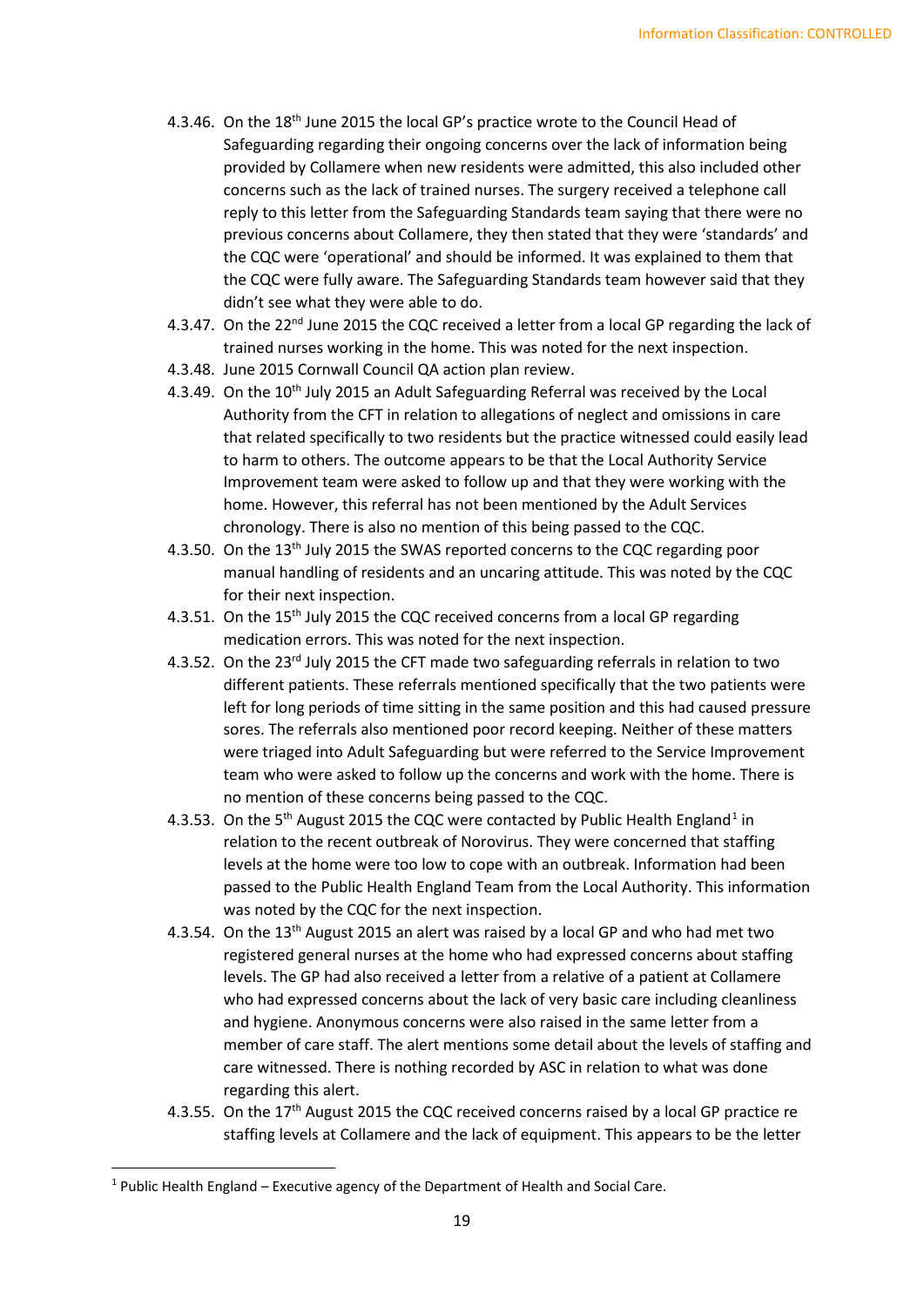4.3.46. On the 18th June 2015 the local GP's practice wrote to the Council Head of Safeguarding regarding their ongoing concerns over the lack of information being provided by Collamere when new residents were admitted, this also included other concerns such as the lack of trained nurses. The surgery received a telephone call reply to this letter from the Safeguarding Standards team saying that there were no previous concerns about Collamere, they then stated that they were 'standards' and the CQC were 'operational' and should be informed. It was explained to them that the CQC were fully aware. The Safeguarding Standards team however said that they didn't see what they were able to do.

4.3.47. On the 22nd June 2015 the CQC received a letter from a local GP regarding the lack of trained nurses working in the home. This was noted for the next inspection.

4.3.48. June 2015 Cornwall Council QA action plan review.

4.3.49. On the 10th July 2015 an Adult Safeguarding Referral was received by the Local Authority from the CFT in relation to allegations of neglect and omissions in care that related specifically to two residents but the practice witnessed could easily lead to harm to others. The outcome appears to be that the Local Authority Service Improvement team were asked to follow up and that they were working with the home. However, this referral has not been mentioned by the Adult Services chronology. There is also no mention of this being passed to the CQC.

4.3.50. On the 13th July 2015 the SWAS reported concerns to the CQC regarding poor manual handling of residents and an uncaring attitude. This was noted by the CQC for their next inspection.

4.3.51. On the 15th July 2015 the CQC received concerns from a local GP regarding medication errors. This was noted for the next inspection.

4.3.52. On the 23rd July 2015 the CFT made two safeguarding referrals in relation to two different patients. These referrals mentioned specifically that the two patients were left for long periods of time sitting in the same position and this had caused pressure sores. The referrals also mentioned poor record keeping. Neither of these matters were triaged into Adult Safeguarding but were referred to the Service Improvement team who were asked to follow up the concerns and work with the home. There is no mention of these concerns being passed to the CQC.

4.3.53. On the 5th August 2015 the CQC were contacted by Public Health England[1] in relation to the recent outbreak of Norovirus. They were concerned that staffing levels at the home were too low to cope with an outbreak. Information had been passed to the Public Health England Team from the Local Authority. This information was noted by the CQC for the next inspection.

4.3.54. On the 13th August 2015 an alert was raised by a local GP and who had met two registered general nurses at the home who had expressed concerns about staffing levels. The GP had also received a letter from a relative of a patient at Collamere who had expressed concerns about the lack of very basic care including cleanliness and hygiene. Anonymous concerns were also raised in the same letter from a member of care staff. The alert mentions some detail about the levels of staffing and care witnessed. There is nothing recorded by ASC in relation to what was done regarding this alert.

4.3.55. On the 17th August 2015 the CQC received concerns raised by a local GP practice re staffing levels at Collamere and the lack of equipment. This appears to be the letter

---

[1] Public Health England – Executive agency of the Department of Health and Social Care.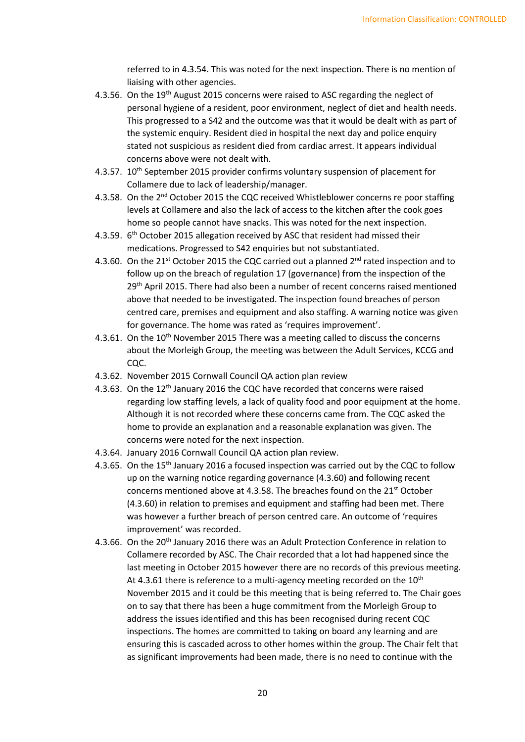referred to in 4.3.54. This was noted for the next inspection. There is no mention of liaising with other agencies.

4.3.56. On the 19th August 2015 concerns were raised to ASC regarding the neglect of personal hygiene of a resident, poor environment, neglect of diet and health needs. This progressed to a S42 and the outcome was that it would be dealt with as part of the systemic enquiry. Resident died in hospital the next day and police enquiry stated not suspicious as resident died from cardiac arrest. It appears individual concerns above were not dealt with.

4.3.57. 10th September 2015 provider confirms voluntary suspension of placement for Collamere due to lack of leadership/manager.

4.3.58. On the 2nd October 2015 the CQC received Whistleblower concerns re poor staffing levels at Collamere and also the lack of access to the kitchen after the cook goes home so people cannot have snacks. This was noted for the next inspection.

4.3.59. 6th October 2015 allegation received by ASC that resident had missed their medications. Progressed to S42 enquiries but not substantiated.

4.3.60. On the 21st October 2015 the CQC carried out a planned 2nd rated inspection and to follow up on the breach of regulation 17 (governance) from the inspection of the 29th April 2015. There had also been a number of recent concerns raised mentioned above that needed to be investigated. The inspection found breaches of person centred care, premises and equipment and also staffing. A warning notice was given for governance. The home was rated as 'requires improvement'.

4.3.61. On the 10th November 2015 There was a meeting called to discuss the concerns about the Morleigh Group, the meeting was between the Adult Services, KCCG and CQC.

4.3.62. November 2015 Cornwall Council QA action plan review

4.3.63. On the 12th January 2016 the CQC have recorded that concerns were raised regarding low staffing levels, a lack of quality food and poor equipment at the home. Although it is not recorded where these concerns came from. The CQC asked the home to provide an explanation and a reasonable explanation was given. The concerns were noted for the next inspection.

4.3.64. January 2016 Cornwall Council QA action plan review.

4.3.65. On the 15th January 2016 a focused inspection was carried out by the CQC to follow up on the warning notice regarding governance (4.3.60) and following recent concerns mentioned above at 4.3.58. The breaches found on the 21st October (4.3.60) in relation to premises and equipment and staffing had been met. There was however a further breach of person centred care. An outcome of 'requires improvement' was recorded.

4.3.66. On the 20th January 2016 there was an Adult Protection Conference in relation to Collamere recorded by ASC. The Chair recorded that a lot had happened since the last meeting in October 2015 however there are no records of this previous meeting. At 4.3.61 there is reference to a multi-agency meeting recorded on the 10th November 2015 and it could be this meeting that is being referred to. The Chair goes on to say that there has been a huge commitment from the Morleigh Group to address the issues identified and this has been recognised during recent CQC inspections. The homes are committed to taking on board any learning and are ensuring this is cascaded across to other homes within the group. The Chair felt that as significant improvements had been made, there is no need to continue with the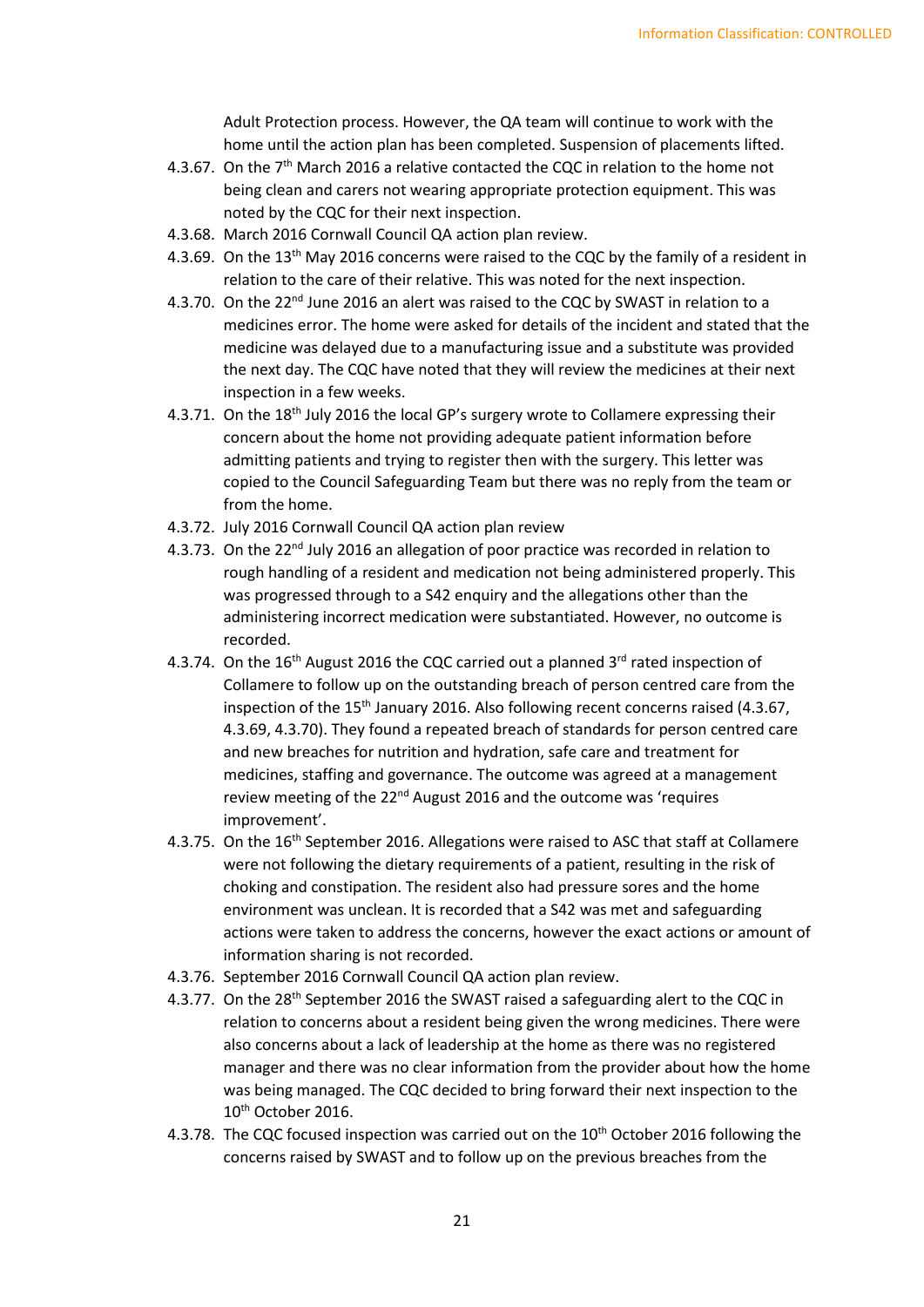Adult Protection process. However, the QA team will continue to work with the home until the action plan has been completed. Suspension of placements lifted.

4.3.67. On the 7th March 2016 a relative contacted the CQC in relation to the home not being clean and carers not wearing appropriate protection equipment. This was noted by the CQC for their next inspection.

4.3.68. March 2016 Cornwall Council QA action plan review.

4.3.69. On the 13th May 2016 concerns were raised to the CQC by the family of a resident in relation to the care of their relative. This was noted for the next inspection.

4.3.70. On the 22nd June 2016 an alert was raised to the CQC by SWAST in relation to a medicines error. The home were asked for details of the incident and stated that the medicine was delayed due to a manufacturing issue and a substitute was provided the next day. The CQC have noted that they will review the medicines at their next inspection in a few weeks.

4.3.71. On the 18th July 2016 the local GP's surgery wrote to Collamere expressing their concern about the home not providing adequate patient information before admitting patients and trying to register then with the surgery. This letter was copied to the Council Safeguarding Team but there was no reply from the team or from the home.

4.3.72. July 2016 Cornwall Council QA action plan review

4.3.73. On the 22nd July 2016 an allegation of poor practice was recorded in relation to rough handling of a resident and medication not being administered properly. This was progressed through to a S42 enquiry and the allegations other than the administering incorrect medication were substantiated. However, no outcome is recorded.

4.3.74. On the 16th August 2016 the CQC carried out a planned 3rd rated inspection of Collamere to follow up on the outstanding breach of person centred care from the inspection of the 15th January 2016. Also following recent concerns raised (4.3.67, 4.3.69, 4.3.70). They found a repeated breach of standards for person centred care and new breaches for nutrition and hydration, safe care and treatment for medicines, staffing and governance. The outcome was agreed at a management review meeting of the 22nd August 2016 and the outcome was 'requires improvement'.

4.3.75. On the 16th September 2016. Allegations were raised to ASC that staff at Collamere were not following the dietary requirements of a patient, resulting in the risk of choking and constipation. The resident also had pressure sores and the home environment was unclean. It is recorded that a S42 was met and safeguarding actions were taken to address the concerns, however the exact actions or amount of information sharing is not recorded.

4.3.76. September 2016 Cornwall Council QA action plan review.

4.3.77. On the 28th September 2016 the SWAST raised a safeguarding alert to the CQC in relation to concerns about a resident being given the wrong medicines. There were also concerns about a lack of leadership at the home as there was no registered manager and there was no clear information from the provider about how the home was being managed. The CQC decided to bring forward their next inspection to the 10th October 2016.

4.3.78. The CQC focused inspection was carried out on the 10th October 2016 following the concerns raised by SWAST and to follow up on the previous breaches from the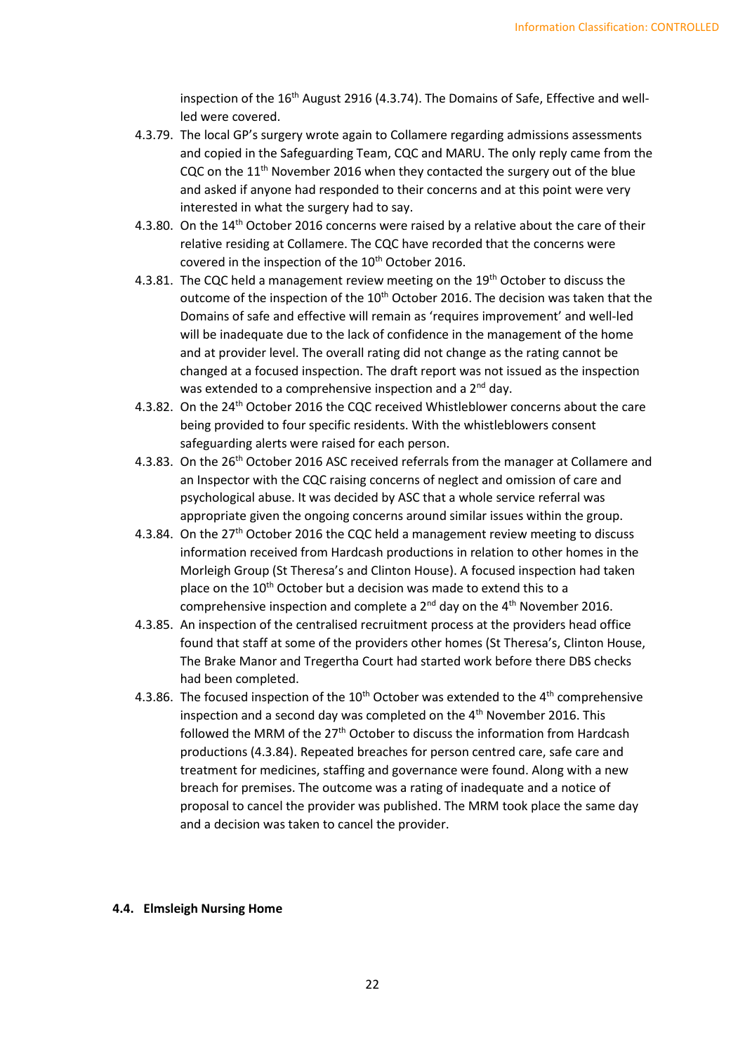inspection of the 16th August 2916 (4.3.74). The Domains of Safe, Effective and well-led were covered.

4.3.79. The local GP's surgery wrote again to Collamere regarding admissions assessments and copied in the Safeguarding Team, CQC and MARU. The only reply came from the CQC on the 11th November 2016 when they contacted the surgery out of the blue and asked if anyone had responded to their concerns and at this point were very interested in what the surgery had to say.

4.3.80. On the 14th October 2016 concerns were raised by a relative about the care of their relative residing at Collamere. The CQC have recorded that the concerns were covered in the inspection of the 10th October 2016.

4.3.81. The CQC held a management review meeting on the 19th October to discuss the outcome of the inspection of the 10th October 2016. The decision was taken that the Domains of safe and effective will remain as 'requires improvement' and well-led will be inadequate due to the lack of confidence in the management of the home and at provider level. The overall rating did not change as the rating cannot be changed at a focused inspection. The draft report was not issued as the inspection was extended to a comprehensive inspection and a 2nd day.

4.3.82. On the 24th October 2016 the CQC received Whistleblower concerns about the care being provided to four specific residents. With the whistleblowers consent safeguarding alerts were raised for each person.

4.3.83. On the 26th October 2016 ASC received referrals from the manager at Collamere and an Inspector with the CQC raising concerns of neglect and omission of care and psychological abuse. It was decided by ASC that a whole service referral was appropriate given the ongoing concerns around similar issues within the group.

4.3.84. On the 27th October 2016 the CQC held a management review meeting to discuss information received from Hardcash productions in relation to other homes in the Morleigh Group (St Theresa's and Clinton House). A focused inspection had taken place on the 10th October but a decision was made to extend this to a comprehensive inspection and complete a 2nd day on the 4th November 2016.

4.3.85. An inspection of the centralised recruitment process at the providers head office found that staff at some of the providers other homes (St Theresa's, Clinton House, The Brake Manor and Tregertha Court had started work before there DBS checks had been completed.

4.3.86. The focused inspection of the 10th October was extended to the 4th comprehensive inspection and a second day was completed on the 4th November 2016. This followed the MRM of the 27th October to discuss the information from Hardcash productions (4.3.84). Repeated breaches for person centred care, safe care and treatment for medicines, staffing and governance were found. Along with a new breach for premises. The outcome was a rating of inadequate and a notice of proposal to cancel the provider was published. The MRM took place the same day and a decision was taken to cancel the provider.

### 4.4. Elmsleigh Nursing Home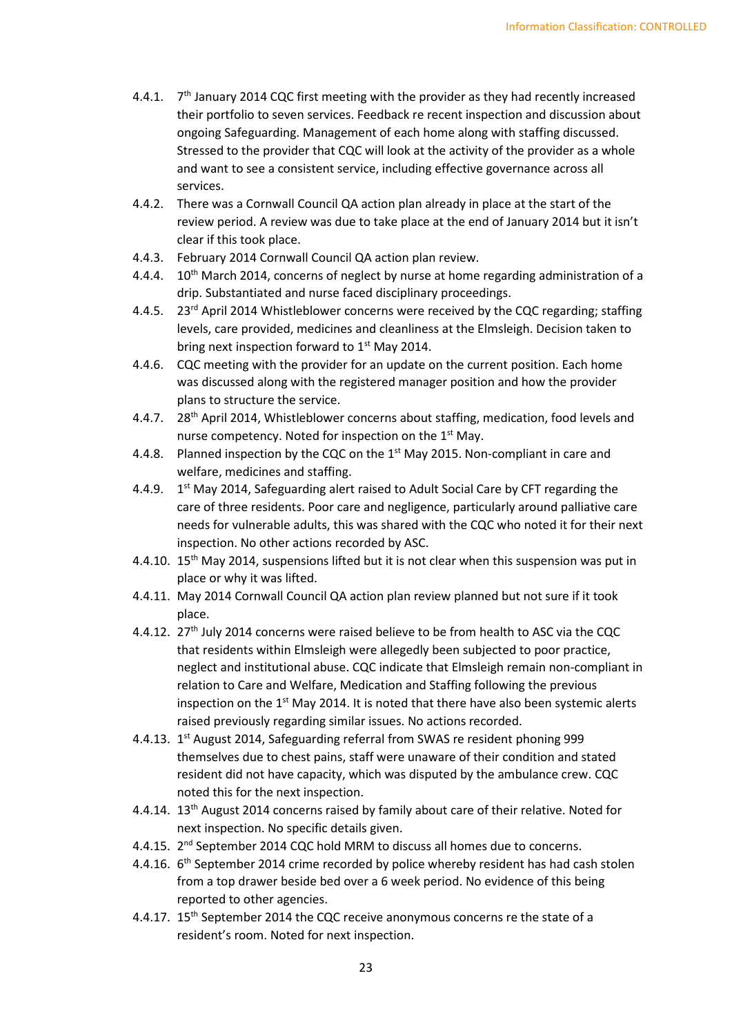4.4.1. 7th January 2014 CQC first meeting with the provider as they had recently increased their portfolio to seven services. Feedback re recent inspection and discussion about ongoing Safeguarding. Management of each home along with staffing discussed. Stressed to the provider that CQC will look at the activity of the provider as a whole and want to see a consistent service, including effective governance across all services.

4.4.2. There was a Cornwall Council QA action plan already in place at the start of the review period. A review was due to take place at the end of January 2014 but it isn't clear if this took place.

4.4.3. February 2014 Cornwall Council QA action plan review.

4.4.4. 10th March 2014, concerns of neglect by nurse at home regarding administration of a drip. Substantiated and nurse faced disciplinary proceedings.

4.4.5. 23rd April 2014 Whistleblower concerns were received by the CQC regarding; staffing levels, care provided, medicines and cleanliness at the Elmsleigh. Decision taken to bring next inspection forward to 1st May 2014.

4.4.6. CQC meeting with the provider for an update on the current position. Each home was discussed along with the registered manager position and how the provider plans to structure the service.

4.4.7. 28th April 2014, Whistleblower concerns about staffing, medication, food levels and nurse competency. Noted for inspection on the 1st May.

4.4.8. Planned inspection by the CQC on the 1st May 2015. Non-compliant in care and welfare, medicines and staffing.

4.4.9. 1st May 2014, Safeguarding alert raised to Adult Social Care by CFT regarding the care of three residents. Poor care and negligence, particularly around palliative care needs for vulnerable adults, this was shared with the CQC who noted it for their next inspection. No other actions recorded by ASC.

4.4.10. 15th May 2014, suspensions lifted but it is not clear when this suspension was put in place or why it was lifted.

4.4.11. May 2014 Cornwall Council QA action plan review planned but not sure if it took place.

4.4.12. 27th July 2014 concerns were raised believe to be from health to ASC via the CQC that residents within Elmsleigh were allegedly been subjected to poor practice, neglect and institutional abuse. CQC indicate that Elmsleigh remain non-compliant in relation to Care and Welfare, Medication and Staffing following the previous inspection on the 1st May 2014. It is noted that there have also been systemic alerts raised previously regarding similar issues. No actions recorded.

4.4.13. 1st August 2014, Safeguarding referral from SWAS re resident phoning 999 themselves due to chest pains, staff were unaware of their condition and stated resident did not have capacity, which was disputed by the ambulance crew. CQC noted this for the next inspection.

4.4.14. 13th August 2014 concerns raised by family about care of their relative. Noted for next inspection. No specific details given.

4.4.15. 2nd September 2014 CQC hold MRM to discuss all homes due to concerns.

4.4.16. 6th September 2014 crime recorded by police whereby resident has had cash stolen from a top drawer beside bed over a 6 week period. No evidence of this being reported to other agencies.

4.4.17. 15th September 2014 the CQC receive anonymous concerns re the state of a resident's room. Noted for next inspection.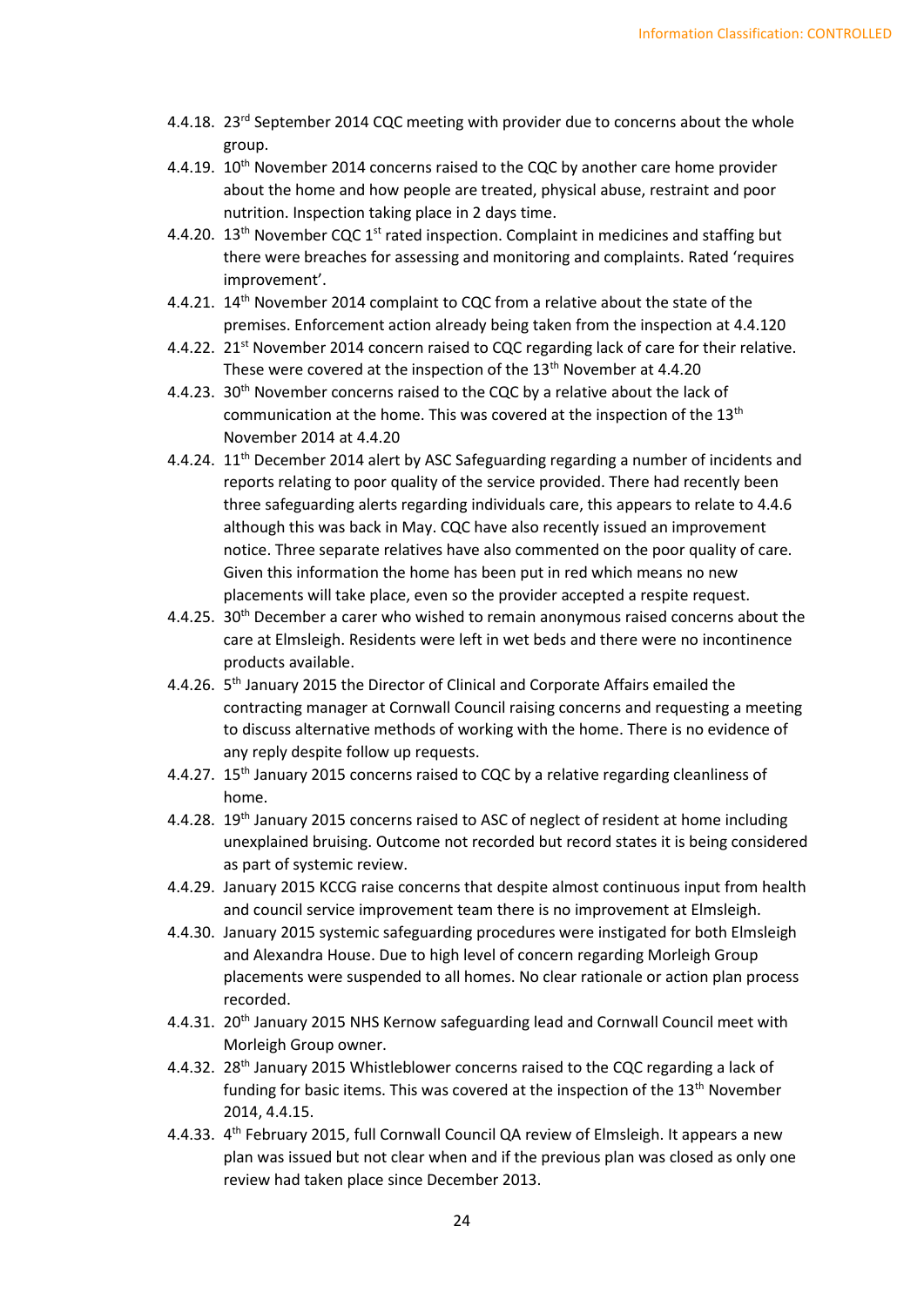4.4.18. 23rd September 2014 CQC meeting with provider due to concerns about the whole group.

4.4.19. 10th November 2014 concerns raised to the CQC by another care home provider about the home and how people are treated, physical abuse, restraint and poor nutrition. Inspection taking place in 2 days time.

4.4.20. 13th November CQC 1st rated inspection. Complaint in medicines and staffing but there were breaches for assessing and monitoring and complaints. Rated 'requires improvement'.

4.4.21. 14th November 2014 complaint to CQC from a relative about the state of the premises. Enforcement action already being taken from the inspection at 4.4.120

4.4.22. 21st November 2014 concern raised to CQC regarding lack of care for their relative. These were covered at the inspection of the 13th November at 4.4.20

4.4.23. 30th November concerns raised to the CQC by a relative about the lack of communication at the home. This was covered at the inspection of the 13th November 2014 at 4.4.20

4.4.24. 11th December 2014 alert by ASC Safeguarding regarding a number of incidents and reports relating to poor quality of the service provided. There had recently been three safeguarding alerts regarding individuals care, this appears to relate to 4.4.6 although this was back in May. CQC have also recently issued an improvement notice. Three separate relatives have also commented on the poor quality of care. Given this information the home has been put in red which means no new placements will take place, even so the provider accepted a respite request.

4.4.25. 30th December a carer who wished to remain anonymous raised concerns about the care at Elmsleigh. Residents were left in wet beds and there were no incontinence products available.

4.4.26. 5th January 2015 the Director of Clinical and Corporate Affairs emailed the contracting manager at Cornwall Council raising concerns and requesting a meeting to discuss alternative methods of working with the home. There is no evidence of any reply despite follow up requests.

4.4.27. 15th January 2015 concerns raised to CQC by a relative regarding cleanliness of home.

4.4.28. 19th January 2015 concerns raised to ASC of neglect of resident at home including unexplained bruising. Outcome not recorded but record states it is being considered as part of systemic review.

4.4.29. January 2015 KCCG raise concerns that despite almost continuous input from health and council service improvement team there is no improvement at Elmsleigh.

4.4.30. January 2015 systemic safeguarding procedures were instigated for both Elmsleigh and Alexandra House. Due to high level of concern regarding Morleigh Group placements were suspended to all homes. No clear rationale or action plan process recorded.

4.4.31. 20th January 2015 NHS Kernow safeguarding lead and Cornwall Council meet with Morleigh Group owner.

4.4.32. 28th January 2015 Whistleblower concerns raised to the CQC regarding a lack of funding for basic items. This was covered at the inspection of the 13th November 2014, 4.4.15.

4.4.33. 4th February 2015, full Cornwall Council QA review of Elmsleigh. It appears a new plan was issued but not clear when and if the previous plan was closed as only one review had taken place since December 2013.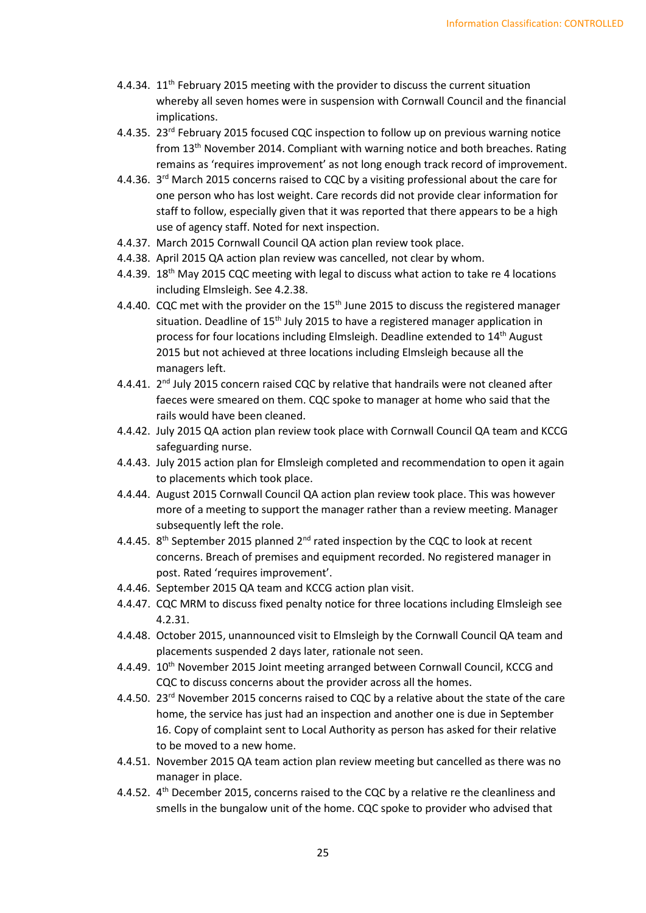4.4.34. 11th February 2015 meeting with the provider to discuss the current situation whereby all seven homes were in suspension with Cornwall Council and the financial implications.

4.4.35. 23rd February 2015 focused CQC inspection to follow up on previous warning notice from 13th November 2014. Compliant with warning notice and both breaches. Rating remains as 'requires improvement' as not long enough track record of improvement.

4.4.36. 3rd March 2015 concerns raised to CQC by a visiting professional about the care for one person who has lost weight. Care records did not provide clear information for staff to follow, especially given that it was reported that there appears to be a high use of agency staff. Noted for next inspection.

4.4.37. March 2015 Cornwall Council QA action plan review took place.

4.4.38. April 2015 QA action plan review was cancelled, not clear by whom.

4.4.39. 18th May 2015 CQC meeting with legal to discuss what action to take re 4 locations including Elmsleigh. See 4.2.38.

4.4.40. CQC met with the provider on the 15th June 2015 to discuss the registered manager situation. Deadline of 15th July 2015 to have a registered manager application in process for four locations including Elmsleigh. Deadline extended to 14th August 2015 but not achieved at three locations including Elmsleigh because all the managers left.

4.4.41. 2nd July 2015 concern raised CQC by relative that handrails were not cleaned after faeces were smeared on them. CQC spoke to manager at home who said that the rails would have been cleaned.

4.4.42. July 2015 QA action plan review took place with Cornwall Council QA team and KCCG safeguarding nurse.

4.4.43. July 2015 action plan for Elmsleigh completed and recommendation to open it again to placements which took place.

4.4.44. August 2015 Cornwall Council QA action plan review took place. This was however more of a meeting to support the manager rather than a review meeting. Manager subsequently left the role.

4.4.45. 8th September 2015 planned 2nd rated inspection by the CQC to look at recent concerns. Breach of premises and equipment recorded. No registered manager in post. Rated 'requires improvement'.

4.4.46. September 2015 QA team and KCCG action plan visit.

4.4.47. CQC MRM to discuss fixed penalty notice for three locations including Elmsleigh see 4.2.31.

4.4.48. October 2015, unannounced visit to Elmsleigh by the Cornwall Council QA team and placements suspended 2 days later, rationale not seen.

4.4.49. 10th November 2015 Joint meeting arranged between Cornwall Council, KCCG and CQC to discuss concerns about the provider across all the homes.

4.4.50. 23rd November 2015 concerns raised to CQC by a relative about the state of the care home, the service has just had an inspection and another one is due in September 16. Copy of complaint sent to Local Authority as person has asked for their relative to be moved to a new home.

4.4.51. November 2015 QA team action plan review meeting but cancelled as there was no manager in place.

4.4.52. 4th December 2015, concerns raised to the CQC by a relative re the cleanliness and smells in the bungalow unit of the home. CQC spoke to provider who advised that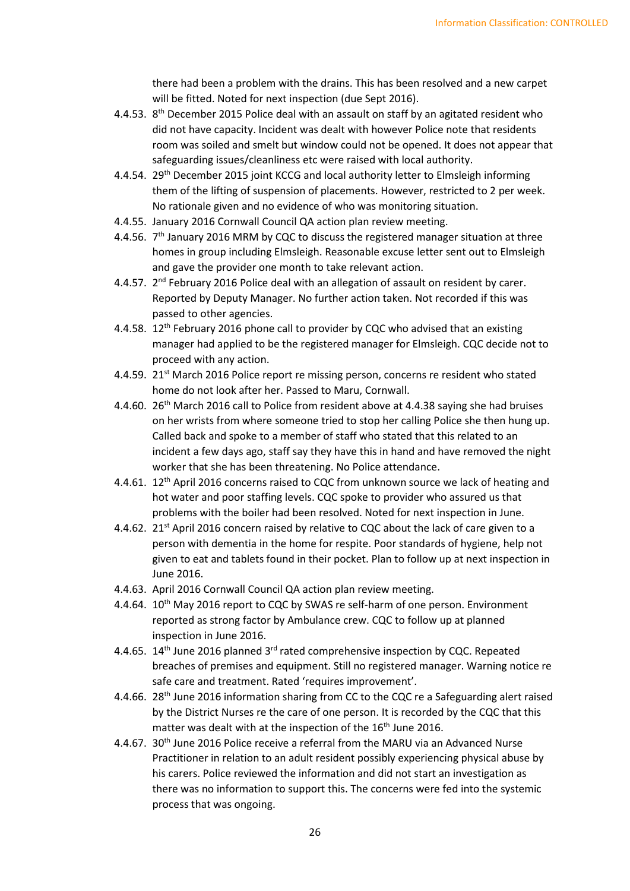there had been a problem with the drains. This has been resolved and a new carpet will be fitted. Noted for next inspection (due Sept 2016).

4.4.53. 8th December 2015 Police deal with an assault on staff by an agitated resident who did not have capacity. Incident was dealt with however Police note that residents room was soiled and smelt but window could not be opened. It does not appear that safeguarding issues/cleanliness etc were raised with local authority.

4.4.54. 29th December 2015 joint KCCG and local authority letter to Elmsleigh informing them of the lifting of suspension of placements. However, restricted to 2 per week. No rationale given and no evidence of who was monitoring situation.

4.4.55. January 2016 Cornwall Council QA action plan review meeting.

4.4.56. 7th January 2016 MRM by CQC to discuss the registered manager situation at three homes in group including Elmsleigh. Reasonable excuse letter sent out to Elmsleigh and gave the provider one month to take relevant action.

4.4.57. 2nd February 2016 Police deal with an allegation of assault on resident by carer. Reported by Deputy Manager. No further action taken. Not recorded if this was passed to other agencies.

4.4.58. 12th February 2016 phone call to provider by CQC who advised that an existing manager had applied to be the registered manager for Elmsleigh. CQC decide not to proceed with any action.

4.4.59. 21st March 2016 Police report re missing person, concerns re resident who stated home do not look after her. Passed to Maru, Cornwall.

4.4.60. 26th March 2016 call to Police from resident above at 4.4.38 saying she had bruises on her wrists from where someone tried to stop her calling Police she then hung up. Called back and spoke to a member of staff who stated that this related to an incident a few days ago, staff say they have this in hand and have removed the night worker that she has been threatening. No Police attendance.

4.4.61. 12th April 2016 concerns raised to CQC from unknown source we lack of heating and hot water and poor staffing levels. CQC spoke to provider who assured us that problems with the boiler had been resolved. Noted for next inspection in June.

4.4.62. 21st April 2016 concern raised by relative to CQC about the lack of care given to a person with dementia in the home for respite. Poor standards of hygiene, help not given to eat and tablets found in their pocket. Plan to follow up at next inspection in June 2016.

4.4.63. April 2016 Cornwall Council QA action plan review meeting.

4.4.64. 10th May 2016 report to CQC by SWAS re self-harm of one person. Environment reported as strong factor by Ambulance crew. CQC to follow up at planned inspection in June 2016.

4.4.65. 14th June 2016 planned 3rd rated comprehensive inspection by CQC. Repeated breaches of premises and equipment. Still no registered manager. Warning notice re safe care and treatment. Rated 'requires improvement'.

4.4.66. 28th June 2016 information sharing from CC to the CQC re a Safeguarding alert raised by the District Nurses re the care of one person. It is recorded by the CQC that this matter was dealt with at the inspection of the 16th June 2016.

4.4.67. 30th June 2016 Police receive a referral from the MARU via an Advanced Nurse Practitioner in relation to an adult resident possibly experiencing physical abuse by his carers. Police reviewed the information and did not start an investigation as there was no information to support this. The concerns were fed into the systemic process that was ongoing.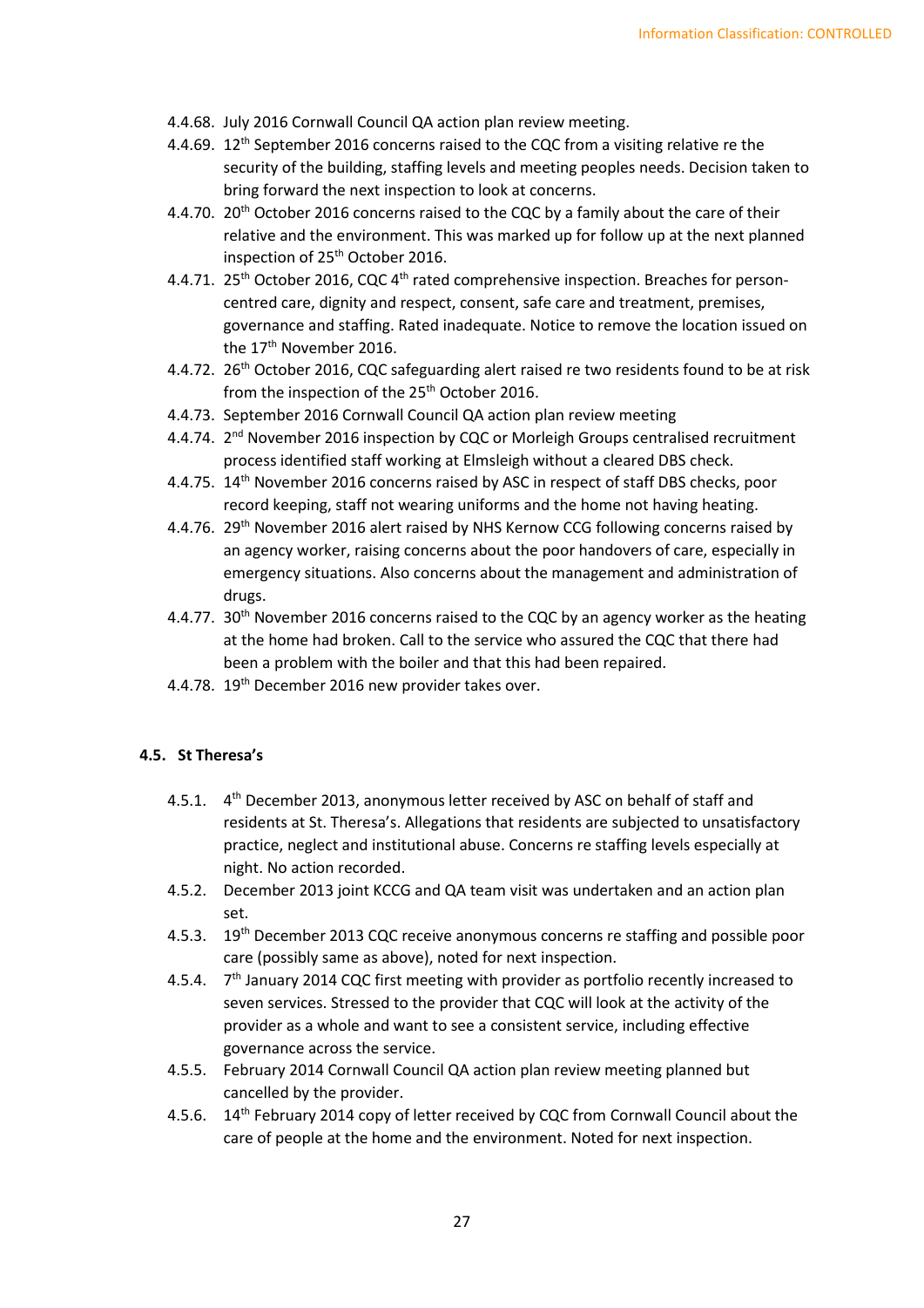4.4.68. July 2016 Cornwall Council QA action plan review meeting.

4.4.69. 12th September 2016 concerns raised to the CQC from a visiting relative re the security of the building, staffing levels and meeting peoples needs. Decision taken to bring forward the next inspection to look at concerns.

4.4.70. 20th October 2016 concerns raised to the CQC by a family about the care of their relative and the environment. This was marked up for follow up at the next planned inspection of 25th October 2016.

4.4.71. 25th October 2016, CQC 4th rated comprehensive inspection. Breaches for person-centred care, dignity and respect, consent, safe care and treatment, premises, governance and staffing. Rated inadequate. Notice to remove the location issued on the 17th November 2016.

4.4.72. 26th October 2016, CQC safeguarding alert raised re two residents found to be at risk from the inspection of the 25th October 2016.

4.4.73. September 2016 Cornwall Council QA action plan review meeting

4.4.74. 2nd November 2016 inspection by CQC or Morleigh Groups centralised recruitment process identified staff working at Elmsleigh without a cleared DBS check.

4.4.75. 14th November 2016 concerns raised by ASC in respect of staff DBS checks, poor record keeping, staff not wearing uniforms and the home not having heating.

4.4.76. 29th November 2016 alert raised by NHS Kernow CCG following concerns raised by an agency worker, raising concerns about the poor handovers of care, especially in emergency situations. Also concerns about the management and administration of drugs.

4.4.77. 30th November 2016 concerns raised to the CQC by an agency worker as the heating at the home had broken. Call to the service who assured the CQC that there had been a problem with the boiler and that this had been repaired.

4.4.78. 19th December 2016 new provider takes over.

### 4.5. St Theresa's

4.5.1. 4th December 2013, anonymous letter received by ASC on behalf of staff and residents at St. Theresa's. Allegations that residents are subjected to unsatisfactory practice, neglect and institutional abuse. Concerns re staffing levels especially at night. No action recorded.

4.5.2. December 2013 joint KCCG and QA team visit was undertaken and an action plan set.

4.5.3. 19th December 2013 CQC receive anonymous concerns re staffing and possible poor care (possibly same as above), noted for next inspection.

4.5.4. 7th January 2014 CQC first meeting with provider as portfolio recently increased to seven services. Stressed to the provider that CQC will look at the activity of the provider as a whole and want to see a consistent service, including effective governance across the service.

4.5.5. February 2014 Cornwall Council QA action plan review meeting planned but cancelled by the provider.

4.5.6. 14th February 2014 copy of letter received by CQC from Cornwall Council about the care of people at the home and the environment. Noted for next inspection.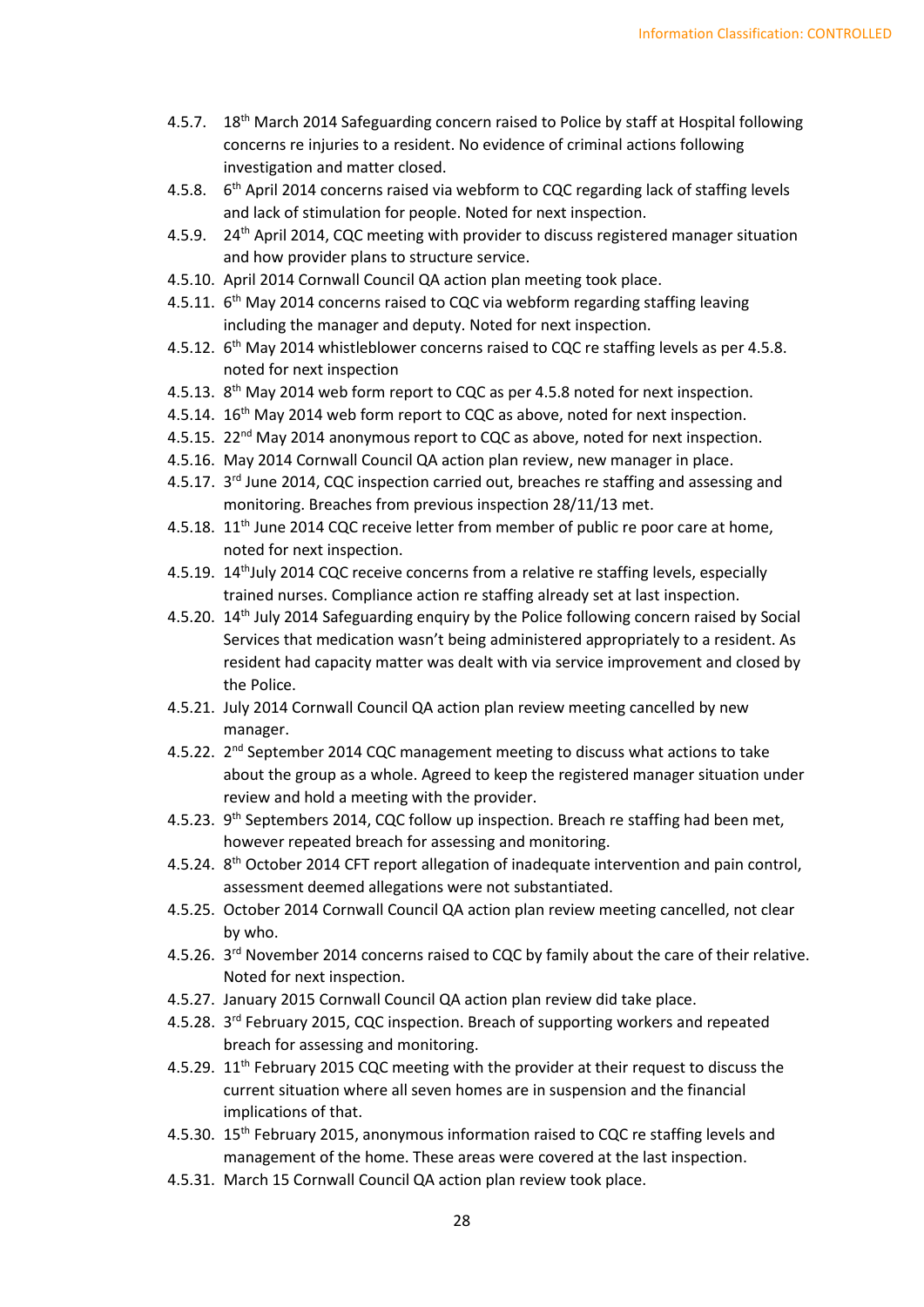4.5.7. 18th March 2014 Safeguarding concern raised to Police by staff at Hospital following concerns re injuries to a resident. No evidence of criminal actions following investigation and matter closed.

4.5.8. 6th April 2014 concerns raised via webform to CQC regarding lack of staffing levels and lack of stimulation for people. Noted for next inspection.

4.5.9. 24th April 2014, CQC meeting with provider to discuss registered manager situation and how provider plans to structure service.

4.5.10. April 2014 Cornwall Council QA action plan meeting took place.

4.5.11. 6th May 2014 concerns raised to CQC via webform regarding staffing leaving including the manager and deputy. Noted for next inspection.

4.5.12. 6th May 2014 whistleblower concerns raised to CQC re staffing levels as per 4.5.8. noted for next inspection

4.5.13. 8th May 2014 web form report to CQC as per 4.5.8 noted for next inspection.

4.5.14. 16th May 2014 web form report to CQC as above, noted for next inspection.

4.5.15. 22nd May 2014 anonymous report to CQC as above, noted for next inspection.

4.5.16. May 2014 Cornwall Council QA action plan review, new manager in place.

4.5.17. 3rd June 2014, CQC inspection carried out, breaches re staffing and assessing and monitoring. Breaches from previous inspection 28/11/13 met.

4.5.18. 11th June 2014 CQC receive letter from member of public re poor care at home, noted for next inspection.

4.5.19. 14thJuly 2014 CQC receive concerns from a relative re staffing levels, especially trained nurses. Compliance action re staffing already set at last inspection.

4.5.20. 14th July 2014 Safeguarding enquiry by the Police following concern raised by Social Services that medication wasn't being administered appropriately to a resident. As resident had capacity matter was dealt with via service improvement and closed by the Police.

4.5.21. July 2014 Cornwall Council QA action plan review meeting cancelled by new manager.

4.5.22. 2nd September 2014 CQC management meeting to discuss what actions to take about the group as a whole. Agreed to keep the registered manager situation under review and hold a meeting with the provider.

4.5.23. 9th Septembers 2014, CQC follow up inspection. Breach re staffing had been met, however repeated breach for assessing and monitoring.

4.5.24. 8th October 2014 CFT report allegation of inadequate intervention and pain control, assessment deemed allegations were not substantiated.

4.5.25. October 2014 Cornwall Council QA action plan review meeting cancelled, not clear by who.

4.5.26. 3rd November 2014 concerns raised to CQC by family about the care of their relative. Noted for next inspection.

4.5.27. January 2015 Cornwall Council QA action plan review did take place.

4.5.28. 3rd February 2015, CQC inspection. Breach of supporting workers and repeated breach for assessing and monitoring.

4.5.29. 11th February 2015 CQC meeting with the provider at their request to discuss the current situation where all seven homes are in suspension and the financial implications of that.

4.5.30. 15th February 2015, anonymous information raised to CQC re staffing levels and management of the home. These areas were covered at the last inspection.

4.5.31. March 15 Cornwall Council QA action plan review took place.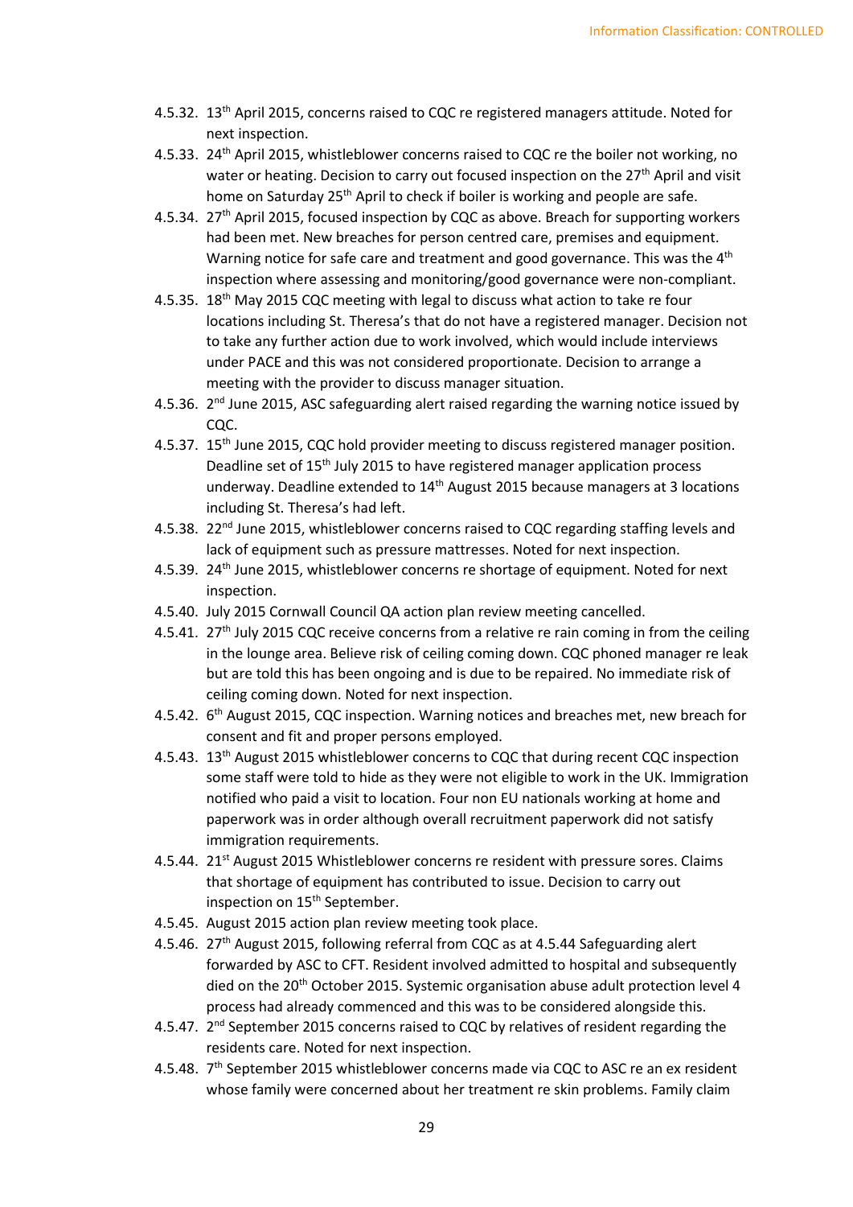4.5.32. 13th April 2015, concerns raised to CQC re registered managers attitude. Noted for next inspection.

4.5.33. 24th April 2015, whistleblower concerns raised to CQC re the boiler not working, no water or heating. Decision to carry out focused inspection on the 27th April and visit home on Saturday 25th April to check if boiler is working and people are safe.

4.5.34. 27th April 2015, focused inspection by CQC as above. Breach for supporting workers had been met. New breaches for person centred care, premises and equipment. Warning notice for safe care and treatment and good governance. This was the 4th inspection where assessing and monitoring/good governance were non-compliant.

4.5.35. 18th May 2015 CQC meeting with legal to discuss what action to take re four locations including St. Theresa's that do not have a registered manager. Decision not to take any further action due to work involved, which would include interviews under PACE and this was not considered proportionate. Decision to arrange a meeting with the provider to discuss manager situation.

4.5.36. 2nd June 2015, ASC safeguarding alert raised regarding the warning notice issued by CQC.

4.5.37. 15th June 2015, CQC hold provider meeting to discuss registered manager position. Deadline set of 15th July 2015 to have registered manager application process underway. Deadline extended to 14th August 2015 because managers at 3 locations including St. Theresa's had left.

4.5.38. 22nd June 2015, whistleblower concerns raised to CQC regarding staffing levels and lack of equipment such as pressure mattresses. Noted for next inspection.

4.5.39. 24th June 2015, whistleblower concerns re shortage of equipment. Noted for next inspection.

4.5.40. July 2015 Cornwall Council QA action plan review meeting cancelled.

4.5.41. 27th July 2015 CQC receive concerns from a relative re rain coming in from the ceiling in the lounge area. Believe risk of ceiling coming down. CQC phoned manager re leak but are told this has been ongoing and is due to be repaired. No immediate risk of ceiling coming down. Noted for next inspection.

4.5.42. 6th August 2015, CQC inspection. Warning notices and breaches met, new breach for consent and fit and proper persons employed.

4.5.43. 13th August 2015 whistleblower concerns to CQC that during recent CQC inspection some staff were told to hide as they were not eligible to work in the UK. Immigration notified who paid a visit to location. Four non EU nationals working at home and paperwork was in order although overall recruitment paperwork did not satisfy immigration requirements.

4.5.44. 21st August 2015 Whistleblower concerns re resident with pressure sores. Claims that shortage of equipment has contributed to issue. Decision to carry out inspection on 15th September.

4.5.45. August 2015 action plan review meeting took place.

4.5.46. 27th August 2015, following referral from CQC as at 4.5.44 Safeguarding alert forwarded by ASC to CFT. Resident involved admitted to hospital and subsequently died on the 20th October 2015. Systemic organisation abuse adult protection level 4 process had already commenced and this was to be considered alongside this.

4.5.47. 2nd September 2015 concerns raised to CQC by relatives of resident regarding the residents care. Noted for next inspection.

4.5.48. 7th September 2015 whistleblower concerns made via CQC to ASC re an ex resident whose family were concerned about her treatment re skin problems. Family claim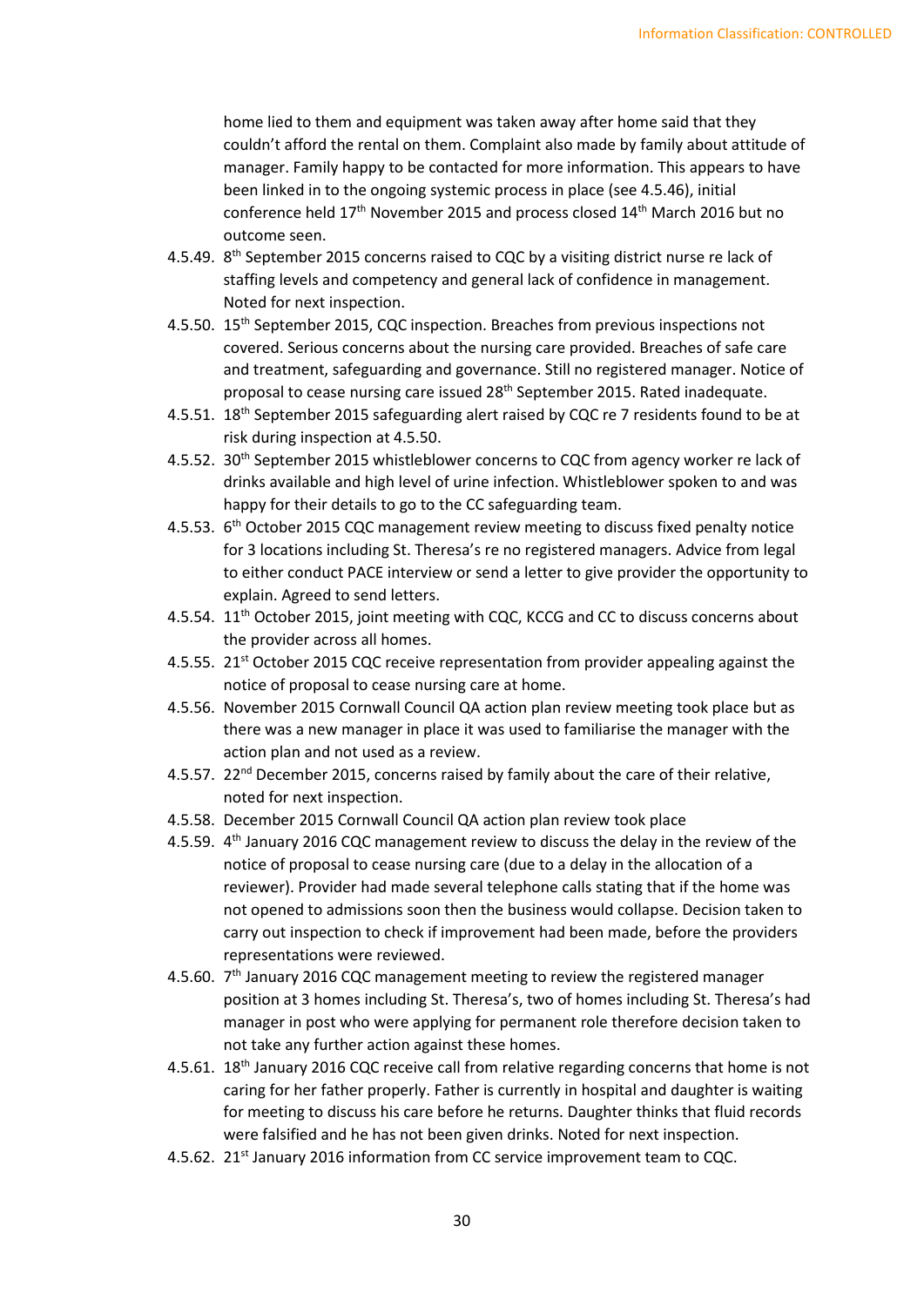home lied to them and equipment was taken away after home said that they couldn't afford the rental on them. Complaint also made by family about attitude of manager. Family happy to be contacted for more information. This appears to have been linked in to the ongoing systemic process in place (see 4.5.46), initial conference held 17th November 2015 and process closed 14th March 2016 but no outcome seen.

4.5.49. 8th September 2015 concerns raised to CQC by a visiting district nurse re lack of staffing levels and competency and general lack of confidence in management. Noted for next inspection.

4.5.50. 15th September 2015, CQC inspection. Breaches from previous inspections not covered. Serious concerns about the nursing care provided. Breaches of safe care and treatment, safeguarding and governance. Still no registered manager. Notice of proposal to cease nursing care issued 28th September 2015. Rated inadequate.

4.5.51. 18th September 2015 safeguarding alert raised by CQC re 7 residents found to be at risk during inspection at 4.5.50.

4.5.52. 30th September 2015 whistleblower concerns to CQC from agency worker re lack of drinks available and high level of urine infection. Whistleblower spoken to and was happy for their details to go to the CC safeguarding team.

4.5.53. 6th October 2015 CQC management review meeting to discuss fixed penalty notice for 3 locations including St. Theresa's re no registered managers. Advice from legal to either conduct PACE interview or send a letter to give provider the opportunity to explain. Agreed to send letters.

4.5.54. 11th October 2015, joint meeting with CQC, KCCG and CC to discuss concerns about the provider across all homes.

4.5.55. 21st October 2015 CQC receive representation from provider appealing against the notice of proposal to cease nursing care at home.

4.5.56. November 2015 Cornwall Council QA action plan review meeting took place but as there was a new manager in place it was used to familiarise the manager with the action plan and not used as a review.

4.5.57. 22nd December 2015, concerns raised by family about the care of their relative, noted for next inspection.

4.5.58. December 2015 Cornwall Council QA action plan review took place

4.5.59. 4th January 2016 CQC management review to discuss the delay in the review of the notice of proposal to cease nursing care (due to a delay in the allocation of a reviewer). Provider had made several telephone calls stating that if the home was not opened to admissions soon then the business would collapse. Decision taken to carry out inspection to check if improvement had been made, before the providers representations were reviewed.

4.5.60. 7th January 2016 CQC management meeting to review the registered manager position at 3 homes including St. Theresa's, two of homes including St. Theresa's had manager in post who were applying for permanent role therefore decision taken to not take any further action against these homes.

4.5.61. 18th January 2016 CQC receive call from relative regarding concerns that home is not caring for her father properly. Father is currently in hospital and daughter is waiting for meeting to discuss his care before he returns. Daughter thinks that fluid records were falsified and he has not been given drinks. Noted for next inspection.

4.5.62. 21st January 2016 information from CC service improvement team to CQC.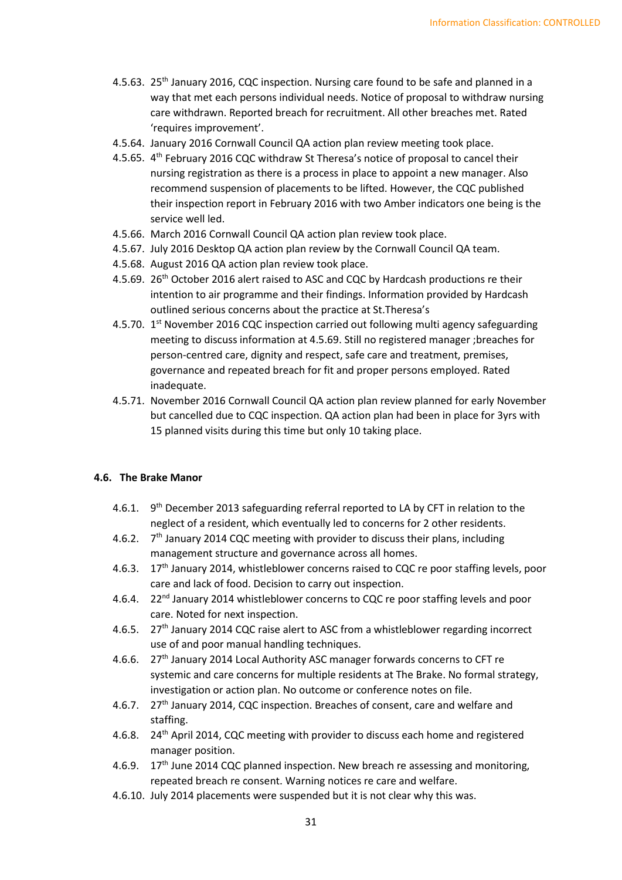4.5.63. 25th January 2016, CQC inspection. Nursing care found to be safe and planned in a way that met each persons individual needs. Notice of proposal to withdraw nursing care withdrawn. Reported breach for recruitment. All other breaches met. Rated 'requires improvement'.

4.5.64. January 2016 Cornwall Council QA action plan review meeting took place.

4.5.65. 4th February 2016 CQC withdraw St Theresa's notice of proposal to cancel their nursing registration as there is a process in place to appoint a new manager. Also recommend suspension of placements to be lifted. However, the CQC published their inspection report in February 2016 with two Amber indicators one being is the service well led.

4.5.66. March 2016 Cornwall Council QA action plan review took place.

4.5.67. July 2016 Desktop QA action plan review by the Cornwall Council QA team.

4.5.68. August 2016 QA action plan review took place.

4.5.69. 26th October 2016 alert raised to ASC and CQC by Hardcash productions re their intention to air programme and their findings. Information provided by Hardcash outlined serious concerns about the practice at St.Theresa's

4.5.70. 1st November 2016 CQC inspection carried out following multi agency safeguarding meeting to discuss information at 4.5.69. Still no registered manager ;breaches for person-centred care, dignity and respect, safe care and treatment, premises, governance and repeated breach for fit and proper persons employed. Rated inadequate.

4.5.71. November 2016 Cornwall Council QA action plan review planned for early November but cancelled due to CQC inspection. QA action plan had been in place for 3yrs with 15 planned visits during this time but only 10 taking place.

### 4.6. The Brake Manor

4.6.1. 9th December 2013 safeguarding referral reported to LA by CFT in relation to the neglect of a resident, which eventually led to concerns for 2 other residents.

4.6.2. 7th January 2014 CQC meeting with provider to discuss their plans, including management structure and governance across all homes.

4.6.3. 17th January 2014, whistleblower concerns raised to CQC re poor staffing levels, poor care and lack of food. Decision to carry out inspection.

4.6.4. 22nd January 2014 whistleblower concerns to CQC re poor staffing levels and poor care. Noted for next inspection.

4.6.5. 27th January 2014 CQC raise alert to ASC from a whistleblower regarding incorrect use of and poor manual handling techniques.

4.6.6. 27th January 2014 Local Authority ASC manager forwards concerns to CFT re systemic and care concerns for multiple residents at The Brake. No formal strategy, investigation or action plan. No outcome or conference notes on file.

4.6.7. 27th January 2014, CQC inspection. Breaches of consent, care and welfare and staffing.

4.6.8. 24th April 2014, CQC meeting with provider to discuss each home and registered manager position.

4.6.9. 17th June 2014 CQC planned inspection. New breach re assessing and monitoring, repeated breach re consent. Warning notices re care and welfare.

4.6.10. July 2014 placements were suspended but it is not clear why this was.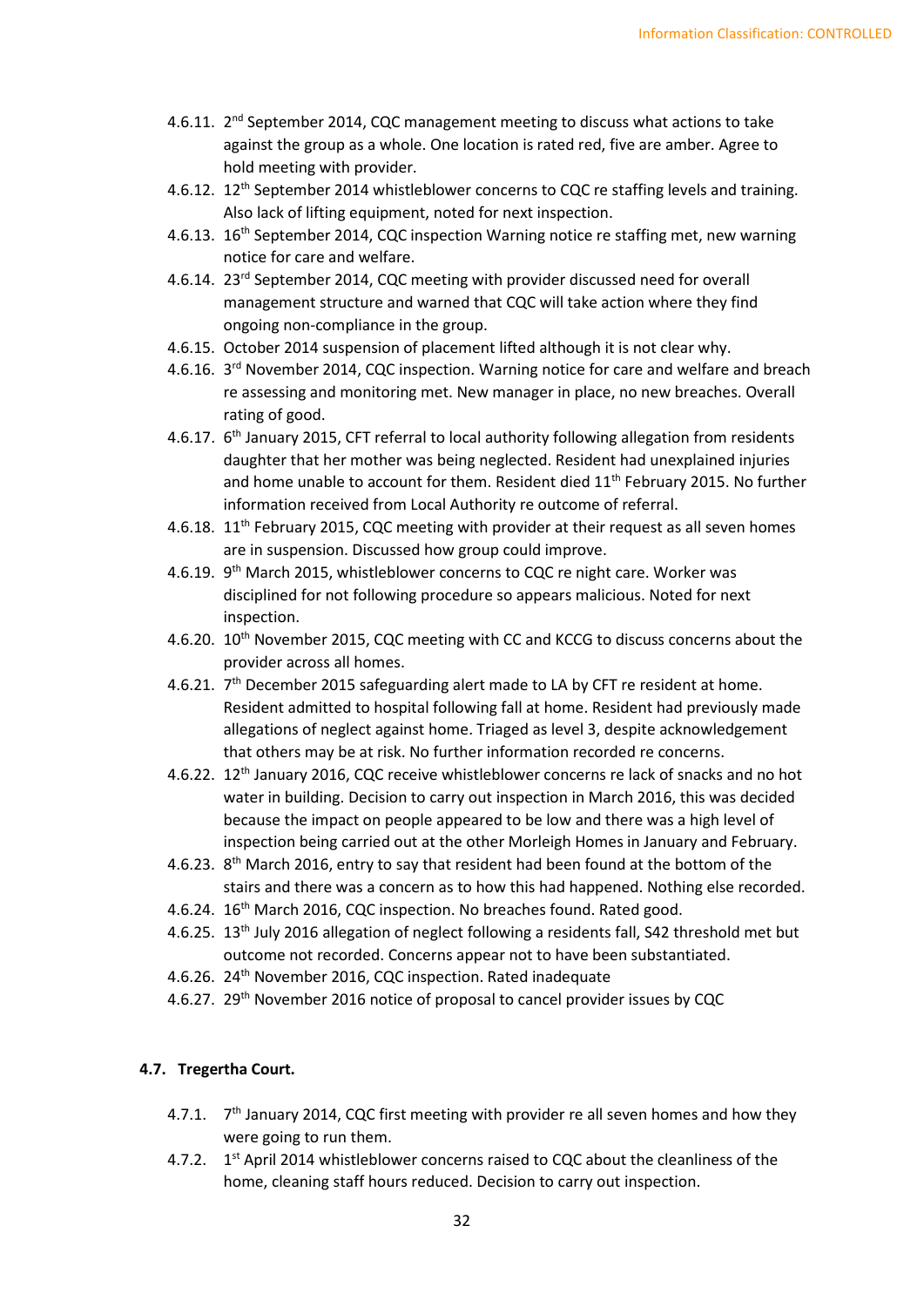4.6.11. 2nd September 2014, CQC management meeting to discuss what actions to take against the group as a whole. One location is rated red, five are amber. Agree to hold meeting with provider.

4.6.12. 12th September 2014 whistleblower concerns to CQC re staffing levels and training. Also lack of lifting equipment, noted for next inspection.

4.6.13. 16th September 2014, CQC inspection Warning notice re staffing met, new warning notice for care and welfare.

4.6.14. 23rd September 2014, CQC meeting with provider discussed need for overall management structure and warned that CQC will take action where they find ongoing non-compliance in the group.

4.6.15. October 2014 suspension of placement lifted although it is not clear why.

4.6.16. 3rd November 2014, CQC inspection. Warning notice for care and welfare and breach re assessing and monitoring met. New manager in place, no new breaches. Overall rating of good.

4.6.17. 6th January 2015, CFT referral to local authority following allegation from residents daughter that her mother was being neglected. Resident had unexplained injuries and home unable to account for them. Resident died 11th February 2015. No further information received from Local Authority re outcome of referral.

4.6.18. 11th February 2015, CQC meeting with provider at their request as all seven homes are in suspension. Discussed how group could improve.

4.6.19. 9th March 2015, whistleblower concerns to CQC re night care. Worker was disciplined for not following procedure so appears malicious. Noted for next inspection.

4.6.20. 10th November 2015, CQC meeting with CC and KCCG to discuss concerns about the provider across all homes.

4.6.21. 7th December 2015 safeguarding alert made to LA by CFT re resident at home. Resident admitted to hospital following fall at home. Resident had previously made allegations of neglect against home. Triaged as level 3, despite acknowledgement that others may be at risk. No further information recorded re concerns.

4.6.22. 12th January 2016, CQC receive whistleblower concerns re lack of snacks and no hot water in building. Decision to carry out inspection in March 2016, this was decided because the impact on people appeared to be low and there was a high level of inspection being carried out at the other Morleigh Homes in January and February.

4.6.23. 8th March 2016, entry to say that resident had been found at the bottom of the stairs and there was a concern as to how this had happened. Nothing else recorded.

4.6.24. 16th March 2016, CQC inspection. No breaches found. Rated good.

4.6.25. 13th July 2016 allegation of neglect following a residents fall, S42 threshold met but outcome not recorded. Concerns appear not to have been substantiated.

4.6.26. 24th November 2016, CQC inspection. Rated inadequate

4.6.27. 29th November 2016 notice of proposal to cancel provider issues by CQC

## 4.7. Tregertha Court.

4.7.1. 7th January 2014, CQC first meeting with provider re all seven homes and how they were going to run them.

4.7.2. 1st April 2014 whistleblower concerns raised to CQC about the cleanliness of the home, cleaning staff hours reduced. Decision to carry out inspection.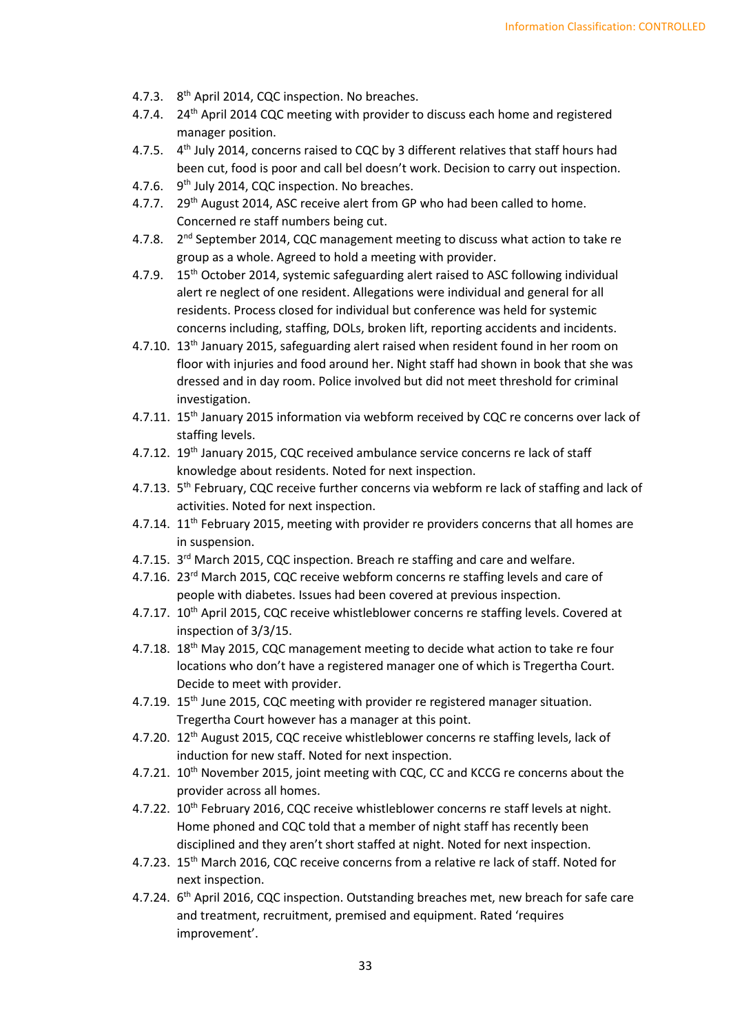4.7.3. 8th April 2014, CQC inspection. No breaches.

4.7.4. 24th April 2014 CQC meeting with provider to discuss each home and registered manager position.

4.7.5. 4th July 2014, concerns raised to CQC by 3 different relatives that staff hours had been cut, food is poor and call bel doesn't work. Decision to carry out inspection.

4.7.6. 9th July 2014, CQC inspection. No breaches.

4.7.7. 29th August 2014, ASC receive alert from GP who had been called to home. Concerned re staff numbers being cut.

4.7.8. 2nd September 2014, CQC management meeting to discuss what action to take re group as a whole. Agreed to hold a meeting with provider.

4.7.9. 15th October 2014, systemic safeguarding alert raised to ASC following individual alert re neglect of one resident. Allegations were individual and general for all residents. Process closed for individual but conference was held for systemic concerns including, staffing, DOLs, broken lift, reporting accidents and incidents.

4.7.10. 13th January 2015, safeguarding alert raised when resident found in her room on floor with injuries and food around her. Night staff had shown in book that she was dressed and in day room. Police involved but did not meet threshold for criminal investigation.

4.7.11. 15th January 2015 information via webform received by CQC re concerns over lack of staffing levels.

4.7.12. 19th January 2015, CQC received ambulance service concerns re lack of staff knowledge about residents. Noted for next inspection.

4.7.13. 5th February, CQC receive further concerns via webform re lack of staffing and lack of activities. Noted for next inspection.

4.7.14. 11th February 2015, meeting with provider re providers concerns that all homes are in suspension.

4.7.15. 3rd March 2015, CQC inspection. Breach re staffing and care and welfare.

4.7.16. 23rd March 2015, CQC receive webform concerns re staffing levels and care of people with diabetes. Issues had been covered at previous inspection.

4.7.17. 10th April 2015, CQC receive whistleblower concerns re staffing levels. Covered at inspection of 3/3/15.

4.7.18. 18th May 2015, CQC management meeting to decide what action to take re four locations who don't have a registered manager one of which is Tregertha Court. Decide to meet with provider.

4.7.19. 15th June 2015, CQC meeting with provider re registered manager situation. Tregertha Court however has a manager at this point.

4.7.20. 12th August 2015, CQC receive whistleblower concerns re staffing levels, lack of induction for new staff. Noted for next inspection.

4.7.21. 10th November 2015, joint meeting with CQC, CC and KCCG re concerns about the provider across all homes.

4.7.22. 10th February 2016, CQC receive whistleblower concerns re staff levels at night. Home phoned and CQC told that a member of night staff has recently been disciplined and they aren't short staffed at night. Noted for next inspection.

4.7.23. 15th March 2016, CQC receive concerns from a relative re lack of staff. Noted for next inspection.

4.7.24. 6th April 2016, CQC inspection. Outstanding breaches met, new breach for safe care and treatment, recruitment, premised and equipment. Rated 'requires improvement'.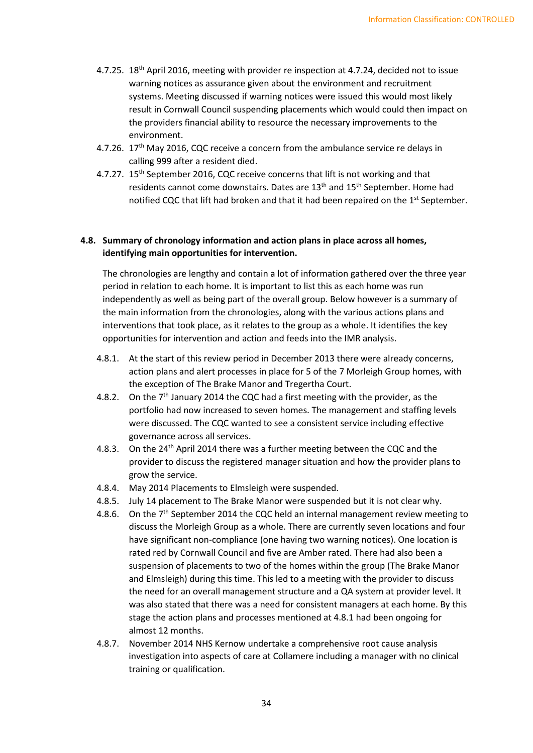4.7.25. 18th April 2016, meeting with provider re inspection at 4.7.24, decided not to issue warning notices as assurance given about the environment and recruitment systems. Meeting discussed if warning notices were issued this would most likely result in Cornwall Council suspending placements which would could then impact on the providers financial ability to resource the necessary improvements to the environment.

4.7.26. 17th May 2016, CQC receive a concern from the ambulance service re delays in calling 999 after a resident died.

4.7.27. 15th September 2016, CQC receive concerns that lift is not working and that residents cannot come downstairs. Dates are 13th and 15th September. Home had notified CQC that lift had broken and that it had been repaired on the 1st September.

## 4.8. Summary of chronology information and action plans in place across all homes, identifying main opportunities for intervention.

The chronologies are lengthy and contain a lot of information gathered over the three year period in relation to each home. It is important to list this as each home was run independently as well as being part of the overall group. Below however is a summary of the main information from the chronologies, along with the various actions plans and interventions that took place, as it relates to the group as a whole. It identifies the key opportunities for intervention and action and feeds into the IMR analysis.

4.8.1. At the start of this review period in December 2013 there were already concerns, action plans and alert processes in place for 5 of the 7 Morleigh Group homes, with the exception of The Brake Manor and Tregertha Court.

4.8.2. On the 7th January 2014 the CQC had a first meeting with the provider, as the portfolio had now increased to seven homes. The management and staffing levels were discussed. The CQC wanted to see a consistent service including effective governance across all services.

4.8.3. On the 24th April 2014 there was a further meeting between the CQC and the provider to discuss the registered manager situation and how the provider plans to grow the service.

4.8.4. May 2014 Placements to Elmsleigh were suspended.

4.8.5. July 14 placement to The Brake Manor were suspended but it is not clear why.

4.8.6. On the 7th September 2014 the CQC held an internal management review meeting to discuss the Morleigh Group as a whole. There are currently seven locations and four have significant non-compliance (one having two warning notices). One location is rated red by Cornwall Council and five are Amber rated. There had also been a suspension of placements to two of the homes within the group (The Brake Manor and Elmsleigh) during this time. This led to a meeting with the provider to discuss the need for an overall management structure and a QA system at provider level. It was also stated that there was a need for consistent managers at each home. By this stage the action plans and processes mentioned at 4.8.1 had been ongoing for almost 12 months.

4.8.7. November 2014 NHS Kernow undertake a comprehensive root cause analysis investigation into aspects of care at Collamere including a manager with no clinical training or qualification.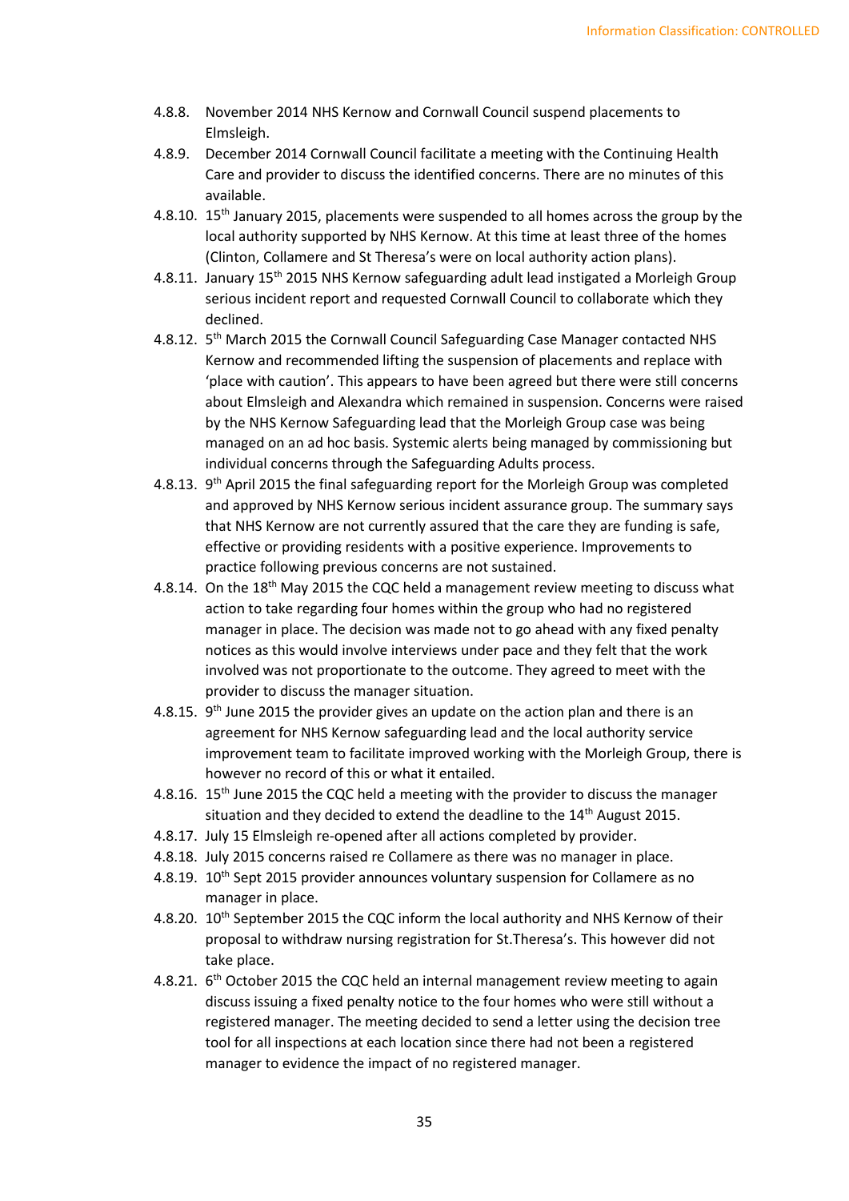4.8.8. November 2014 NHS Kernow and Cornwall Council suspend placements to Elmsleigh.

4.8.9. December 2014 Cornwall Council facilitate a meeting with the Continuing Health Care and provider to discuss the identified concerns. There are no minutes of this available.

4.8.10. 15th January 2015, placements were suspended to all homes across the group by the local authority supported by NHS Kernow. At this time at least three of the homes (Clinton, Collamere and St Theresa's were on local authority action plans).

4.8.11. January 15th 2015 NHS Kernow safeguarding adult lead instigated a Morleigh Group serious incident report and requested Cornwall Council to collaborate which they declined.

4.8.12. 5th March 2015 the Cornwall Council Safeguarding Case Manager contacted NHS Kernow and recommended lifting the suspension of placements and replace with 'place with caution'. This appears to have been agreed but there were still concerns about Elmsleigh and Alexandra which remained in suspension. Concerns were raised by the NHS Kernow Safeguarding lead that the Morleigh Group case was being managed on an ad hoc basis. Systemic alerts being managed by commissioning but individual concerns through the Safeguarding Adults process.

4.8.13. 9th April 2015 the final safeguarding report for the Morleigh Group was completed and approved by NHS Kernow serious incident assurance group. The summary says that NHS Kernow are not currently assured that the care they are funding is safe, effective or providing residents with a positive experience. Improvements to practice following previous concerns are not sustained.

4.8.14. On the 18th May 2015 the CQC held a management review meeting to discuss what action to take regarding four homes within the group who had no registered manager in place. The decision was made not to go ahead with any fixed penalty notices as this would involve interviews under pace and they felt that the work involved was not proportionate to the outcome. They agreed to meet with the provider to discuss the manager situation.

4.8.15. 9th June 2015 the provider gives an update on the action plan and there is an agreement for NHS Kernow safeguarding lead and the local authority service improvement team to facilitate improved working with the Morleigh Group, there is however no record of this or what it entailed.

4.8.16. 15th June 2015 the CQC held a meeting with the provider to discuss the manager situation and they decided to extend the deadline to the 14th August 2015.

4.8.17. July 15 Elmsleigh re-opened after all actions completed by provider.

4.8.18. July 2015 concerns raised re Collamere as there was no manager in place.

4.8.19. 10th Sept 2015 provider announces voluntary suspension for Collamere as no manager in place.

4.8.20. 10th September 2015 the CQC inform the local authority and NHS Kernow of their proposal to withdraw nursing registration for St.Theresa's. This however did not take place.

4.8.21. 6th October 2015 the CQC held an internal management review meeting to again discuss issuing a fixed penalty notice to the four homes who were still without a registered manager. The meeting decided to send a letter using the decision tree tool for all inspections at each location since there had not been a registered manager to evidence the impact of no registered manager.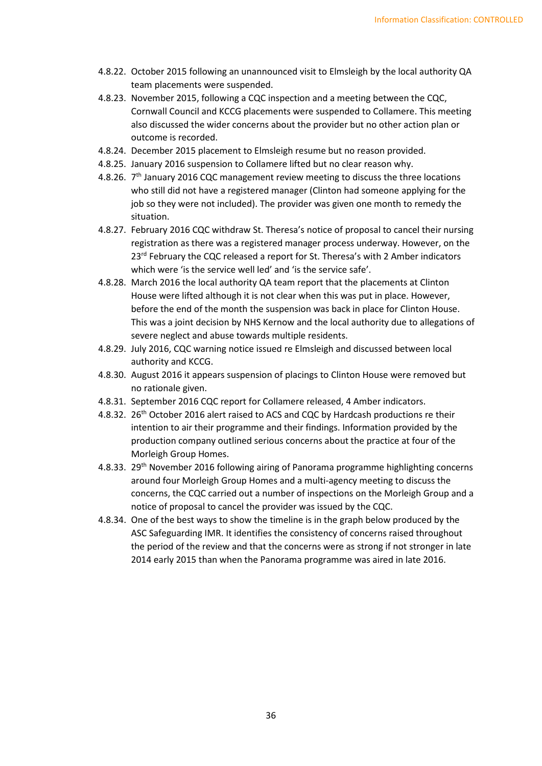4.8.22. October 2015 following an unannounced visit to Elmsleigh by the local authority QA team placements were suspended.

4.8.23. November 2015, following a CQC inspection and a meeting between the CQC, Cornwall Council and KCCG placements were suspended to Collamere. This meeting also discussed the wider concerns about the provider but no other action plan or outcome is recorded.

4.8.24. December 2015 placement to Elmsleigh resume but no reason provided.

4.8.25. January 2016 suspension to Collamere lifted but no clear reason why.

4.8.26. 7th January 2016 CQC management review meeting to discuss the three locations who still did not have a registered manager (Clinton had someone applying for the job so they were not included). The provider was given one month to remedy the situation.

4.8.27. February 2016 CQC withdraw St. Theresa's notice of proposal to cancel their nursing registration as there was a registered manager process underway. However, on the 23rd February the CQC released a report for St. Theresa's with 2 Amber indicators which were 'is the service well led' and 'is the service safe'.

4.8.28. March 2016 the local authority QA team report that the placements at Clinton House were lifted although it is not clear when this was put in place. However, before the end of the month the suspension was back in place for Clinton House. This was a joint decision by NHS Kernow and the local authority due to allegations of severe neglect and abuse towards multiple residents.

4.8.29. July 2016, CQC warning notice issued re Elmsleigh and discussed between local authority and KCCG.

4.8.30. August 2016 it appears suspension of placings to Clinton House were removed but no rationale given.

4.8.31. September 2016 CQC report for Collamere released, 4 Amber indicators.

4.8.32. 26th October 2016 alert raised to ACS and CQC by Hardcash productions re their intention to air their programme and their findings. Information provided by the production company outlined serious concerns about the practice at four of the Morleigh Group Homes.

4.8.33. 29th November 2016 following airing of Panorama programme highlighting concerns around four Morleigh Group Homes and a multi-agency meeting to discuss the concerns, the CQC carried out a number of inspections on the Morleigh Group and a notice of proposal to cancel the provider was issued by the CQC.

4.8.34. One of the best ways to show the timeline is in the graph below produced by the ASC Safeguarding IMR. It identifies the consistency of concerns raised throughout the period of the review and that the concerns were as strong if not stronger in late 2014 early 2015 than when the Panorama programme was aired in late 2016.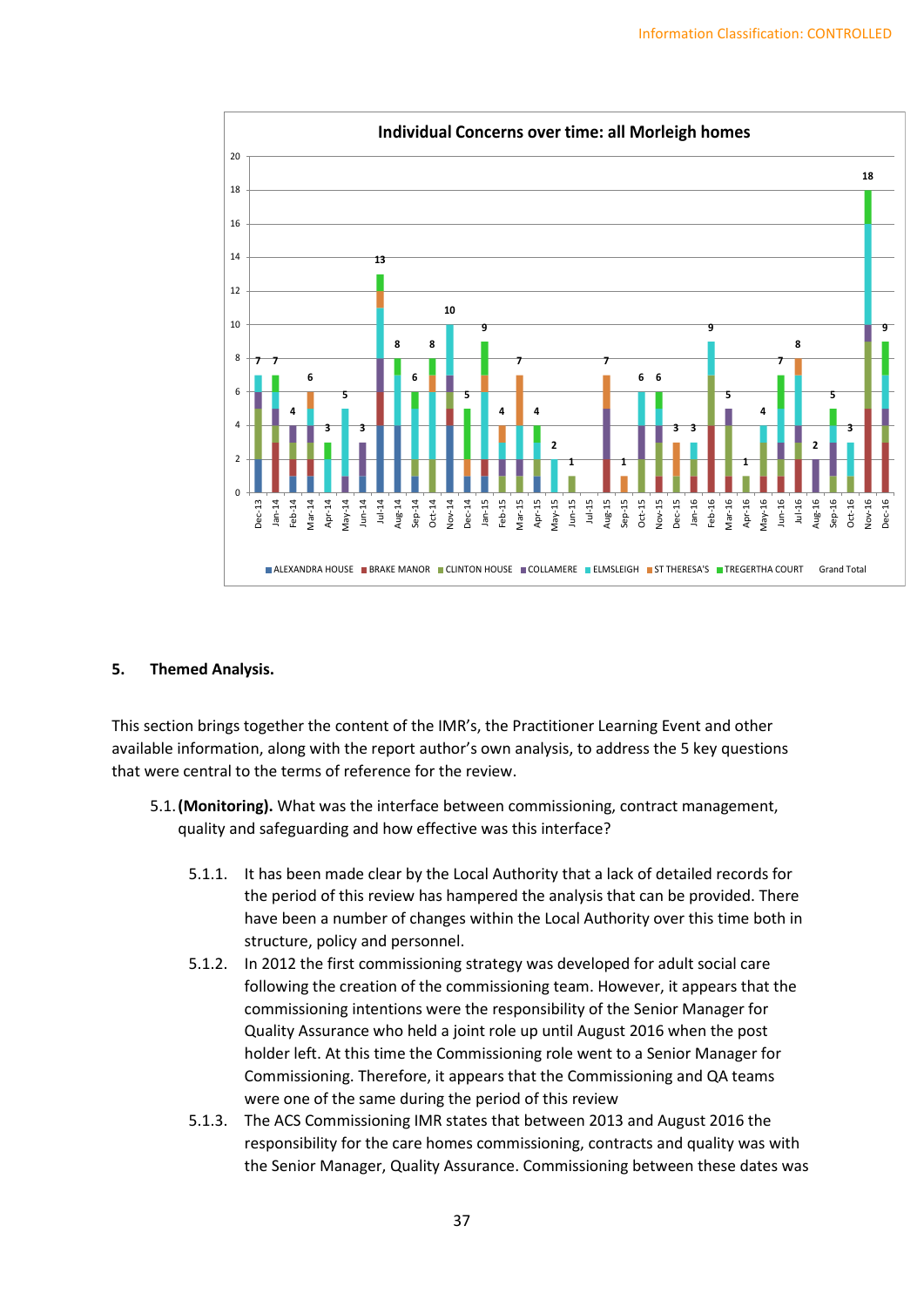**Individual Concerns over time: all Morleigh homes**

| Month | Grand Total |
|---|---|
| Dec-13 | 7 |
| Jan-14 | 7 |
| Feb-14 | 4 |
| Mar-14 | 6 |
| Apr-14 | 3 |
| May-14 | 5 |
| Jun-14 | 3 |
| Jul-14 | 13 |
| Aug-14 | 8 |
| Sep-14 | 6 |
| Oct-14 | 8 |
| Nov-14 | 10 |
| Dec-14 | 5 |
| Jan-15 | 9 |
| Feb-15 | 4 |
| Mar-15 | 7 |
| Apr-15 | 4 |
| May-15 | 2 |
| Jun-15 | 1 |
| Jul-15 | |
| Aug-15 | 7 |
| Sep-15 | 1 |
| Oct-15 | 6 |
| Nov-15 | 6 |
| Dec-15 | 3 |
| Jan-16 | 3 |
| Feb-16 | 9 |
| Mar-16 | 5 |
| Apr-16 | 1 |
| May-16 | 4 |
| Jun-16 | 7 |
| Jul-16 | 8 |
| Aug-16 | 2 |
| Sep-16 | 5 |
| Oct-16 | 3 |
| Nov-16 | 18 |
| Dec-16 | 9 |

Legend: ALEXANDRA HOUSE, BRAKE MANOR, CLINTON HOUSE, COLLAMERE, ELMSLEIGH, ST THERESA'S, TREGERTHA COURT, Grand Total

## 5. Themed Analysis.

This section brings together the content of the IMR's, the Practitioner Learning Event and other available information, along with the report author's own analysis, to address the 5 key questions that were central to the terms of reference for the review.

5.1. **(Monitoring).** What was the interface between commissioning, contract management, quality and safeguarding and how effective was this interface?

5.1.1. It has been made clear by the Local Authority that a lack of detailed records for the period of this review has hampered the analysis that can be provided. There have been a number of changes within the Local Authority over this time both in structure, policy and personnel.

5.1.2. In 2012 the first commissioning strategy was developed for adult social care following the creation of the commissioning team. However, it appears that the commissioning intentions were the responsibility of the Senior Manager for Quality Assurance who held a joint role up until August 2016 when the post holder left. At this time the Commissioning role went to a Senior Manager for Commissioning. Therefore, it appears that the Commissioning and QA teams were one of the same during the period of this review

5.1.3. The ACS Commissioning IMR states that between 2013 and August 2016 the responsibility for the care homes commissioning, contracts and quality was with the Senior Manager, Quality Assurance. Commissioning between these dates was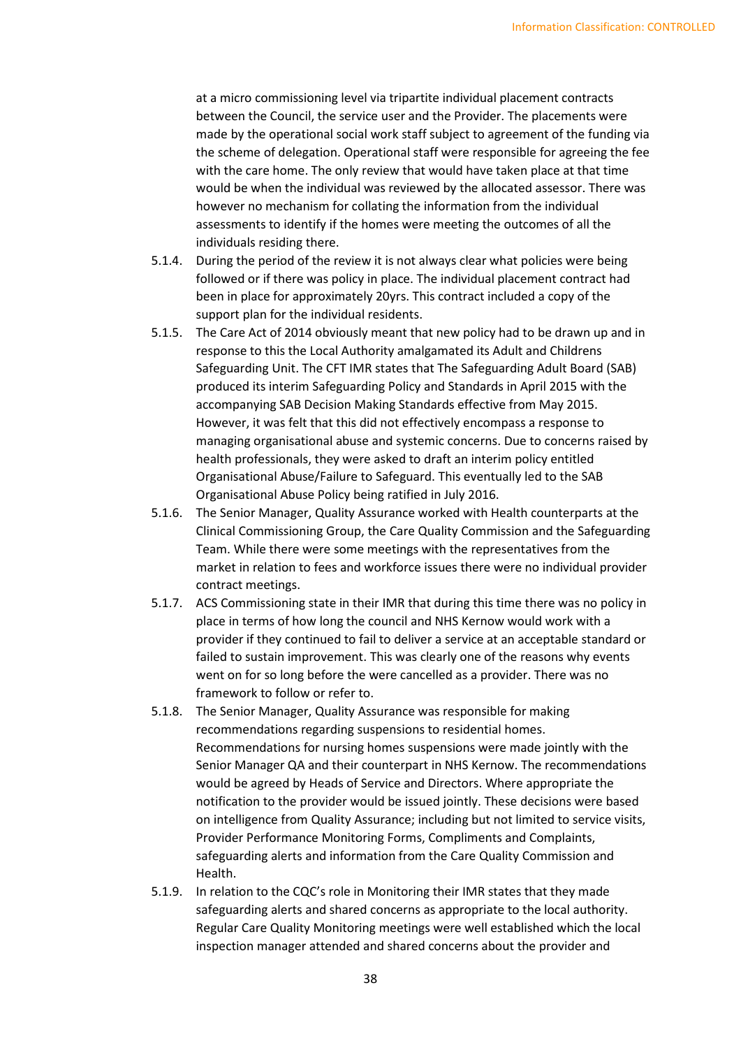at a micro commissioning level via tripartite individual placement contracts between the Council, the service user and the Provider. The placements were made by the operational social work staff subject to agreement of the funding via the scheme of delegation. Operational staff were responsible for agreeing the fee with the care home. The only review that would have taken place at that time would be when the individual was reviewed by the allocated assessor. There was however no mechanism for collating the information from the individual assessments to identify if the homes were meeting the outcomes of all the individuals residing there.

5.1.4. During the period of the review it is not always clear what policies were being followed or if there was policy in place. The individual placement contract had been in place for approximately 20yrs. This contract included a copy of the support plan for the individual residents.

5.1.5. The Care Act of 2014 obviously meant that new policy had to be drawn up and in response to this the Local Authority amalgamated its Adult and Childrens Safeguarding Unit. The CFT IMR states that The Safeguarding Adult Board (SAB) produced its interim Safeguarding Policy and Standards in April 2015 with the accompanying SAB Decision Making Standards effective from May 2015. However, it was felt that this did not effectively encompass a response to managing organisational abuse and systemic concerns. Due to concerns raised by health professionals, they were asked to draft an interim policy entitled Organisational Abuse/Failure to Safeguard. This eventually led to the SAB Organisational Abuse Policy being ratified in July 2016.

5.1.6. The Senior Manager, Quality Assurance worked with Health counterparts at the Clinical Commissioning Group, the Care Quality Commission and the Safeguarding Team. While there were some meetings with the representatives from the market in relation to fees and workforce issues there were no individual provider contract meetings.

5.1.7. ACS Commissioning state in their IMR that during this time there was no policy in place in terms of how long the council and NHS Kernow would work with a provider if they continued to fail to deliver a service at an acceptable standard or failed to sustain improvement. This was clearly one of the reasons why events went on for so long before the were cancelled as a provider. There was no framework to follow or refer to.

5.1.8. The Senior Manager, Quality Assurance was responsible for making recommendations regarding suspensions to residential homes. Recommendations for nursing homes suspensions were made jointly with the Senior Manager QA and their counterpart in NHS Kernow. The recommendations would be agreed by Heads of Service and Directors. Where appropriate the notification to the provider would be issued jointly. These decisions were based on intelligence from Quality Assurance; including but not limited to service visits, Provider Performance Monitoring Forms, Compliments and Complaints, safeguarding alerts and information from the Care Quality Commission and Health.

5.1.9. In relation to the CQC's role in Monitoring their IMR states that they made safeguarding alerts and shared concerns as appropriate to the local authority. Regular Care Quality Monitoring meetings were well established which the local inspection manager attended and shared concerns about the provider and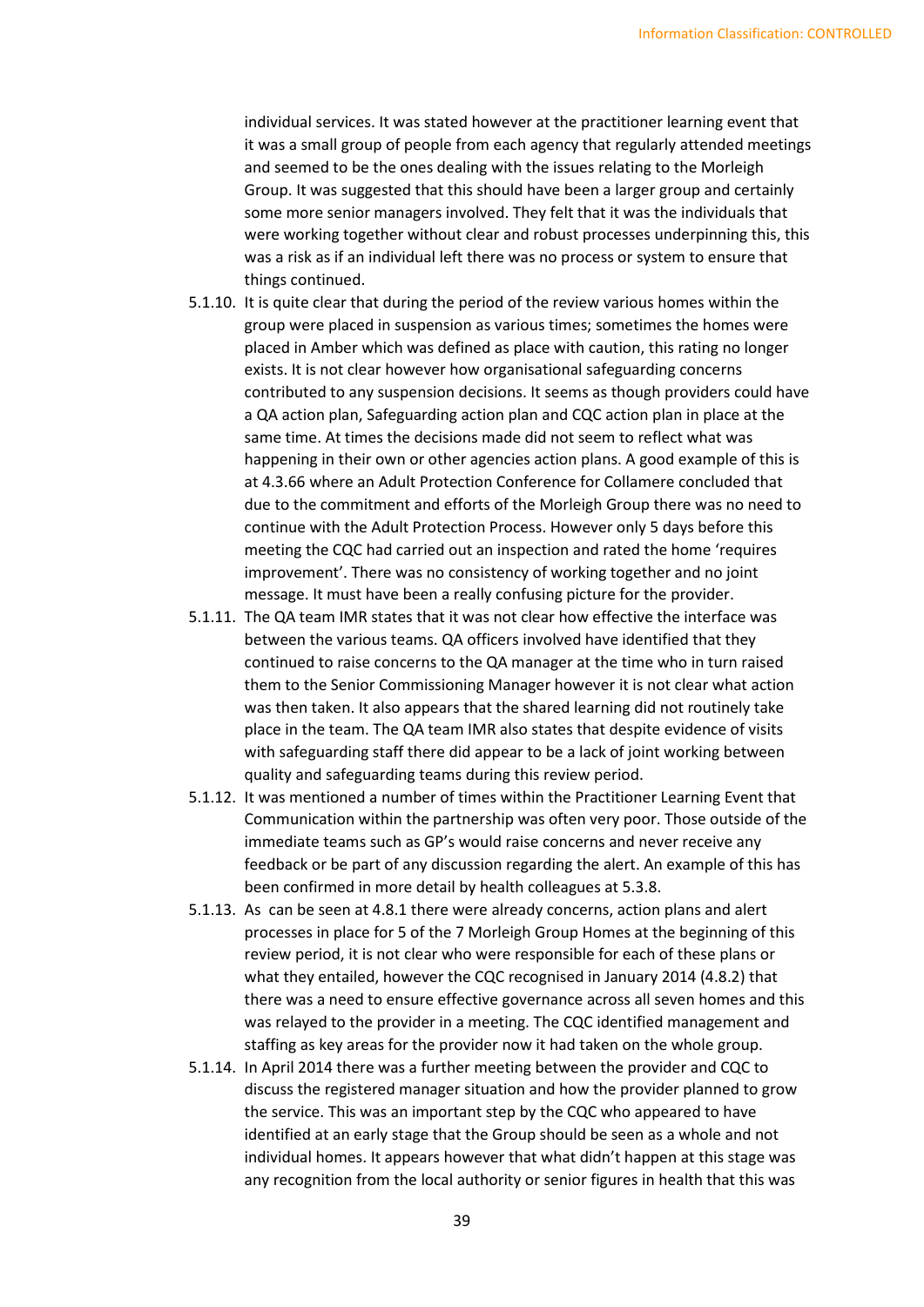individual services. It was stated however at the practitioner learning event that it was a small group of people from each agency that regularly attended meetings and seemed to be the ones dealing with the issues relating to the Morleigh Group. It was suggested that this should have been a larger group and certainly some more senior managers involved. They felt that it was the individuals that were working together without clear and robust processes underpinning this, this was a risk as if an individual left there was no process or system to ensure that things continued.

5.1.10. It is quite clear that during the period of the review various homes within the group were placed in suspension as various times; sometimes the homes were placed in Amber which was defined as place with caution, this rating no longer exists. It is not clear however how organisational safeguarding concerns contributed to any suspension decisions. It seems as though providers could have a QA action plan, Safeguarding action plan and CQC action plan in place at the same time. At times the decisions made did not seem to reflect what was happening in their own or other agencies action plans. A good example of this is at 4.3.66 where an Adult Protection Conference for Collamere concluded that due to the commitment and efforts of the Morleigh Group there was no need to continue with the Adult Protection Process. However only 5 days before this meeting the CQC had carried out an inspection and rated the home 'requires improvement'. There was no consistency of working together and no joint message. It must have been a really confusing picture for the provider.

5.1.11. The QA team IMR states that it was not clear how effective the interface was between the various teams. QA officers involved have identified that they continued to raise concerns to the QA manager at the time who in turn raised them to the Senior Commissioning Manager however it is not clear what action was then taken. It also appears that the shared learning did not routinely take place in the team. The QA team IMR also states that despite evidence of visits with safeguarding staff there did appear to be a lack of joint working between quality and safeguarding teams during this review period.

5.1.12. It was mentioned a number of times within the Practitioner Learning Event that Communication within the partnership was often very poor. Those outside of the immediate teams such as GP's would raise concerns and never receive any feedback or be part of any discussion regarding the alert. An example of this has been confirmed in more detail by health colleagues at 5.3.8.

5.1.13. As can be seen at 4.8.1 there were already concerns, action plans and alert processes in place for 5 of the 7 Morleigh Group Homes at the beginning of this review period, it is not clear who were responsible for each of these plans or what they entailed, however the CQC recognised in January 2014 (4.8.2) that there was a need to ensure effective governance across all seven homes and this was relayed to the provider in a meeting. The CQC identified management and staffing as key areas for the provider now it had taken on the whole group.

5.1.14. In April 2014 there was a further meeting between the provider and CQC to discuss the registered manager situation and how the provider planned to grow the service. This was an important step by the CQC who appeared to have identified at an early stage that the Group should be seen as a whole and not individual homes. It appears however that what didn't happen at this stage was any recognition from the local authority or senior figures in health that this was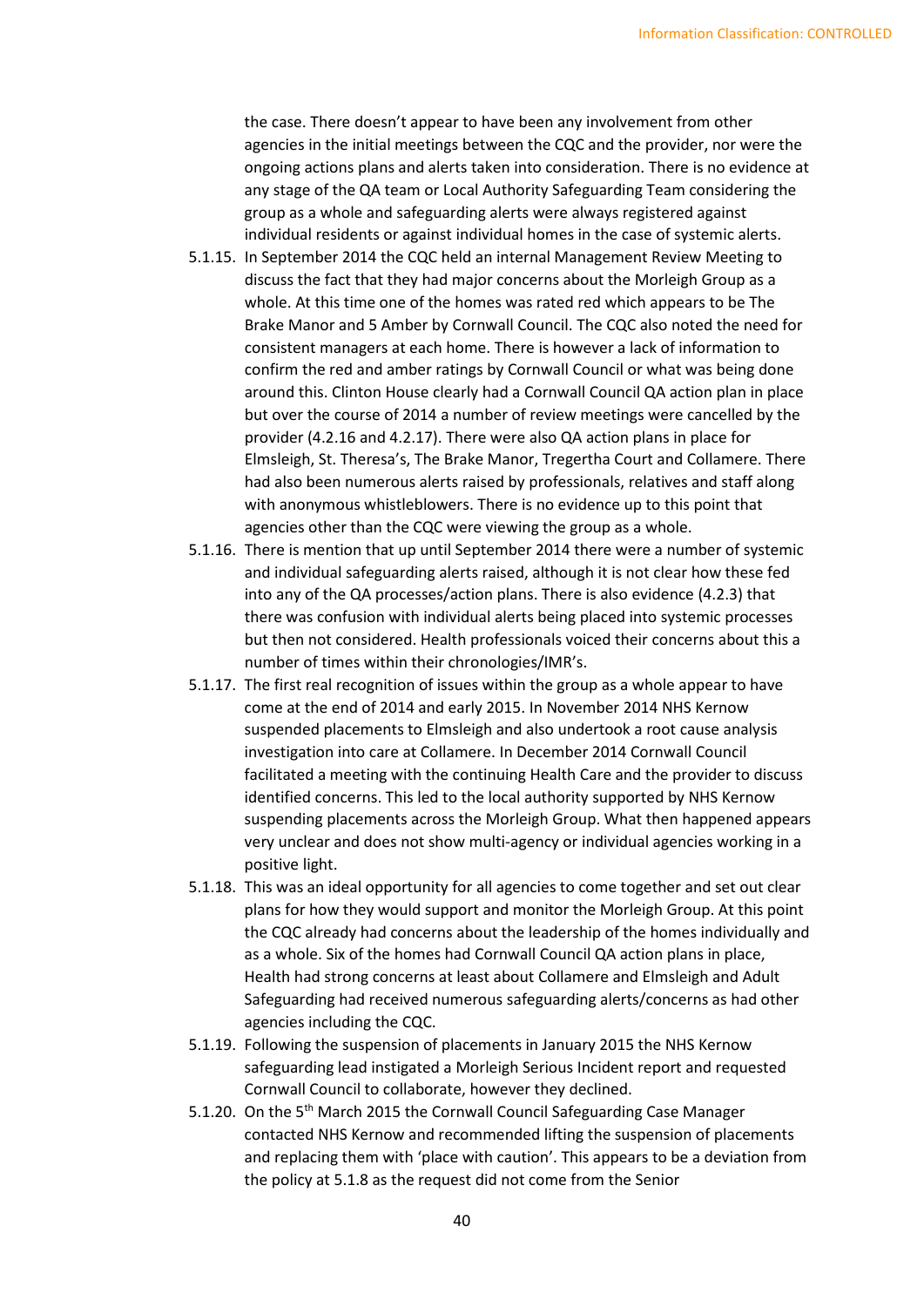the case. There doesn't appear to have been any involvement from other agencies in the initial meetings between the CQC and the provider, nor were the ongoing actions plans and alerts taken into consideration. There is no evidence at any stage of the QA team or Local Authority Safeguarding Team considering the group as a whole and safeguarding alerts were always registered against individual residents or against individual homes in the case of systemic alerts.

5.1.15. In September 2014 the CQC held an internal Management Review Meeting to discuss the fact that they had major concerns about the Morleigh Group as a whole. At this time one of the homes was rated red which appears to be The Brake Manor and 5 Amber by Cornwall Council. The CQC also noted the need for consistent managers at each home. There is however a lack of information to confirm the red and amber ratings by Cornwall Council or what was being done around this. Clinton House clearly had a Cornwall Council QA action plan in place but over the course of 2014 a number of review meetings were cancelled by the provider (4.2.16 and 4.2.17). There were also QA action plans in place for Elmsleigh, St. Theresa's, The Brake Manor, Tregertha Court and Collamere. There had also been numerous alerts raised by professionals, relatives and staff along with anonymous whistleblowers. There is no evidence up to this point that agencies other than the CQC were viewing the group as a whole.

5.1.16. There is mention that up until September 2014 there were a number of systemic and individual safeguarding alerts raised, although it is not clear how these fed into any of the QA processes/action plans. There is also evidence (4.2.3) that there was confusion with individual alerts being placed into systemic processes but then not considered. Health professionals voiced their concerns about this a number of times within their chronologies/IMR's.

5.1.17. The first real recognition of issues within the group as a whole appear to have come at the end of 2014 and early 2015. In November 2014 NHS Kernow suspended placements to Elmsleigh and also undertook a root cause analysis investigation into care at Collamere. In December 2014 Cornwall Council facilitated a meeting with the continuing Health Care and the provider to discuss identified concerns. This led to the local authority supported by NHS Kernow suspending placements across the Morleigh Group. What then happened appears very unclear and does not show multi-agency or individual agencies working in a positive light.

5.1.18. This was an ideal opportunity for all agencies to come together and set out clear plans for how they would support and monitor the Morleigh Group. At this point the CQC already had concerns about the leadership of the homes individually and as a whole. Six of the homes had Cornwall Council QA action plans in place, Health had strong concerns at least about Collamere and Elmsleigh and Adult Safeguarding had received numerous safeguarding alerts/concerns as had other agencies including the CQC.

5.1.19. Following the suspension of placements in January 2015 the NHS Kernow safeguarding lead instigated a Morleigh Serious Incident report and requested Cornwall Council to collaborate, however they declined.

5.1.20. On the 5th March 2015 the Cornwall Council Safeguarding Case Manager contacted NHS Kernow and recommended lifting the suspension of placements and replacing them with 'place with caution'. This appears to be a deviation from the policy at 5.1.8 as the request did not come from the Senior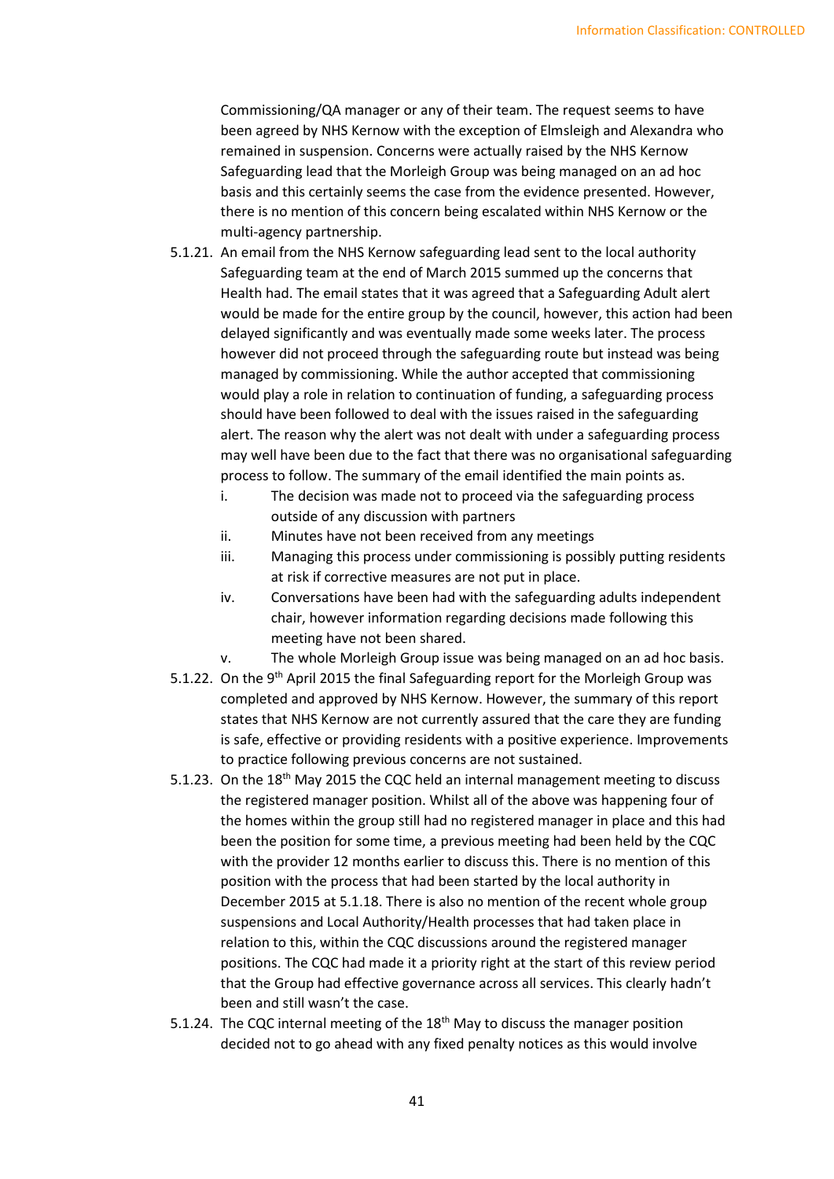Commissioning/QA manager or any of their team. The request seems to have been agreed by NHS Kernow with the exception of Elmsleigh and Alexandra who remained in suspension. Concerns were actually raised by the NHS Kernow Safeguarding lead that the Morleigh Group was being managed on an ad hoc basis and this certainly seems the case from the evidence presented. However, there is no mention of this concern being escalated within NHS Kernow or the multi-agency partnership.

5.1.21. An email from the NHS Kernow safeguarding lead sent to the local authority Safeguarding team at the end of March 2015 summed up the concerns that Health had. The email states that it was agreed that a Safeguarding Adult alert would be made for the entire group by the council, however, this action had been delayed significantly and was eventually made some weeks later. The process however did not proceed through the safeguarding route but instead was being managed by commissioning. While the author accepted that commissioning would play a role in relation to continuation of funding, a safeguarding process should have been followed to deal with the issues raised in the safeguarding alert. The reason why the alert was not dealt with under a safeguarding process may well have been due to the fact that there was no organisational safeguarding process to follow. The summary of the email identified the main points as.

  i. The decision was made not to proceed via the safeguarding process outside of any discussion with partners
  ii. Minutes have not been received from any meetings
  iii. Managing this process under commissioning is possibly putting residents at risk if corrective measures are not put in place.
  iv. Conversations have been had with the safeguarding adults independent chair, however information regarding decisions made following this meeting have not been shared.
  v. The whole Morleigh Group issue was being managed on an ad hoc basis.

5.1.22. On the 9th April 2015 the final Safeguarding report for the Morleigh Group was completed and approved by NHS Kernow. However, the summary of this report states that NHS Kernow are not currently assured that the care they are funding is safe, effective or providing residents with a positive experience. Improvements to practice following previous concerns are not sustained.

5.1.23. On the 18th May 2015 the CQC held an internal management meeting to discuss the registered manager position. Whilst all of the above was happening four of the homes within the group still had no registered manager in place and this had been the position for some time, a previous meeting had been held by the CQC with the provider 12 months earlier to discuss this. There is no mention of this position with the process that had been started by the local authority in December 2015 at 5.1.18. There is also no mention of the recent whole group suspensions and Local Authority/Health processes that had taken place in relation to this, within the CQC discussions around the registered manager positions. The CQC had made it a priority right at the start of this review period that the Group had effective governance across all services. This clearly hadn't been and still wasn't the case.

5.1.24. The CQC internal meeting of the 18th May to discuss the manager position decided not to go ahead with any fixed penalty notices as this would involve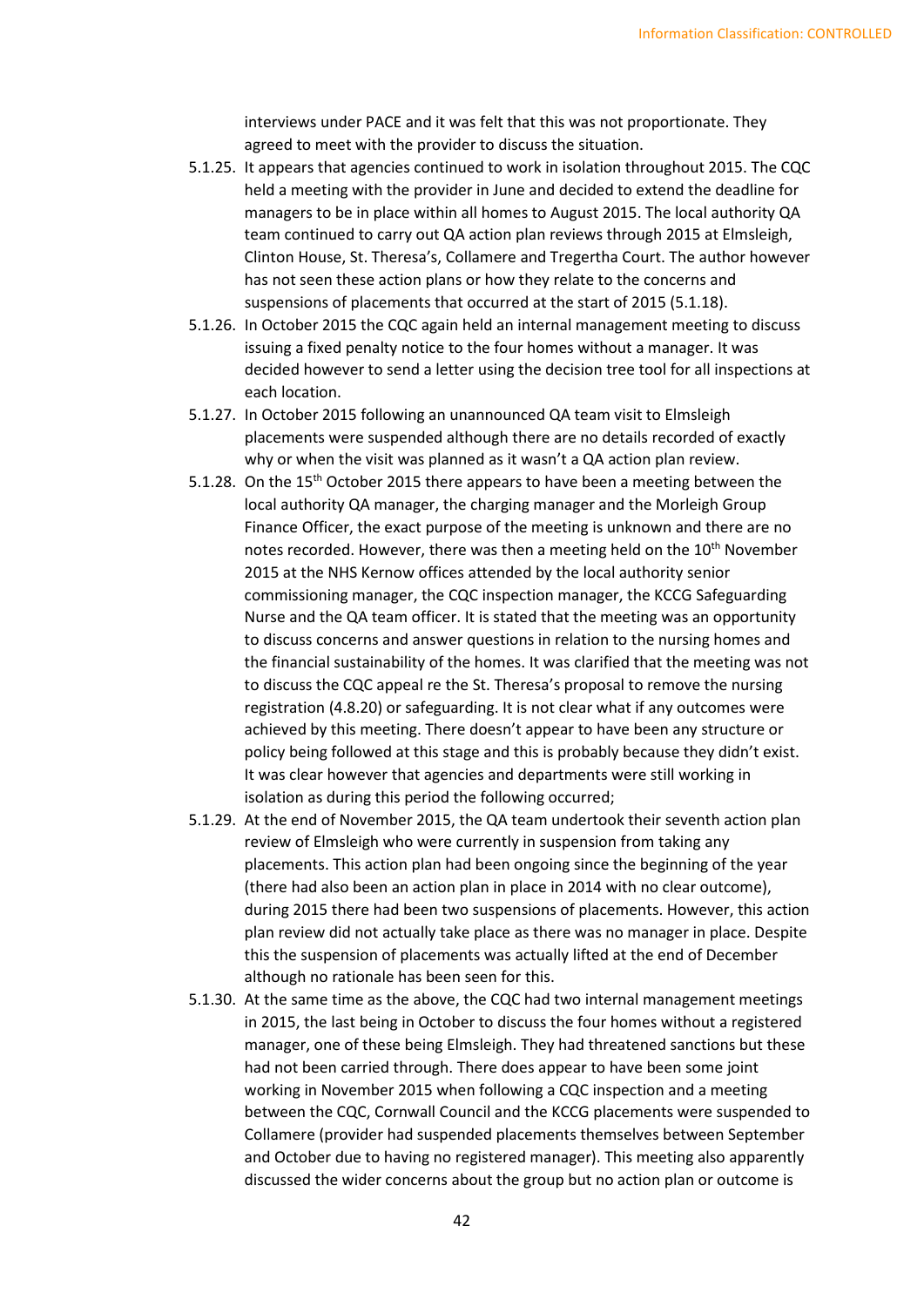interviews under PACE and it was felt that this was not proportionate. They agreed to meet with the provider to discuss the situation.

5.1.25. It appears that agencies continued to work in isolation throughout 2015. The CQC held a meeting with the provider in June and decided to extend the deadline for managers to be in place within all homes to August 2015. The local authority QA team continued to carry out QA action plan reviews through 2015 at Elmsleigh, Clinton House, St. Theresa's, Collamere and Tregertha Court. The author however has not seen these action plans or how they relate to the concerns and suspensions of placements that occurred at the start of 2015 (5.1.18).

5.1.26. In October 2015 the CQC again held an internal management meeting to discuss issuing a fixed penalty notice to the four homes without a manager. It was decided however to send a letter using the decision tree tool for all inspections at each location.

5.1.27. In October 2015 following an unannounced QA team visit to Elmsleigh placements were suspended although there are no details recorded of exactly why or when the visit was planned as it wasn't a QA action plan review.

5.1.28. On the 15th October 2015 there appears to have been a meeting between the local authority QA manager, the charging manager and the Morleigh Group Finance Officer, the exact purpose of the meeting is unknown and there are no notes recorded. However, there was then a meeting held on the 10th November 2015 at the NHS Kernow offices attended by the local authority senior commissioning manager, the CQC inspection manager, the KCCG Safeguarding Nurse and the QA team officer. It is stated that the meeting was an opportunity to discuss concerns and answer questions in relation to the nursing homes and the financial sustainability of the homes. It was clarified that the meeting was not to discuss the CQC appeal re the St. Theresa's proposal to remove the nursing registration (4.8.20) or safeguarding. It is not clear what if any outcomes were achieved by this meeting. There doesn't appear to have been any structure or policy being followed at this stage and this is probably because they didn't exist. It was clear however that agencies and departments were still working in isolation as during this period the following occurred;

5.1.29. At the end of November 2015, the QA team undertook their seventh action plan review of Elmsleigh who were currently in suspension from taking any placements. This action plan had been ongoing since the beginning of the year (there had also been an action plan in place in 2014 with no clear outcome), during 2015 there had been two suspensions of placements. However, this action plan review did not actually take place as there was no manager in place. Despite this the suspension of placements was actually lifted at the end of December although no rationale has been seen for this.

5.1.30. At the same time as the above, the CQC had two internal management meetings in 2015, the last being in October to discuss the four homes without a registered manager, one of these being Elmsleigh. They had threatened sanctions but these had not been carried through. There does appear to have been some joint working in November 2015 when following a CQC inspection and a meeting between the CQC, Cornwall Council and the KCCG placements were suspended to Collamere (provider had suspended placements themselves between September and October due to having no registered manager). This meeting also apparently discussed the wider concerns about the group but no action plan or outcome is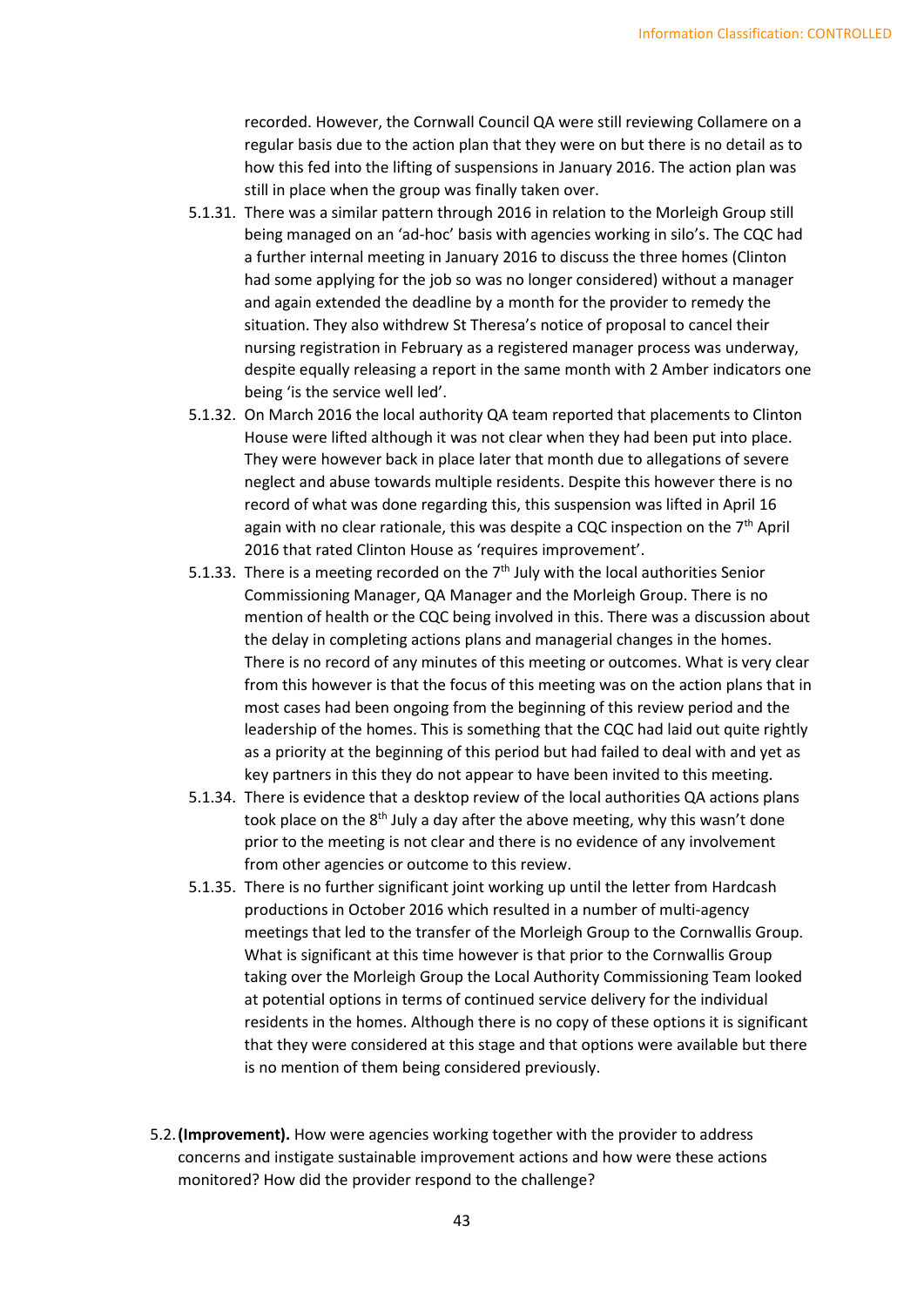recorded. However, the Cornwall Council QA were still reviewing Collamere on a regular basis due to the action plan that they were on but there is no detail as to how this fed into the lifting of suspensions in January 2016. The action plan was still in place when the group was finally taken over.

5.1.31. There was a similar pattern through 2016 in relation to the Morleigh Group still being managed on an 'ad-hoc' basis with agencies working in silo's. The CQC had a further internal meeting in January 2016 to discuss the three homes (Clinton had some applying for the job so was no longer considered) without a manager and again extended the deadline by a month for the provider to remedy the situation. They also withdrew St Theresa's notice of proposal to cancel their nursing registration in February as a registered manager process was underway, despite equally releasing a report in the same month with 2 Amber indicators one being 'is the service well led'.

5.1.32. On March 2016 the local authority QA team reported that placements to Clinton House were lifted although it was not clear when they had been put into place. They were however back in place later that month due to allegations of severe neglect and abuse towards multiple residents. Despite this however there is no record of what was done regarding this, this suspension was lifted in April 16 again with no clear rationale, this was despite a CQC inspection on the 7th April 2016 that rated Clinton House as 'requires improvement'.

5.1.33. There is a meeting recorded on the 7th July with the local authorities Senior Commissioning Manager, QA Manager and the Morleigh Group. There is no mention of health or the CQC being involved in this. There was a discussion about the delay in completing actions plans and managerial changes in the homes. There is no record of any minutes of this meeting or outcomes. What is very clear from this however is that the focus of this meeting was on the action plans that in most cases had been ongoing from the beginning of this review period and the leadership of the homes. This is something that the CQC had laid out quite rightly as a priority at the beginning of this period but had failed to deal with and yet as key partners in this they do not appear to have been invited to this meeting.

5.1.34. There is evidence that a desktop review of the local authorities QA actions plans took place on the 8th July a day after the above meeting, why this wasn't done prior to the meeting is not clear and there is no evidence of any involvement from other agencies or outcome to this review.

5.1.35. There is no further significant joint working up until the letter from Hardcash productions in October 2016 which resulted in a number of multi-agency meetings that led to the transfer of the Morleigh Group to the Cornwallis Group. What is significant at this time however is that prior to the Cornwallis Group taking over the Morleigh Group the Local Authority Commissioning Team looked at potential options in terms of continued service delivery for the individual residents in the homes. Although there is no copy of these options it is significant that they were considered at this stage and that options were available but there is no mention of them being considered previously.

5.2. **(Improvement).** How were agencies working together with the provider to address concerns and instigate sustainable improvement actions and how were these actions monitored? How did the provider respond to the challenge?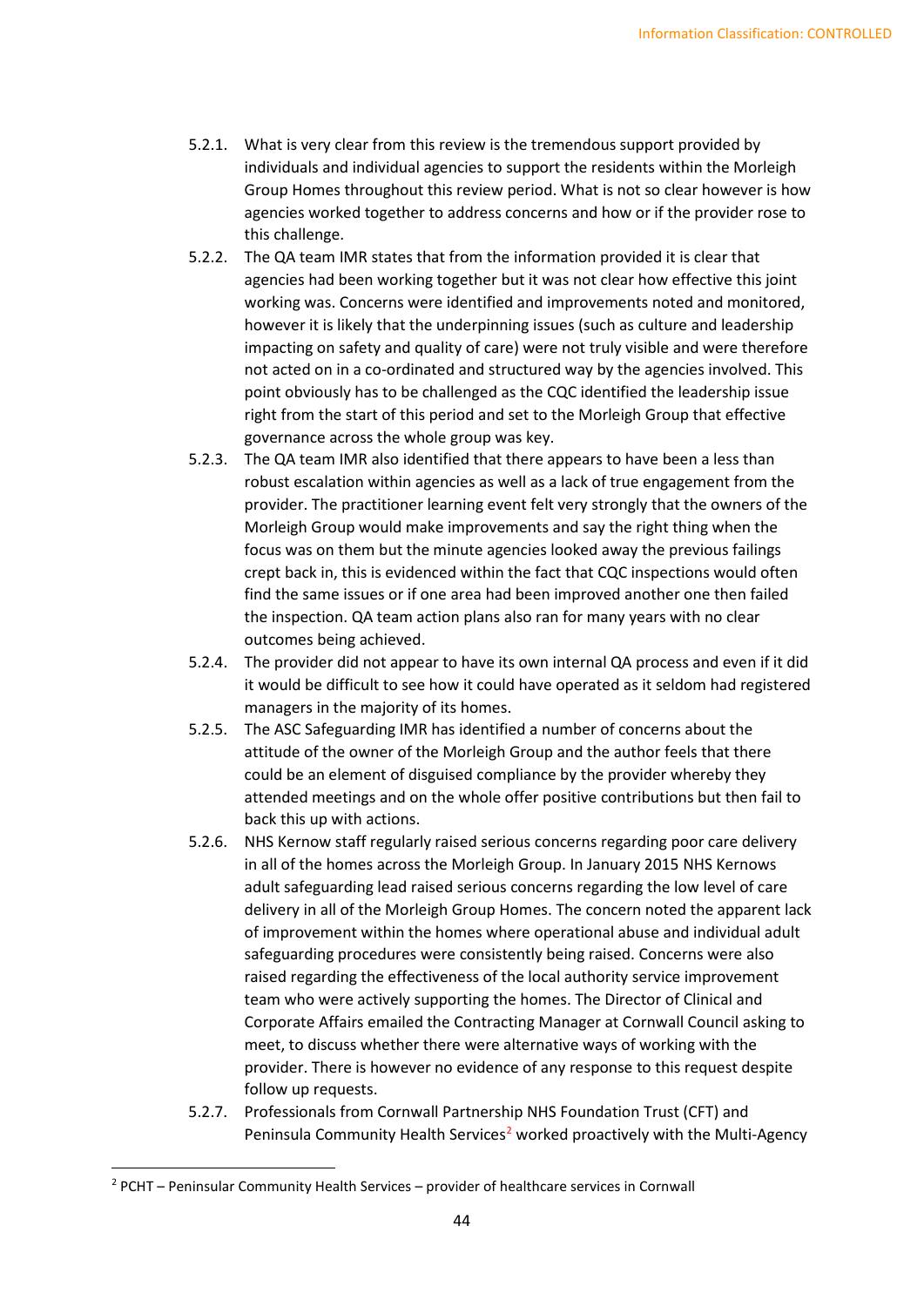5.2.1. What is very clear from this review is the tremendous support provided by individuals and individual agencies to support the residents within the Morleigh Group Homes throughout this review period. What is not so clear however is how agencies worked together to address concerns and how or if the provider rose to this challenge.

5.2.2. The QA team IMR states that from the information provided it is clear that agencies had been working together but it was not clear how effective this joint working was. Concerns were identified and improvements noted and monitored, however it is likely that the underpinning issues (such as culture and leadership impacting on safety and quality of care) were not truly visible and were therefore not acted on in a co-ordinated and structured way by the agencies involved. This point obviously has to be challenged as the CQC identified the leadership issue right from the start of this period and set to the Morleigh Group that effective governance across the whole group was key.

5.2.3. The QA team IMR also identified that there appears to have been a less than robust escalation within agencies as well as a lack of true engagement from the provider. The practitioner learning event felt very strongly that the owners of the Morleigh Group would make improvements and say the right thing when the focus was on them but the minute agencies looked away the previous failings crept back in, this is evidenced within the fact that CQC inspections would often find the same issues or if one area had been improved another one then failed the inspection. QA team action plans also ran for many years with no clear outcomes being achieved.

5.2.4. The provider did not appear to have its own internal QA process and even if it did it would be difficult to see how it could have operated as it seldom had registered managers in the majority of its homes.

5.2.5. The ASC Safeguarding IMR has identified a number of concerns about the attitude of the owner of the Morleigh Group and the author feels that there could be an element of disguised compliance by the provider whereby they attended meetings and on the whole offer positive contributions but then fail to back this up with actions.

5.2.6. NHS Kernow staff regularly raised serious concerns regarding poor care delivery in all of the homes across the Morleigh Group. In January 2015 NHS Kernows adult safeguarding lead raised serious concerns regarding the low level of care delivery in all of the Morleigh Group Homes. The concern noted the apparent lack of improvement within the homes where operational abuse and individual adult safeguarding procedures were consistently being raised. Concerns were also raised regarding the effectiveness of the local authority service improvement team who were actively supporting the homes. The Director of Clinical and Corporate Affairs emailed the Contracting Manager at Cornwall Council asking to meet, to discuss whether there were alternative ways of working with the provider. There is however no evidence of any response to this request despite follow up requests.

5.2.7. Professionals from Cornwall Partnership NHS Foundation Trust (CFT) and Peninsula Community Health Services[2] worked proactively with the Multi-Agency

[2] PCHT – Peninsular Community Health Services – provider of healthcare services in Cornwall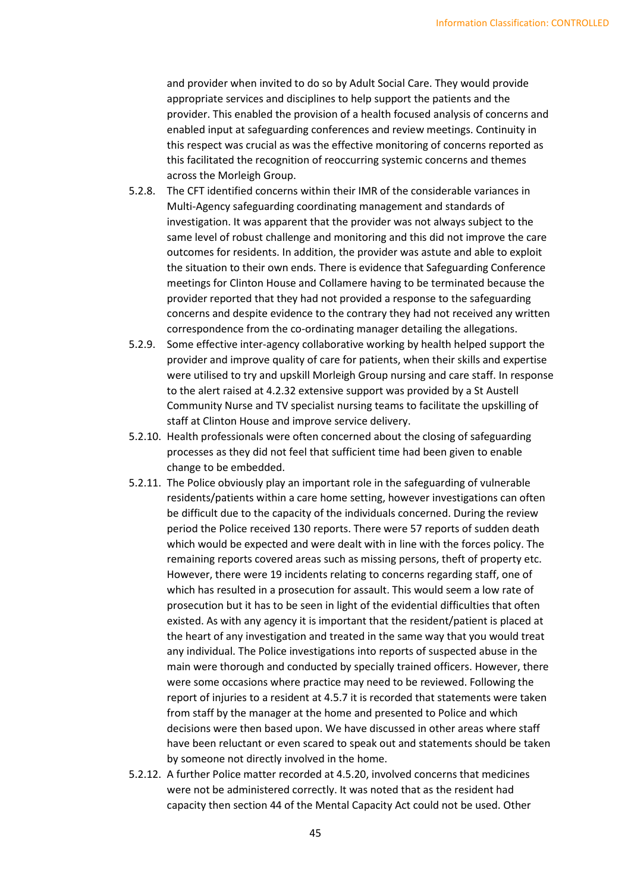and provider when invited to do so by Adult Social Care. They would provide appropriate services and disciplines to help support the patients and the provider. This enabled the provision of a health focused analysis of concerns and enabled input at safeguarding conferences and review meetings. Continuity in this respect was crucial as was the effective monitoring of concerns reported as this facilitated the recognition of reoccurring systemic concerns and themes across the Morleigh Group.

5.2.8. The CFT identified concerns within their IMR of the considerable variances in Multi-Agency safeguarding coordinating management and standards of investigation. It was apparent that the provider was not always subject to the same level of robust challenge and monitoring and this did not improve the care outcomes for residents. In addition, the provider was astute and able to exploit the situation to their own ends. There is evidence that Safeguarding Conference meetings for Clinton House and Collamere having to be terminated because the provider reported that they had not provided a response to the safeguarding concerns and despite evidence to the contrary they had not received any written correspondence from the co-ordinating manager detailing the allegations.

5.2.9. Some effective inter-agency collaborative working by health helped support the provider and improve quality of care for patients, when their skills and expertise were utilised to try and upskill Morleigh Group nursing and care staff. In response to the alert raised at 4.2.32 extensive support was provided by a St Austell Community Nurse and TV specialist nursing teams to facilitate the upskilling of staff at Clinton House and improve service delivery.

5.2.10. Health professionals were often concerned about the closing of safeguarding processes as they did not feel that sufficient time had been given to enable change to be embedded.

5.2.11. The Police obviously play an important role in the safeguarding of vulnerable residents/patients within a care home setting, however investigations can often be difficult due to the capacity of the individuals concerned. During the review period the Police received 130 reports. There were 57 reports of sudden death which would be expected and were dealt with in line with the forces policy. The remaining reports covered areas such as missing persons, theft of property etc. However, there were 19 incidents relating to concerns regarding staff, one of which has resulted in a prosecution for assault. This would seem a low rate of prosecution but it has to be seen in light of the evidential difficulties that often existed. As with any agency it is important that the resident/patient is placed at the heart of any investigation and treated in the same way that you would treat any individual. The Police investigations into reports of suspected abuse in the main were thorough and conducted by specially trained officers. However, there were some occasions where practice may need to be reviewed. Following the report of injuries to a resident at 4.5.7 it is recorded that statements were taken from staff by the manager at the home and presented to Police and which decisions were then based upon. We have discussed in other areas where staff have been reluctant or even scared to speak out and statements should be taken by someone not directly involved in the home.

5.2.12. A further Police matter recorded at 4.5.20, involved concerns that medicines were not be administered correctly. It was noted that as the resident had capacity then section 44 of the Mental Capacity Act could not be used. Other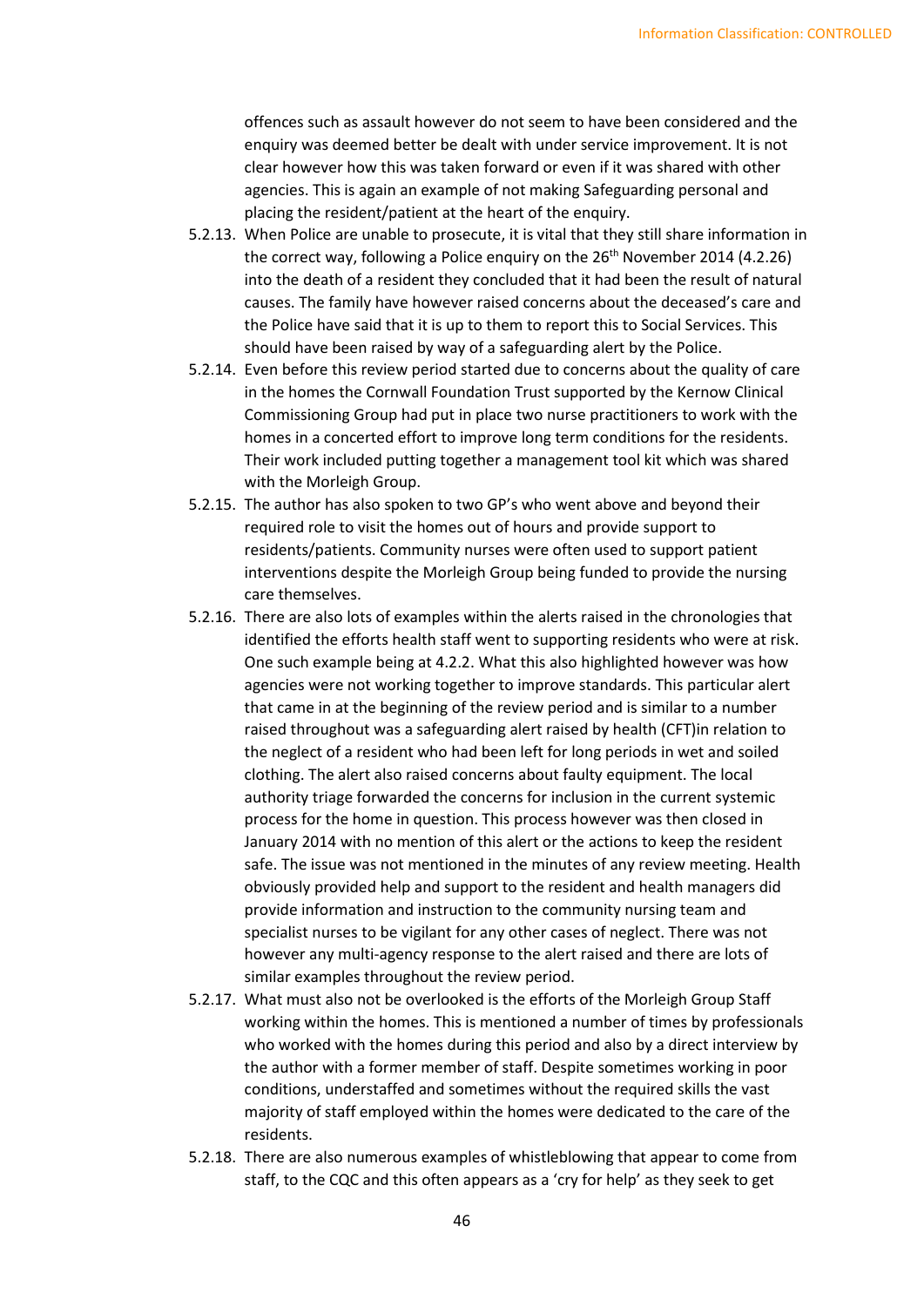offences such as assault however do not seem to have been considered and the enquiry was deemed better be dealt with under service improvement. It is not clear however how this was taken forward or even if it was shared with other agencies. This is again an example of not making Safeguarding personal and placing the resident/patient at the heart of the enquiry.

5.2.13. When Police are unable to prosecute, it is vital that they still share information in the correct way, following a Police enquiry on the 26th November 2014 (4.2.26) into the death of a resident they concluded that it had been the result of natural causes. The family have however raised concerns about the deceased's care and the Police have said that it is up to them to report this to Social Services. This should have been raised by way of a safeguarding alert by the Police.

5.2.14. Even before this review period started due to concerns about the quality of care in the homes the Cornwall Foundation Trust supported by the Kernow Clinical Commissioning Group had put in place two nurse practitioners to work with the homes in a concerted effort to improve long term conditions for the residents. Their work included putting together a management tool kit which was shared with the Morleigh Group.

5.2.15. The author has also spoken to two GP's who went above and beyond their required role to visit the homes out of hours and provide support to residents/patients. Community nurses were often used to support patient interventions despite the Morleigh Group being funded to provide the nursing care themselves.

5.2.16. There are also lots of examples within the alerts raised in the chronologies that identified the efforts health staff went to supporting residents who were at risk. One such example being at 4.2.2. What this also highlighted however was how agencies were not working together to improve standards. This particular alert that came in at the beginning of the review period and is similar to a number raised throughout was a safeguarding alert raised by health (CFT)in relation to the neglect of a resident who had been left for long periods in wet and soiled clothing. The alert also raised concerns about faulty equipment. The local authority triage forwarded the concerns for inclusion in the current systemic process for the home in question. This process however was then closed in January 2014 with no mention of this alert or the actions to keep the resident safe. The issue was not mentioned in the minutes of any review meeting. Health obviously provided help and support to the resident and health managers did provide information and instruction to the community nursing team and specialist nurses to be vigilant for any other cases of neglect. There was not however any multi-agency response to the alert raised and there are lots of similar examples throughout the review period.

5.2.17. What must also not be overlooked is the efforts of the Morleigh Group Staff working within the homes. This is mentioned a number of times by professionals who worked with the homes during this period and also by a direct interview by the author with a former member of staff. Despite sometimes working in poor conditions, understaffed and sometimes without the required skills the vast majority of staff employed within the homes were dedicated to the care of the residents.

5.2.18. There are also numerous examples of whistleblowing that appear to come from staff, to the CQC and this often appears as a 'cry for help' as they seek to get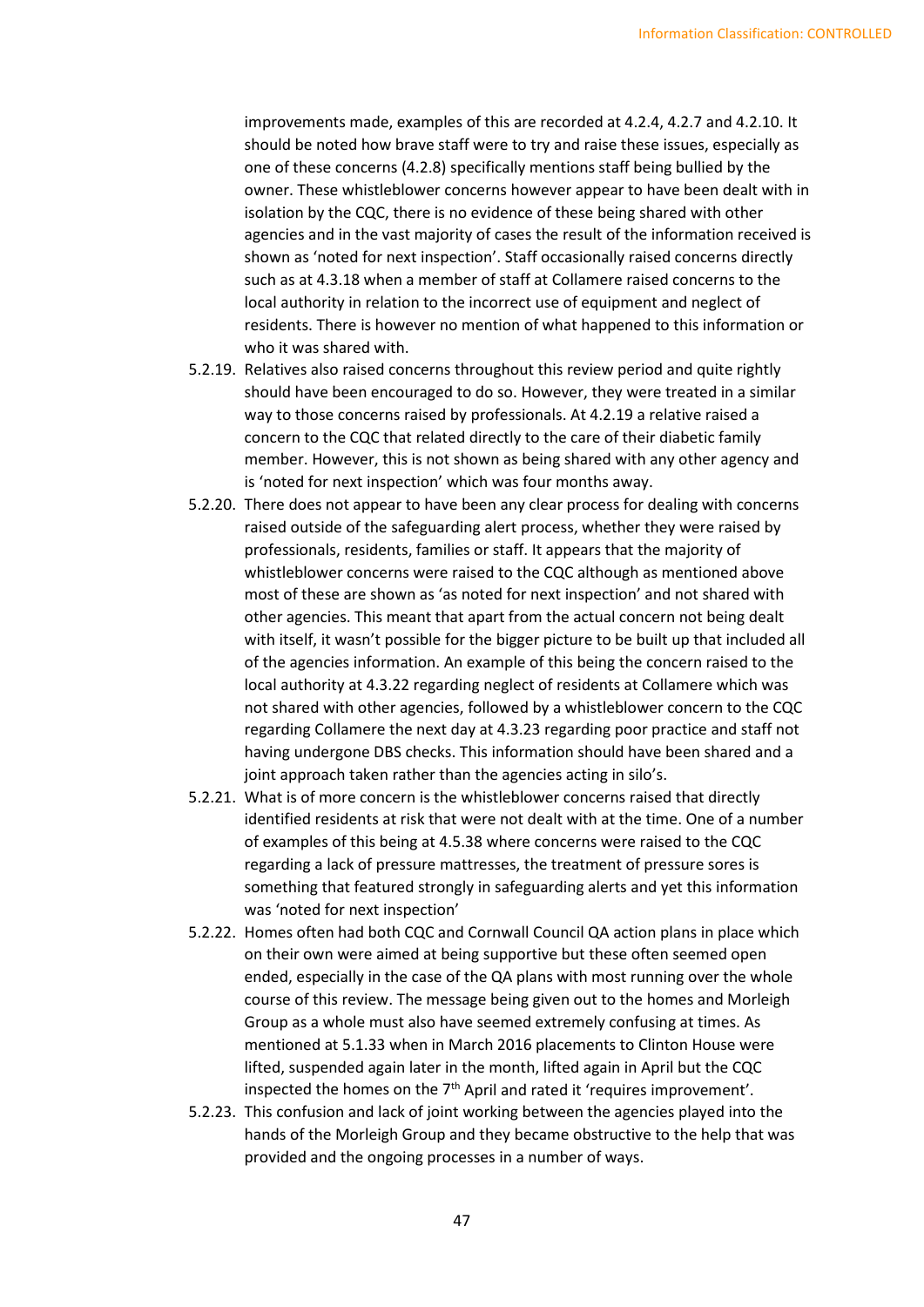improvements made, examples of this are recorded at 4.2.4, 4.2.7 and 4.2.10. It should be noted how brave staff were to try and raise these issues, especially as one of these concerns (4.2.8) specifically mentions staff being bullied by the owner. These whistleblower concerns however appear to have been dealt with in isolation by the CQC, there is no evidence of these being shared with other agencies and in the vast majority of cases the result of the information received is shown as 'noted for next inspection'. Staff occasionally raised concerns directly such as at 4.3.18 when a member of staff at Collamere raised concerns to the local authority in relation to the incorrect use of equipment and neglect of residents. There is however no mention of what happened to this information or who it was shared with.

5.2.19. Relatives also raised concerns throughout this review period and quite rightly should have been encouraged to do so. However, they were treated in a similar way to those concerns raised by professionals. At 4.2.19 a relative raised a concern to the CQC that related directly to the care of their diabetic family member. However, this is not shown as being shared with any other agency and is 'noted for next inspection' which was four months away.

5.2.20. There does not appear to have been any clear process for dealing with concerns raised outside of the safeguarding alert process, whether they were raised by professionals, residents, families or staff. It appears that the majority of whistleblower concerns were raised to the CQC although as mentioned above most of these are shown as 'as noted for next inspection' and not shared with other agencies. This meant that apart from the actual concern not being dealt with itself, it wasn't possible for the bigger picture to be built up that included all of the agencies information. An example of this being the concern raised to the local authority at 4.3.22 regarding neglect of residents at Collamere which was not shared with other agencies, followed by a whistleblower concern to the CQC regarding Collamere the next day at 4.3.23 regarding poor practice and staff not having undergone DBS checks. This information should have been shared and a joint approach taken rather than the agencies acting in silo's.

5.2.21. What is of more concern is the whistleblower concerns raised that directly identified residents at risk that were not dealt with at the time. One of a number of examples of this being at 4.5.38 where concerns were raised to the CQC regarding a lack of pressure mattresses, the treatment of pressure sores is something that featured strongly in safeguarding alerts and yet this information was 'noted for next inspection'

5.2.22. Homes often had both CQC and Cornwall Council QA action plans in place which on their own were aimed at being supportive but these often seemed open ended, especially in the case of the QA plans with most running over the whole course of this review. The message being given out to the homes and Morleigh Group as a whole must also have seemed extremely confusing at times. As mentioned at 5.1.33 when in March 2016 placements to Clinton House were lifted, suspended again later in the month, lifted again in April but the CQC inspected the homes on the 7th April and rated it 'requires improvement'.

5.2.23. This confusion and lack of joint working between the agencies played into the hands of the Morleigh Group and they became obstructive to the help that was provided and the ongoing processes in a number of ways.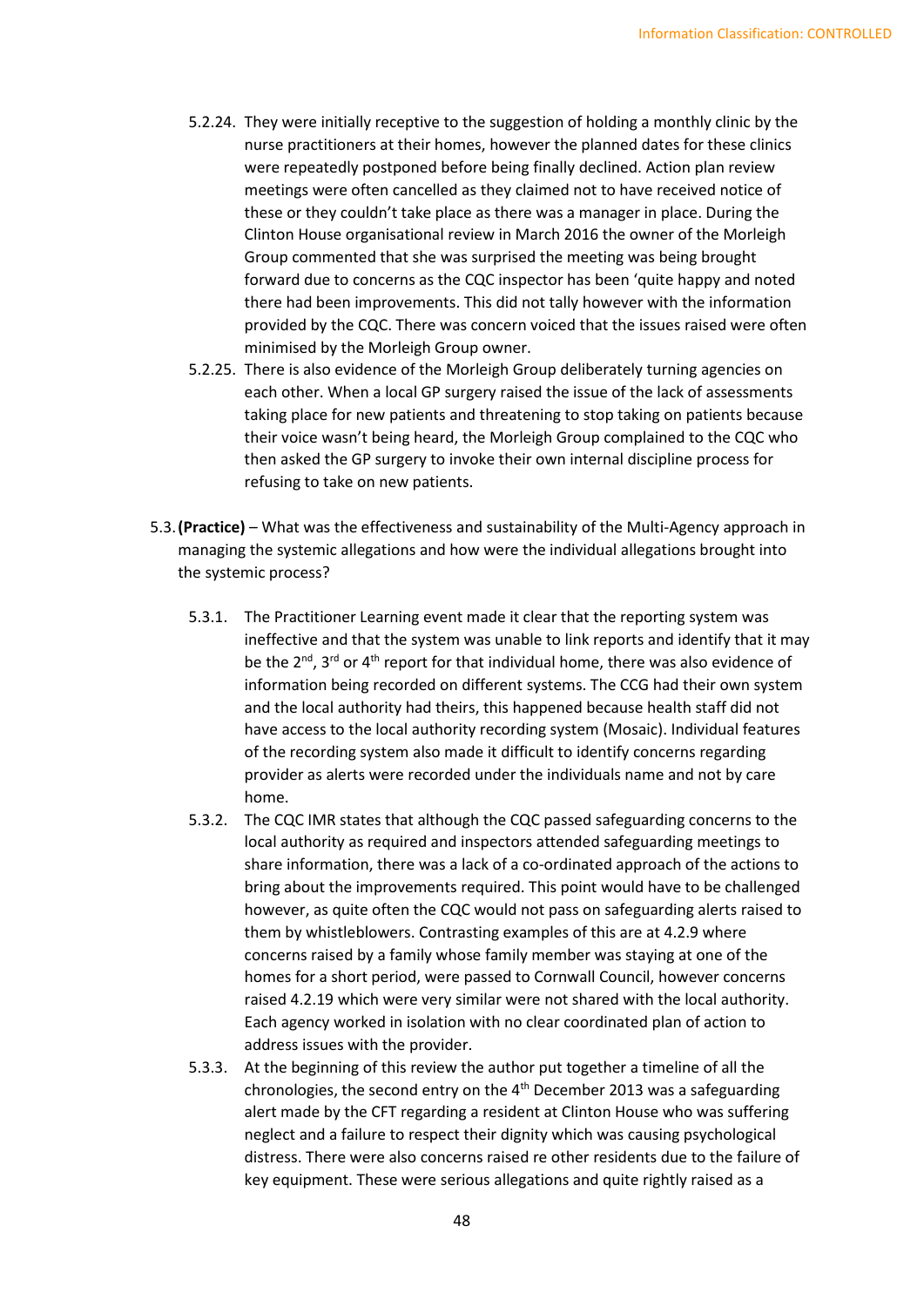5.2.24. They were initially receptive to the suggestion of holding a monthly clinic by the nurse practitioners at their homes, however the planned dates for these clinics were repeatedly postponed before being finally declined. Action plan review meetings were often cancelled as they claimed not to have received notice of these or they couldn't take place as there was a manager in place. During the Clinton House organisational review in March 2016 the owner of the Morleigh Group commented that she was surprised the meeting was being brought forward due to concerns as the CQC inspector has been 'quite happy and noted there had been improvements. This did not tally however with the information provided by the CQC. There was concern voiced that the issues raised were often minimised by the Morleigh Group owner.

5.2.25. There is also evidence of the Morleigh Group deliberately turning agencies on each other. When a local GP surgery raised the issue of the lack of assessments taking place for new patients and threatening to stop taking on patients because their voice wasn't being heard, the Morleigh Group complained to the CQC who then asked the GP surgery to invoke their own internal discipline process for refusing to take on new patients.

5.3. **(Practice)** – What was the effectiveness and sustainability of the Multi-Agency approach in managing the systemic allegations and how were the individual allegations brought into the systemic process?

5.3.1. The Practitioner Learning event made it clear that the reporting system was ineffective and that the system was unable to link reports and identify that it may be the 2nd, 3rd or 4th report for that individual home, there was also evidence of information being recorded on different systems. The CCG had their own system and the local authority had theirs, this happened because health staff did not have access to the local authority recording system (Mosaic). Individual features of the recording system also made it difficult to identify concerns regarding provider as alerts were recorded under the individuals name and not by care home.

5.3.2. The CQC IMR states that although the CQC passed safeguarding concerns to the local authority as required and inspectors attended safeguarding meetings to share information, there was a lack of a co-ordinated approach of the actions to bring about the improvements required. This point would have to be challenged however, as quite often the CQC would not pass on safeguarding alerts raised to them by whistleblowers. Contrasting examples of this are at 4.2.9 where concerns raised by a family whose family member was staying at one of the homes for a short period, were passed to Cornwall Council, however concerns raised 4.2.19 which were very similar were not shared with the local authority. Each agency worked in isolation with no clear coordinated plan of action to address issues with the provider.

5.3.3. At the beginning of this review the author put together a timeline of all the chronologies, the second entry on the 4th December 2013 was a safeguarding alert made by the CFT regarding a resident at Clinton House who was suffering neglect and a failure to respect their dignity which was causing psychological distress. There were also concerns raised re other residents due to the failure of key equipment. These were serious allegations and quite rightly raised as a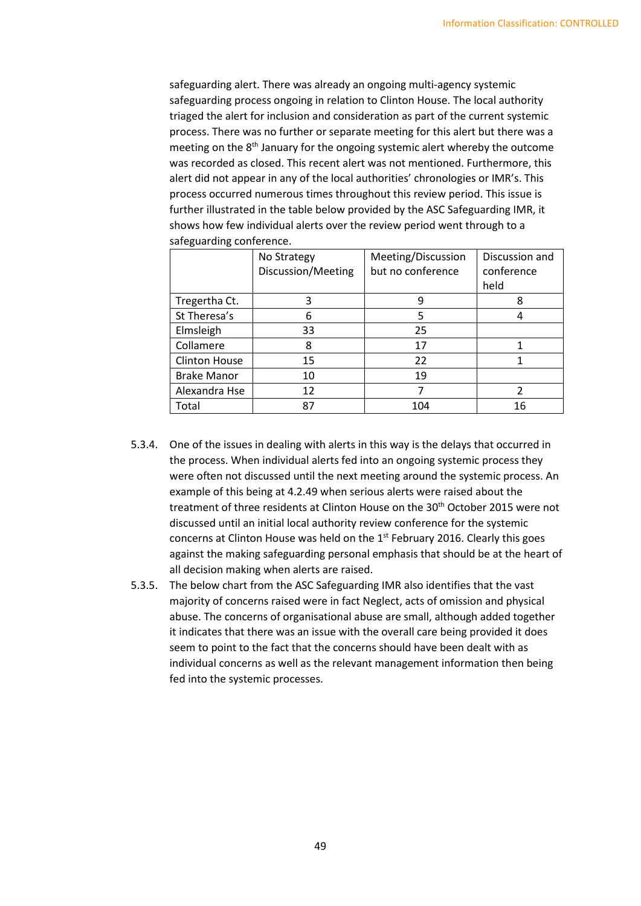safeguarding alert. There was already an ongoing multi-agency systemic safeguarding process ongoing in relation to Clinton House. The local authority triaged the alert for inclusion and consideration as part of the current systemic process. There was no further or separate meeting for this alert but there was a meeting on the 8th January for the ongoing systemic alert whereby the outcome was recorded as closed. This recent alert was not mentioned. Furthermore, this alert did not appear in any of the local authorities' chronologies or IMR's. This process occurred numerous times throughout this review period. This issue is further illustrated in the table below provided by the ASC Safeguarding IMR, it shows how few individual alerts over the review period went through to a safeguarding conference.

| | No Strategy Discussion/Meeting | Meeting/Discussion but no conference | Discussion and conference held |
|---|---|---|---|
| Tregertha Ct. | 3 | 9 | 8 |
| St Theresa's | 6 | 5 | 4 |
| Elmsleigh | 33 | 25 | |
| Collamere | 8 | 17 | 1 |
| Clinton House | 15 | 22 | 1 |
| Brake Manor | 10 | 19 | |
| Alexandra Hse | 12 | 7 | 2 |
| Total | 87 | 104 | 16 |

5.3.4. One of the issues in dealing with alerts in this way is the delays that occurred in the process. When individual alerts fed into an ongoing systemic process they were often not discussed until the next meeting around the systemic process. An example of this being at 4.2.49 when serious alerts were raised about the treatment of three residents at Clinton House on the 30th October 2015 were not discussed until an initial local authority review conference for the systemic concerns at Clinton House was held on the 1st February 2016. Clearly this goes against the making safeguarding personal emphasis that should be at the heart of all decision making when alerts are raised.

5.3.5. The below chart from the ASC Safeguarding IMR also identifies that the vast majority of concerns raised were in fact Neglect, acts of omission and physical abuse. The concerns of organisational abuse are small, although added together it indicates that there was an issue with the overall care being provided it does seem to point to the fact that the concerns should have been dealt with as individual concerns as well as the relevant management information then being fed into the systemic processes.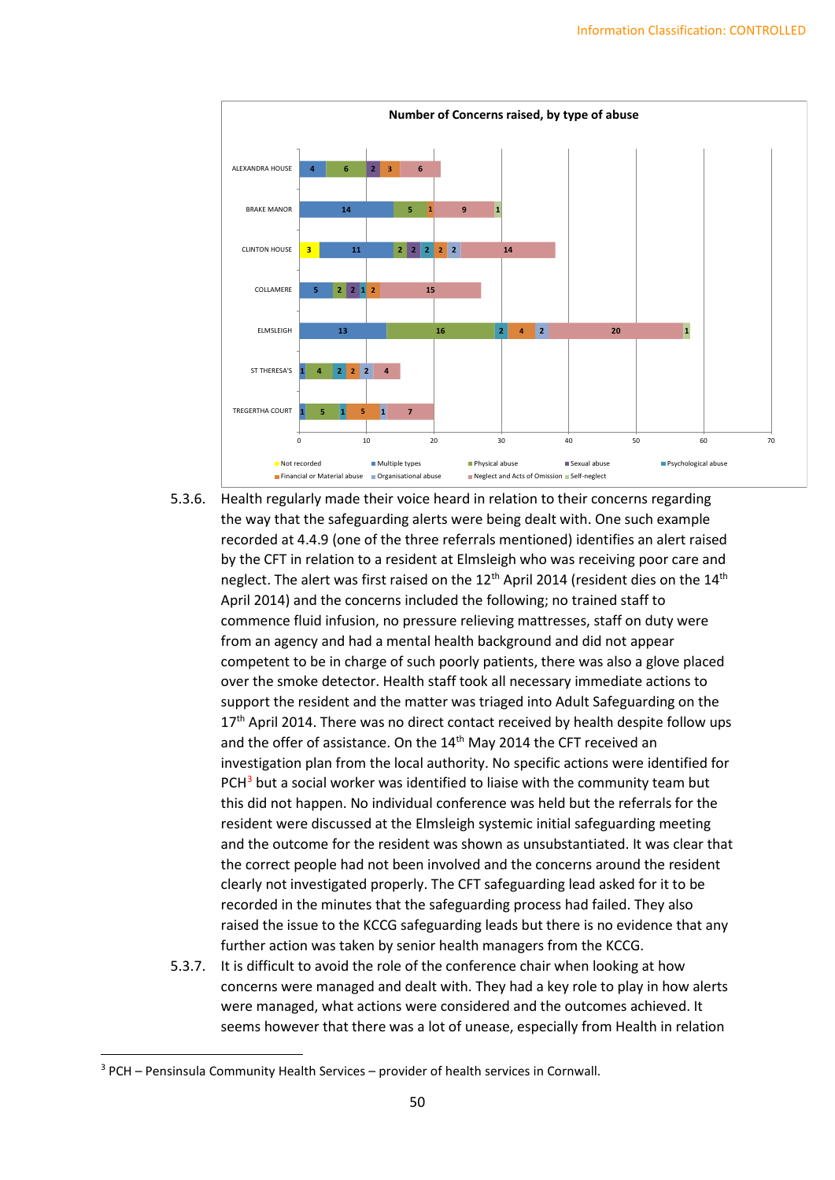**Number of Concerns raised, by type of abuse**

| Home | Not recorded | Multiple types | Physical abuse | Sexual abuse | Psychological abuse | Financial or Material abuse | Organisational abuse | Neglect and Acts of Omission | Self-neglect |
|---|---|---|---|---|---|---|---|---|---|
| ALEXANDRA HOUSE | | 4 | 6 | 2 | | 3 | | 6 | |
| BRAKE MANOR | | 14 | 5 | | | 1 | | 9 | 1 |
| CLINTON HOUSE | 3 | 11 | 2 | 2 | 2 | 2 | 2 | 14 | |
| COLLAMERE | | 5 | 2 | 2 | 1 | 2 | | 15 | |
| ELMSLEIGH | | 13 | 16 | | 2 | 4 | 2 | 20 | 1 |
| ST THERESA'S | | 1 | 4 | | 2 | 2 | 2 | 4 | |
| TREGERTHA COURT | | 1 | 5 | | 1 | 5 | 1 | 7 | |

5.3.6. Health regularly made their voice heard in relation to their concerns regarding the way that the safeguarding alerts were being dealt with. One such example recorded at 4.4.9 (one of the three referrals mentioned) identifies an alert raised by the CFT in relation to a resident at Elmsleigh who was receiving poor care and neglect. The alert was first raised on the 12th April 2014 (resident dies on the 14th April 2014) and the concerns included the following; no trained staff to commence fluid infusion, no pressure relieving mattresses, staff on duty were from an agency and had a mental health background and did not appear competent to be in charge of such poorly patients, there was also a glove placed over the smoke detector. Health staff took all necessary immediate actions to support the resident and the matter was triaged into Adult Safeguarding on the 17th April 2014. There was no direct contact received by health despite follow ups and the offer of assistance. On the 14th May 2014 the CFT received an investigation plan from the local authority. No specific actions were identified for PCH[3] but a social worker was identified to liaise with the community team but this did not happen. No individual conference was held but the referrals for the resident were discussed at the Elmsleigh systemic initial safeguarding meeting and the outcome for the resident was shown as unsubstantiated. It was clear that the correct people had not been involved and the concerns around the resident clearly not investigated properly. The CFT safeguarding lead asked for it to be recorded in the minutes that the safeguarding process had failed. They also raised the issue to the KCCG safeguarding leads but there is no evidence that any further action was taken by senior health managers from the KCCG.

5.3.7. It is difficult to avoid the role of the conference chair when looking at how concerns were managed and dealt with. They had a key role to play in how alerts were managed, what actions were considered and the outcomes achieved. It seems however that there was a lot of unease, especially from Health in relation

[3] PCH – Pensinsula Community Health Services – provider of health services in Cornwall.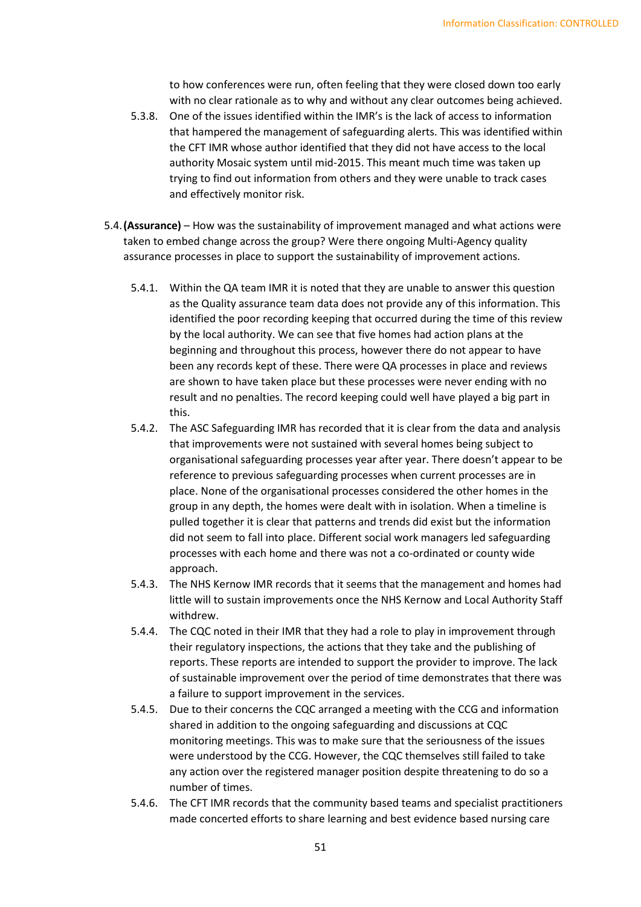to how conferences were run, often feeling that they were closed down too early with no clear rationale as to why and without any clear outcomes being achieved.

5.3.8. One of the issues identified within the IMR's is the lack of access to information that hampered the management of safeguarding alerts. This was identified within the CFT IMR whose author identified that they did not have access to the local authority Mosaic system until mid-2015. This meant much time was taken up trying to find out information from others and they were unable to track cases and effectively monitor risk.

5.4. **(Assurance)** – How was the sustainability of improvement managed and what actions were taken to embed change across the group? Were there ongoing Multi-Agency quality assurance processes in place to support the sustainability of improvement actions.

5.4.1. Within the QA team IMR it is noted that they are unable to answer this question as the Quality assurance team data does not provide any of this information. This identified the poor recording keeping that occurred during the time of this review by the local authority. We can see that five homes had action plans at the beginning and throughout this process, however there do not appear to have been any records kept of these. There were QA processes in place and reviews are shown to have taken place but these processes were never ending with no result and no penalties. The record keeping could well have played a big part in this.

5.4.2. The ASC Safeguarding IMR has recorded that it is clear from the data and analysis that improvements were not sustained with several homes being subject to organisational safeguarding processes year after year. There doesn't appear to be reference to previous safeguarding processes when current processes are in place. None of the organisational processes considered the other homes in the group in any depth, the homes were dealt with in isolation. When a timeline is pulled together it is clear that patterns and trends did exist but the information did not seem to fall into place. Different social work managers led safeguarding processes with each home and there was not a co-ordinated or county wide approach.

5.4.3. The NHS Kernow IMR records that it seems that the management and homes had little will to sustain improvements once the NHS Kernow and Local Authority Staff withdrew.

5.4.4. The CQC noted in their IMR that they had a role to play in improvement through their regulatory inspections, the actions that they take and the publishing of reports. These reports are intended to support the provider to improve. The lack of sustainable improvement over the period of time demonstrates that there was a failure to support improvement in the services.

5.4.5. Due to their concerns the CQC arranged a meeting with the CCG and information shared in addition to the ongoing safeguarding and discussions at CQC monitoring meetings. This was to make sure that the seriousness of the issues were understood by the CCG. However, the CQC themselves still failed to take any action over the registered manager position despite threatening to do so a number of times.

5.4.6. The CFT IMR records that the community based teams and specialist practitioners made concerted efforts to share learning and best evidence based nursing care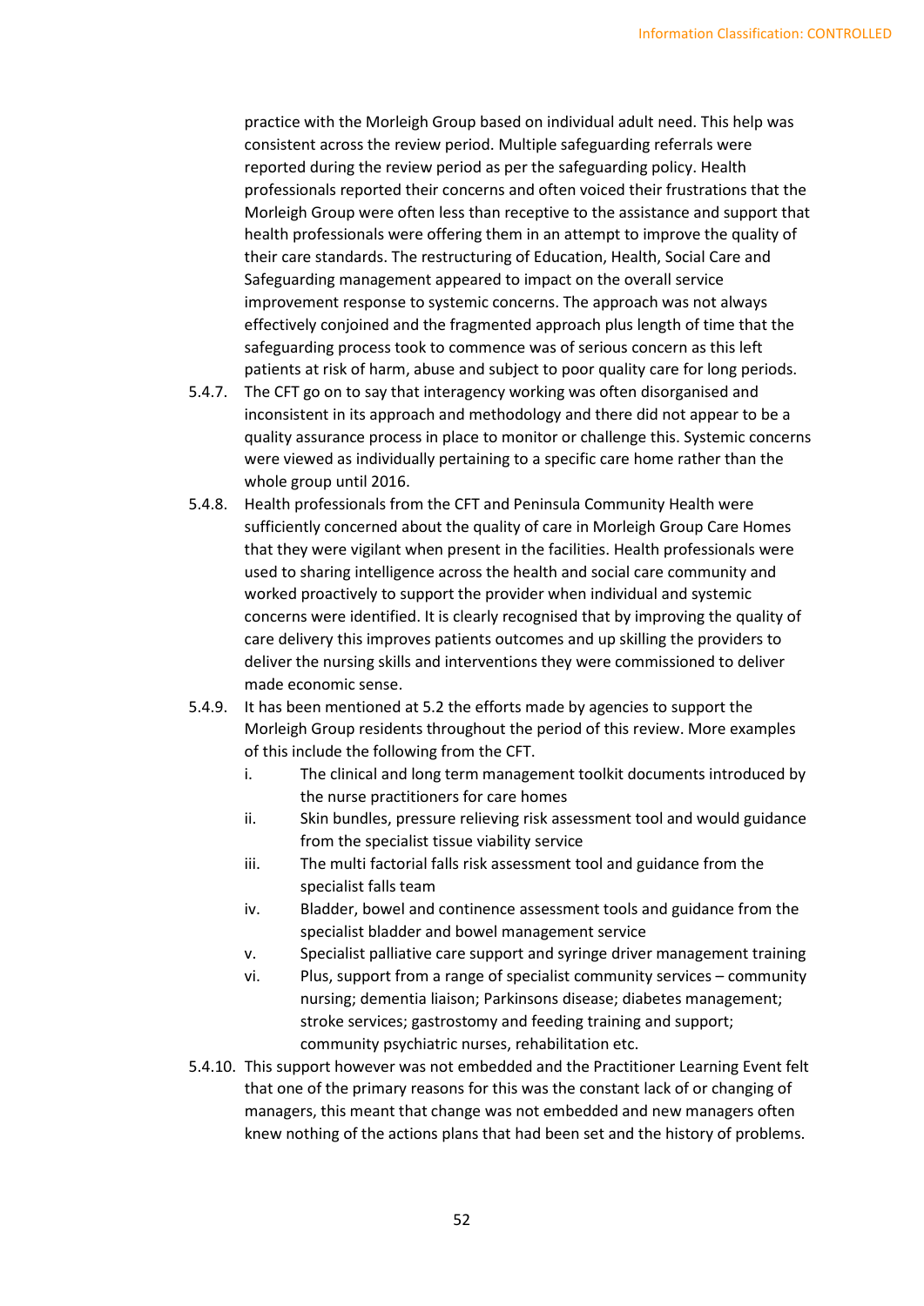practice with the Morleigh Group based on individual adult need. This help was consistent across the review period. Multiple safeguarding referrals were reported during the review period as per the safeguarding policy. Health professionals reported their concerns and often voiced their frustrations that the Morleigh Group were often less than receptive to the assistance and support that health professionals were offering them in an attempt to improve the quality of their care standards. The restructuring of Education, Health, Social Care and Safeguarding management appeared to impact on the overall service improvement response to systemic concerns. The approach was not always effectively conjoined and the fragmented approach plus length of time that the safeguarding process took to commence was of serious concern as this left patients at risk of harm, abuse and subject to poor quality care for long periods.

5.4.7. The CFT go on to say that interagency working was often disorganised and inconsistent in its approach and methodology and there did not appear to be a quality assurance process in place to monitor or challenge this. Systemic concerns were viewed as individually pertaining to a specific care home rather than the whole group until 2016.

5.4.8. Health professionals from the CFT and Peninsula Community Health were sufficiently concerned about the quality of care in Morleigh Group Care Homes that they were vigilant when present in the facilities. Health professionals were used to sharing intelligence across the health and social care community and worked proactively to support the provider when individual and systemic concerns were identified. It is clearly recognised that by improving the quality of care delivery this improves patients outcomes and up skilling the providers to deliver the nursing skills and interventions they were commissioned to deliver made economic sense.

5.4.9. It has been mentioned at 5.2 the efforts made by agencies to support the Morleigh Group residents throughout the period of this review. More examples of this include the following from the CFT.

i. The clinical and long term management toolkit documents introduced by the nurse practitioners for care homes
ii. Skin bundles, pressure relieving risk assessment tool and would guidance from the specialist tissue viability service
iii. The multi factorial falls risk assessment tool and guidance from the specialist falls team
iv. Bladder, bowel and continence assessment tools and guidance from the specialist bladder and bowel management service
v. Specialist palliative care support and syringe driver management training
vi. Plus, support from a range of specialist community services – community nursing; dementia liaison; Parkinsons disease; diabetes management; stroke services; gastrostomy and feeding training and support; community psychiatric nurses, rehabilitation etc.

5.4.10. This support however was not embedded and the Practitioner Learning Event felt that one of the primary reasons for this was the constant lack of or changing of managers, this meant that change was not embedded and new managers often knew nothing of the actions plans that had been set and the history of problems.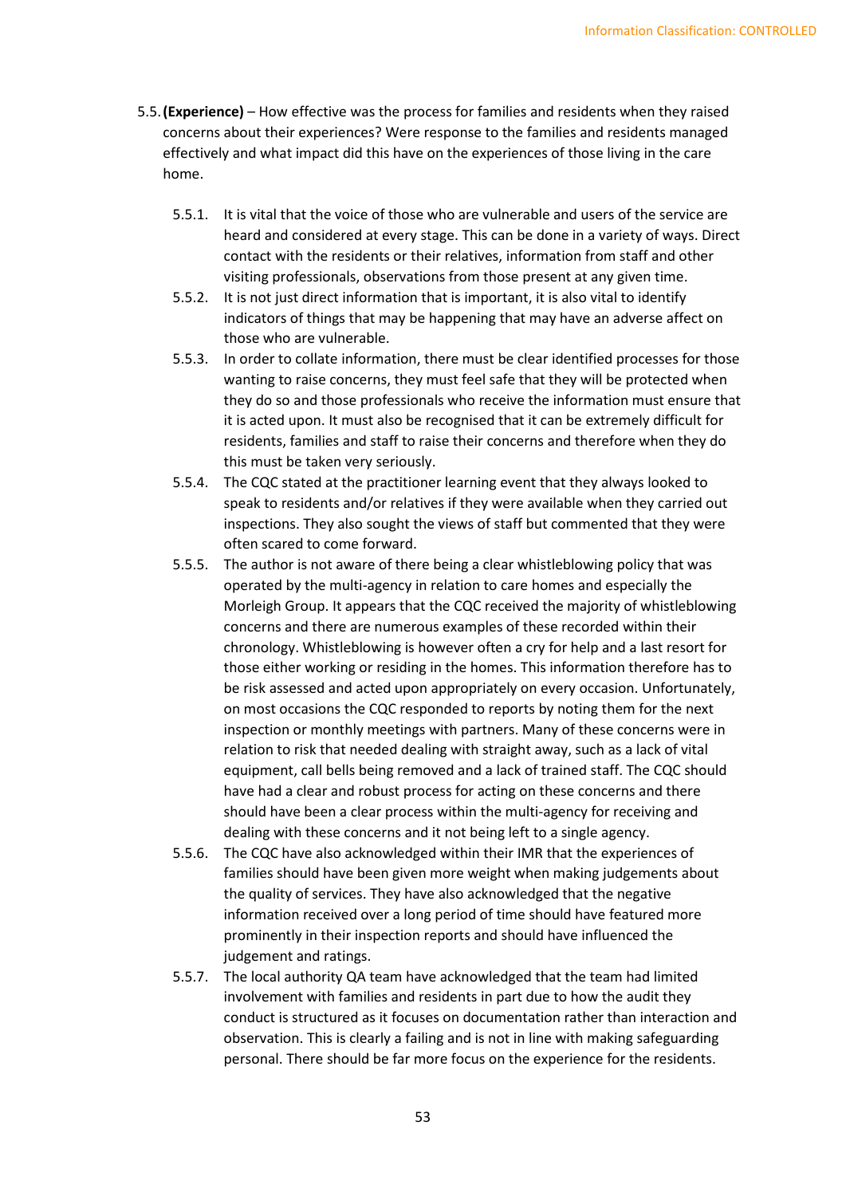5.5. **(Experience)** – How effective was the process for families and residents when they raised concerns about their experiences? Were response to the families and residents managed effectively and what impact did this have on the experiences of those living in the care home.

5.5.1. It is vital that the voice of those who are vulnerable and users of the service are heard and considered at every stage. This can be done in a variety of ways. Direct contact with the residents or their relatives, information from staff and other visiting professionals, observations from those present at any given time.

5.5.2. It is not just direct information that is important, it is also vital to identify indicators of things that may be happening that may have an adverse affect on those who are vulnerable.

5.5.3. In order to collate information, there must be clear identified processes for those wanting to raise concerns, they must feel safe that they will be protected when they do so and those professionals who receive the information must ensure that it is acted upon. It must also be recognised that it can be extremely difficult for residents, families and staff to raise their concerns and therefore when they do this must be taken very seriously.

5.5.4. The CQC stated at the practitioner learning event that they always looked to speak to residents and/or relatives if they were available when they carried out inspections. They also sought the views of staff but commented that they were often scared to come forward.

5.5.5. The author is not aware of there being a clear whistleblowing policy that was operated by the multi-agency in relation to care homes and especially the Morleigh Group. It appears that the CQC received the majority of whistleblowing concerns and there are numerous examples of these recorded within their chronology. Whistleblowing is however often a cry for help and a last resort for those either working or residing in the homes. This information therefore has to be risk assessed and acted upon appropriately on every occasion. Unfortunately, on most occasions the CQC responded to reports by noting them for the next inspection or monthly meetings with partners. Many of these concerns were in relation to risk that needed dealing with straight away, such as a lack of vital equipment, call bells being removed and a lack of trained staff. The CQC should have had a clear and robust process for acting on these concerns and there should have been a clear process within the multi-agency for receiving and dealing with these concerns and it not being left to a single agency.

5.5.6. The CQC have also acknowledged within their IMR that the experiences of families should have been given more weight when making judgements about the quality of services. They have also acknowledged that the negative information received over a long period of time should have featured more prominently in their inspection reports and should have influenced the judgement and ratings.

5.5.7. The local authority QA team have acknowledged that the team had limited involvement with families and residents in part due to how the audit they conduct is structured as it focuses on documentation rather than interaction and observation. This is clearly a failing and is not in line with making safeguarding personal. There should be far more focus on the experience for the residents.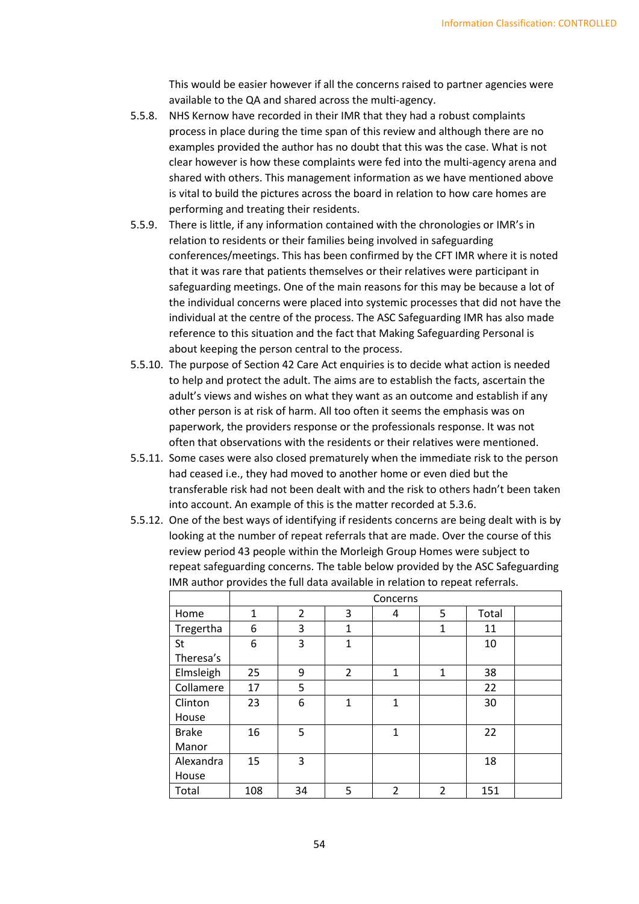This would be easier however if all the concerns raised to partner agencies were available to the QA and shared across the multi-agency.

5.5.8. NHS Kernow have recorded in their IMR that they had a robust complaints process in place during the time span of this review and although there are no examples provided the author has no doubt that this was the case. What is not clear however is how these complaints were fed into the multi-agency arena and shared with others. This management information as we have mentioned above is vital to build the pictures across the board in relation to how care homes are performing and treating their residents.

5.5.9. There is little, if any information contained with the chronologies or IMR's in relation to residents or their families being involved in safeguarding conferences/meetings. This has been confirmed by the CFT IMR where it is noted that it was rare that patients themselves or their relatives were participant in safeguarding meetings. One of the main reasons for this may be because a lot of the individual concerns were placed into systemic processes that did not have the individual at the centre of the process. The ASC Safeguarding IMR has also made reference to this situation and the fact that Making Safeguarding Personal is about keeping the person central to the process.

5.5.10. The purpose of Section 42 Care Act enquiries is to decide what action is needed to help and protect the adult. The aims are to establish the facts, ascertain the adult's views and wishes on what they want as an outcome and establish if any other person is at risk of harm. All too often it seems the emphasis was on paperwork, the providers response or the professionals response. It was not often that observations with the residents or their relatives were mentioned.

5.5.11. Some cases were also closed prematurely when the immediate risk to the person had ceased i.e., they had moved to another home or even died but the transferable risk had not been dealt with and the risk to others hadn't been taken into account. An example of this is the matter recorded at 5.3.6.

5.5.12. One of the best ways of identifying if residents concerns are being dealt with is by looking at the number of repeat referrals that are made. Over the course of this review period 43 people within the Morleigh Group Homes were subject to repeat safeguarding concerns. The table below provided by the ASC Safeguarding IMR author provides the full data available in relation to repeat referrals.

| | Concerns | | | | | | |
|---|---|---|---|---|---|---|---|
| Home | 1 | 2 | 3 | 4 | 5 | Total | |
| Tregertha | 6 | 3 | 1 | | 1 | 11 | |
| St Theresa's | 6 | 3 | 1 | | | 10 | |
| Elmsleigh | 25 | 9 | 2 | 1 | 1 | 38 | |
| Collamere | 17 | 5 | | | | 22 | |
| Clinton House | 23 | 6 | 1 | 1 | | 30 | |
| Brake Manor | 16 | 5 | | 1 | | 22 | |
| Alexandra House | 15 | 3 | | | | 18 | |
| Total | 108 | 34 | 5 | 2 | 2 | 151 | |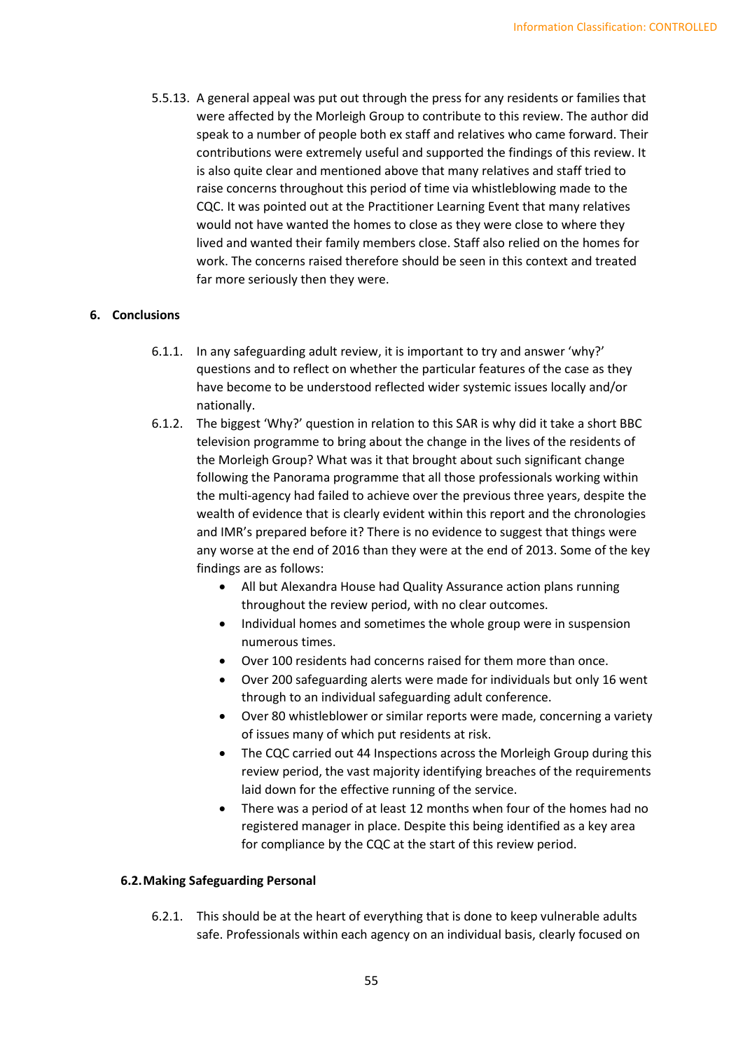5.5.13. A general appeal was put out through the press for any residents or families that were affected by the Morleigh Group to contribute to this review. The author did speak to a number of people both ex staff and relatives who came forward. Their contributions were extremely useful and supported the findings of this review. It is also quite clear and mentioned above that many relatives and staff tried to raise concerns throughout this period of time via whistleblowing made to the CQC. It was pointed out at the Practitioner Learning Event that many relatives would not have wanted the homes to close as they were close to where they lived and wanted their family members close. Staff also relied on the homes for work. The concerns raised therefore should be seen in this context and treated far more seriously then they were.

## 6. Conclusions

6.1.1. In any safeguarding adult review, it is important to try and answer 'why?' questions and to reflect on whether the particular features of the case as they have become to be understood reflected wider systemic issues locally and/or nationally.

6.1.2. The biggest 'Why?' question in relation to this SAR is why did it take a short BBC television programme to bring about the change in the lives of the residents of the Morleigh Group? What was it that brought about such significant change following the Panorama programme that all those professionals working within the multi-agency had failed to achieve over the previous three years, despite the wealth of evidence that is clearly evident within this report and the chronologies and IMR's prepared before it? There is no evidence to suggest that things were any worse at the end of 2016 than they were at the end of 2013. Some of the key findings are as follows:

- All but Alexandra House had Quality Assurance action plans running throughout the review period, with no clear outcomes.
- Individual homes and sometimes the whole group were in suspension numerous times.
- Over 100 residents had concerns raised for them more than once.
- Over 200 safeguarding alerts were made for individuals but only 16 went through to an individual safeguarding adult conference.
- Over 80 whistleblower or similar reports were made, concerning a variety of issues many of which put residents at risk.
- The CQC carried out 44 Inspections across the Morleigh Group during this review period, the vast majority identifying breaches of the requirements laid down for the effective running of the service.
- There was a period of at least 12 months when four of the homes had no registered manager in place. Despite this being identified as a key area for compliance by the CQC at the start of this review period.

### 6.2. Making Safeguarding Personal

6.2.1. This should be at the heart of everything that is done to keep vulnerable adults safe. Professionals within each agency on an individual basis, clearly focused on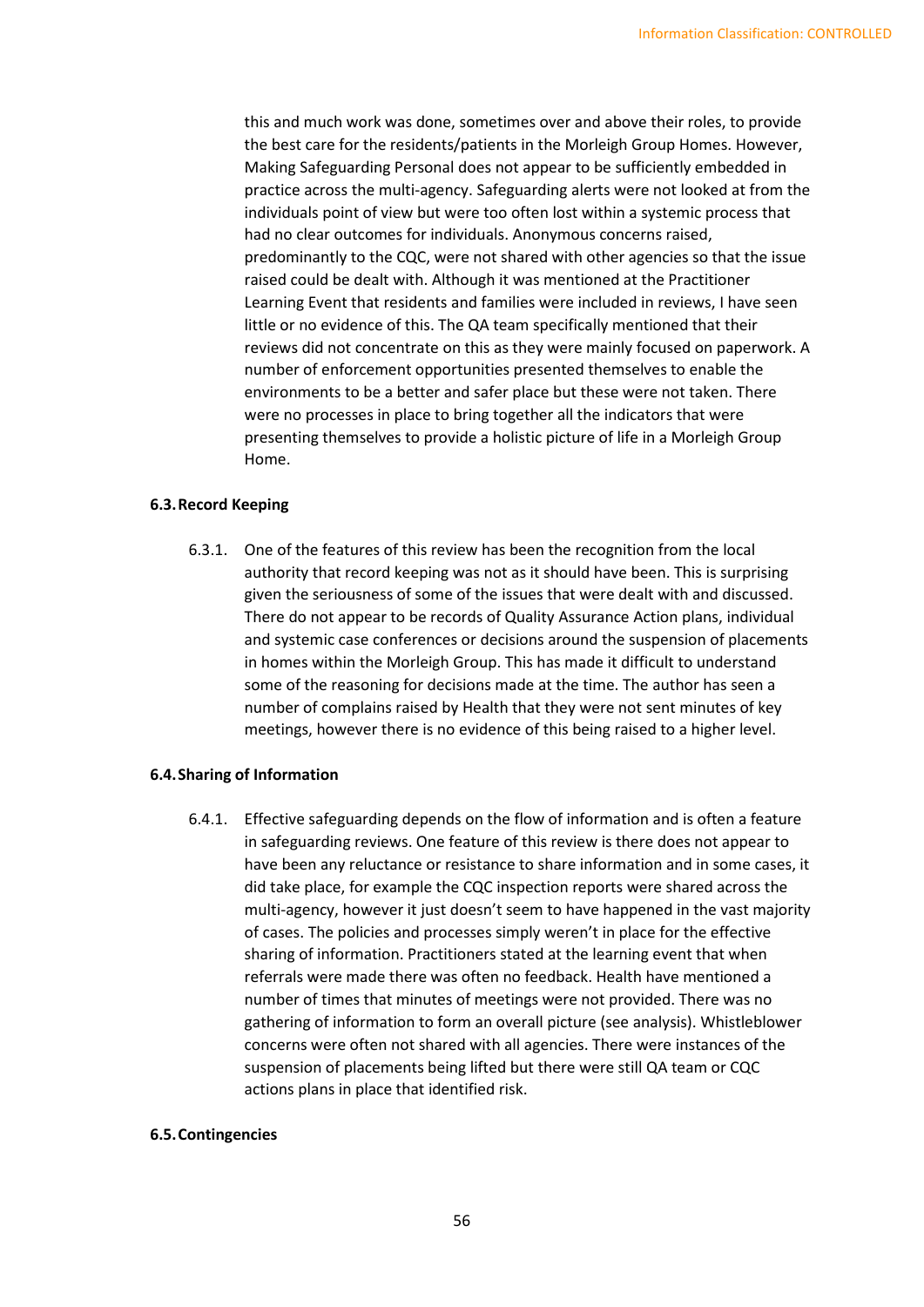this and much work was done, sometimes over and above their roles, to provide the best care for the residents/patients in the Morleigh Group Homes. However, Making Safeguarding Personal does not appear to be sufficiently embedded in practice across the multi-agency. Safeguarding alerts were not looked at from the individuals point of view but were too often lost within a systemic process that had no clear outcomes for individuals. Anonymous concerns raised, predominantly to the CQC, were not shared with other agencies so that the issue raised could be dealt with. Although it was mentioned at the Practitioner Learning Event that residents and families were included in reviews, I have seen little or no evidence of this. The QA team specifically mentioned that their reviews did not concentrate on this as they were mainly focused on paperwork. A number of enforcement opportunities presented themselves to enable the environments to be a better and safer place but these were not taken. There were no processes in place to bring together all the indicators that were presenting themselves to provide a holistic picture of life in a Morleigh Group Home.

### 6.3. Record Keeping

6.3.1. One of the features of this review has been the recognition from the local authority that record keeping was not as it should have been. This is surprising given the seriousness of some of the issues that were dealt with and discussed. There do not appear to be records of Quality Assurance Action plans, individual and systemic case conferences or decisions around the suspension of placements in homes within the Morleigh Group. This has made it difficult to understand some of the reasoning for decisions made at the time. The author has seen a number of complains raised by Health that they were not sent minutes of key meetings, however there is no evidence of this being raised to a higher level.

### 6.4. Sharing of Information

6.4.1. Effective safeguarding depends on the flow of information and is often a feature in safeguarding reviews. One feature of this review is there does not appear to have been any reluctance or resistance to share information and in some cases, it did take place, for example the CQC inspection reports were shared across the multi-agency, however it just doesn't seem to have happened in the vast majority of cases. The policies and processes simply weren't in place for the effective sharing of information. Practitioners stated at the learning event that when referrals were made there was often no feedback. Health have mentioned a number of times that minutes of meetings were not provided. There was no gathering of information to form an overall picture (see analysis). Whistleblower concerns were often not shared with all agencies. There were instances of the suspension of placements being lifted but there were still QA team or CQC actions plans in place that identified risk.

### 6.5. Contingencies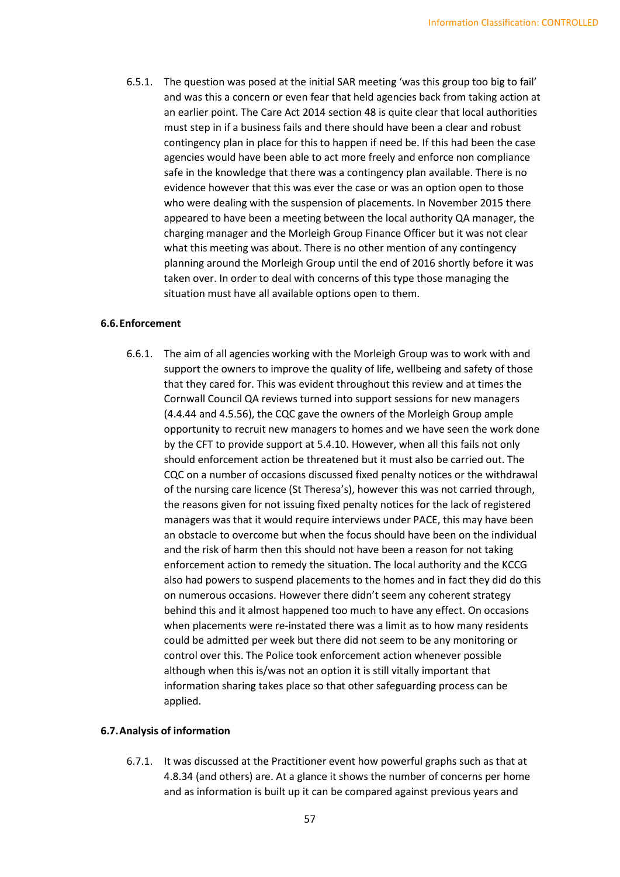6.5.1. The question was posed at the initial SAR meeting 'was this group too big to fail' and was this a concern or even fear that held agencies back from taking action at an earlier point. The Care Act 2014 section 48 is quite clear that local authorities must step in if a business fails and there should have been a clear and robust contingency plan in place for this to happen if need be. If this had been the case agencies would have been able to act more freely and enforce non compliance safe in the knowledge that there was a contingency plan available. There is no evidence however that this was ever the case or was an option open to those who were dealing with the suspension of placements. In November 2015 there appeared to have been a meeting between the local authority QA manager, the charging manager and the Morleigh Group Finance Officer but it was not clear what this meeting was about. There is no other mention of any contingency planning around the Morleigh Group until the end of 2016 shortly before it was taken over. In order to deal with concerns of this type those managing the situation must have all available options open to them.

### 6.6. Enforcement

6.6.1. The aim of all agencies working with the Morleigh Group was to work with and support the owners to improve the quality of life, wellbeing and safety of those that they cared for. This was evident throughout this review and at times the Cornwall Council QA reviews turned into support sessions for new managers (4.4.44 and 4.5.56), the CQC gave the owners of the Morleigh Group ample opportunity to recruit new managers to homes and we have seen the work done by the CFT to provide support at 5.4.10. However, when all this fails not only should enforcement action be threatened but it must also be carried out. The CQC on a number of occasions discussed fixed penalty notices or the withdrawal of the nursing care licence (St Theresa's), however this was not carried through, the reasons given for not issuing fixed penalty notices for the lack of registered managers was that it would require interviews under PACE, this may have been an obstacle to overcome but when the focus should have been on the individual and the risk of harm then this should not have been a reason for not taking enforcement action to remedy the situation. The local authority and the KCCG also had powers to suspend placements to the homes and in fact they did do this on numerous occasions. However there didn't seem any coherent strategy behind this and it almost happened too much to have any effect. On occasions when placements were re-instated there was a limit as to how many residents could be admitted per week but there did not seem to be any monitoring or control over this. The Police took enforcement action whenever possible although when this is/was not an option it is still vitally important that information sharing takes place so that other safeguarding process can be applied.

### 6.7. Analysis of information

6.7.1. It was discussed at the Practitioner event how powerful graphs such as that at 4.8.34 (and others) are. At a glance it shows the number of concerns per home and as information is built up it can be compared against previous years and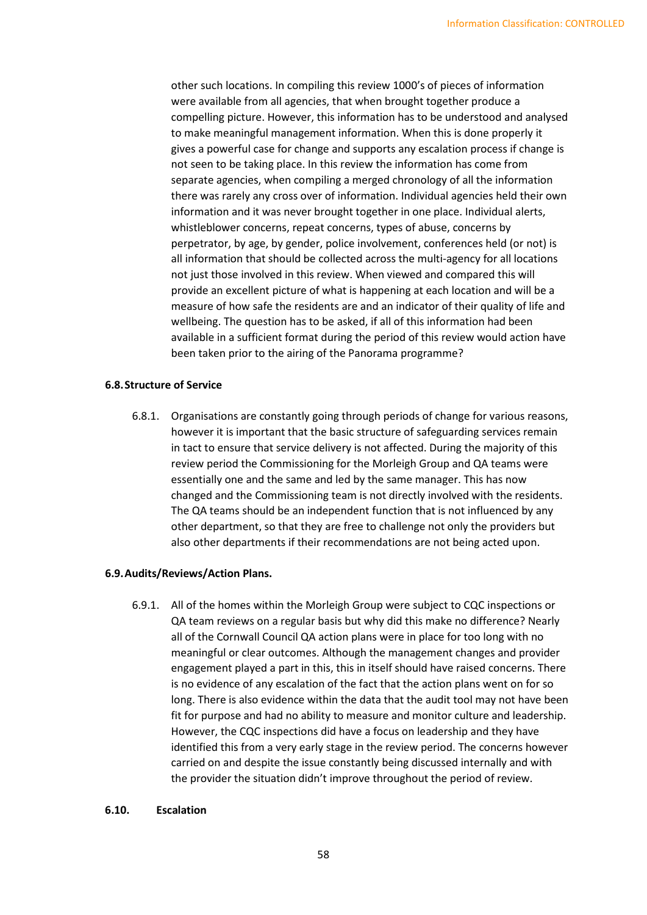other such locations. In compiling this review 1000's of pieces of information were available from all agencies, that when brought together produce a compelling picture. However, this information has to be understood and analysed to make meaningful management information. When this is done properly it gives a powerful case for change and supports any escalation process if change is not seen to be taking place. In this review the information has come from separate agencies, when compiling a merged chronology of all the information there was rarely any cross over of information. Individual agencies held their own information and it was never brought together in one place. Individual alerts, whistleblower concerns, repeat concerns, types of abuse, concerns by perpetrator, by age, by gender, police involvement, conferences held (or not) is all information that should be collected across the multi-agency for all locations not just those involved in this review. When viewed and compared this will provide an excellent picture of what is happening at each location and will be a measure of how safe the residents are and an indicator of their quality of life and wellbeing. The question has to be asked, if all of this information had been available in a sufficient format during the period of this review would action have been taken prior to the airing of the Panorama programme?

### 6.8. Structure of Service

6.8.1. Organisations are constantly going through periods of change for various reasons, however it is important that the basic structure of safeguarding services remain in tact to ensure that service delivery is not affected. During the majority of this review period the Commissioning for the Morleigh Group and QA teams were essentially one and the same and led by the same manager. This has now changed and the Commissioning team is not directly involved with the residents. The QA teams should be an independent function that is not influenced by any other department, so that they are free to challenge not only the providers but also other departments if their recommendations are not being acted upon.

### 6.9. Audits/Reviews/Action Plans.

6.9.1. All of the homes within the Morleigh Group were subject to CQC inspections or QA team reviews on a regular basis but why did this make no difference? Nearly all of the Cornwall Council QA action plans were in place for too long with no meaningful or clear outcomes. Although the management changes and provider engagement played a part in this, this in itself should have raised concerns. There is no evidence of any escalation of the fact that the action plans went on for so long. There is also evidence within the data that the audit tool may not have been fit for purpose and had no ability to measure and monitor culture and leadership. However, the CQC inspections did have a focus on leadership and they have identified this from a very early stage in the review period. The concerns however carried on and despite the issue constantly being discussed internally and with the provider the situation didn't improve throughout the period of review.

### 6.10. Escalation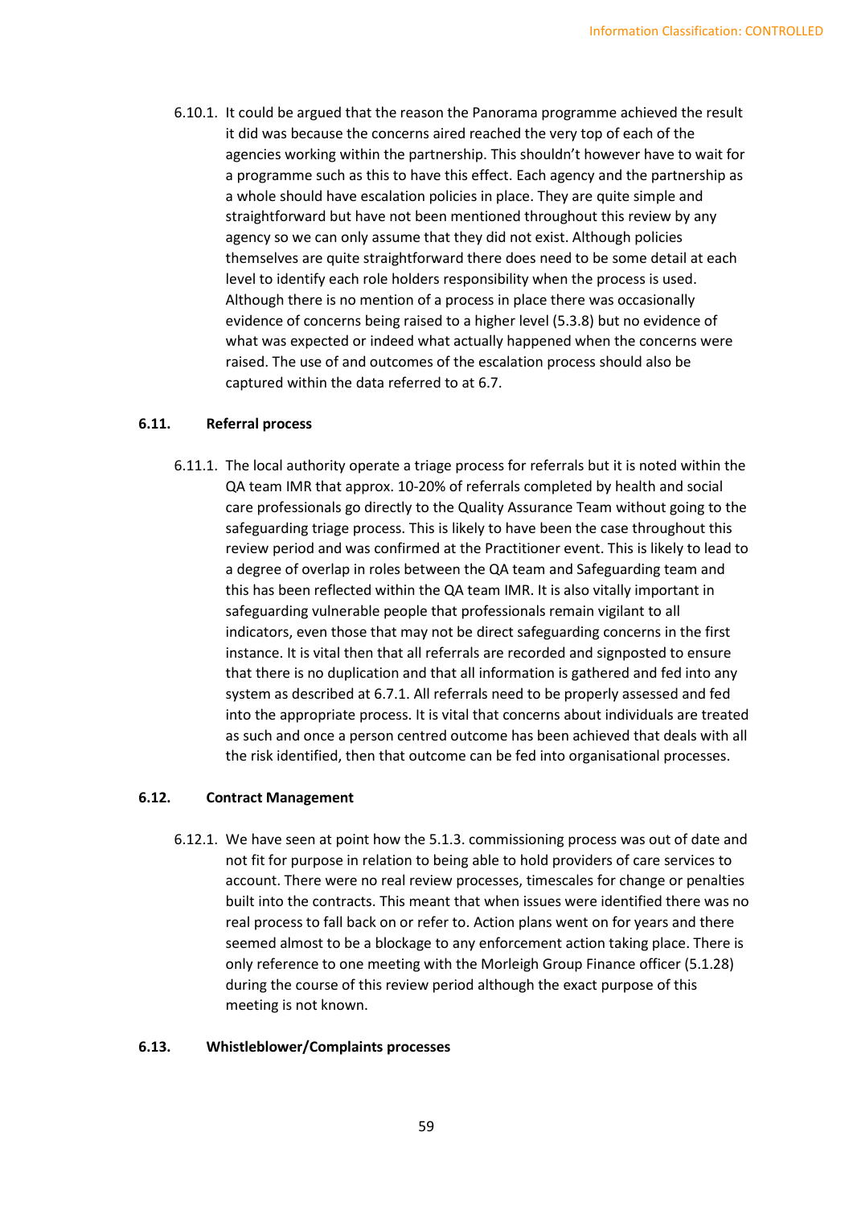6.10.1. It could be argued that the reason the Panorama programme achieved the result it did was because the concerns aired reached the very top of each of the agencies working within the partnership. This shouldn't however have to wait for a programme such as this to have this effect. Each agency and the partnership as a whole should have escalation policies in place. They are quite simple and straightforward but have not been mentioned throughout this review by any agency so we can only assume that they did not exist. Although policies themselves are quite straightforward there does need to be some detail at each level to identify each role holders responsibility when the process is used. Although there is no mention of a process in place there was occasionally evidence of concerns being raised to a higher level (5.3.8) but no evidence of what was expected or indeed what actually happened when the concerns were raised. The use of and outcomes of the escalation process should also be captured within the data referred to at 6.7.

### 6.11. Referral process

6.11.1. The local authority operate a triage process for referrals but it is noted within the QA team IMR that approx. 10-20% of referrals completed by health and social care professionals go directly to the Quality Assurance Team without going to the safeguarding triage process. This is likely to have been the case throughout this review period and was confirmed at the Practitioner event. This is likely to lead to a degree of overlap in roles between the QA team and Safeguarding team and this has been reflected within the QA team IMR. It is also vitally important in safeguarding vulnerable people that professionals remain vigilant to all indicators, even those that may not be direct safeguarding concerns in the first instance. It is vital then that all referrals are recorded and signposted to ensure that there is no duplication and that all information is gathered and fed into any system as described at 6.7.1. All referrals need to be properly assessed and fed into the appropriate process. It is vital that concerns about individuals are treated as such and once a person centred outcome has been achieved that deals with all the risk identified, then that outcome can be fed into organisational processes.

### 6.12. Contract Management

6.12.1. We have seen at point how the 5.1.3. commissioning process was out of date and not fit for purpose in relation to being able to hold providers of care services to account. There were no real review processes, timescales for change or penalties built into the contracts. This meant that when issues were identified there was no real process to fall back on or refer to. Action plans went on for years and there seemed almost to be a blockage to any enforcement action taking place. There is only reference to one meeting with the Morleigh Group Finance officer (5.1.28) during the course of this review period although the exact purpose of this meeting is not known.

### 6.13. Whistleblower/Complaints processes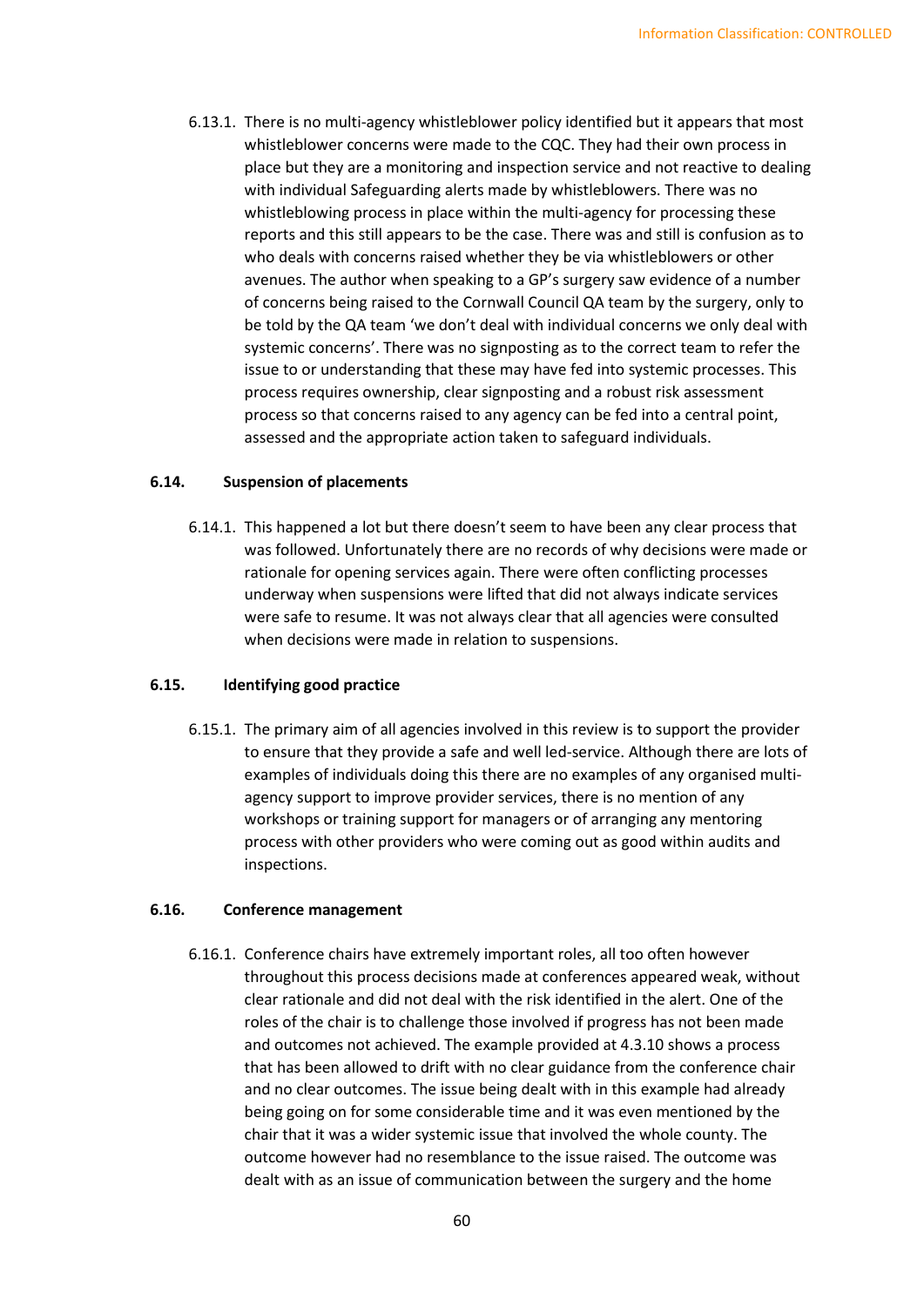6.13.1. There is no multi-agency whistleblower policy identified but it appears that most whistleblower concerns were made to the CQC. They had their own process in place but they are a monitoring and inspection service and not reactive to dealing with individual Safeguarding alerts made by whistleblowers. There was no whistleblowing process in place within the multi-agency for processing these reports and this still appears to be the case. There was and still is confusion as to who deals with concerns raised whether they be via whistleblowers or other avenues. The author when speaking to a GP's surgery saw evidence of a number of concerns being raised to the Cornwall Council QA team by the surgery, only to be told by the QA team 'we don't deal with individual concerns we only deal with systemic concerns'. There was no signposting as to the correct team to refer the issue to or understanding that these may have fed into systemic processes. This process requires ownership, clear signposting and a robust risk assessment process so that concerns raised to any agency can be fed into a central point, assessed and the appropriate action taken to safeguard individuals.

### 6.14. Suspension of placements

6.14.1. This happened a lot but there doesn't seem to have been any clear process that was followed. Unfortunately there are no records of why decisions were made or rationale for opening services again. There were often conflicting processes underway when suspensions were lifted that did not always indicate services were safe to resume. It was not always clear that all agencies were consulted when decisions were made in relation to suspensions.

### 6.15. Identifying good practice

6.15.1. The primary aim of all agencies involved in this review is to support the provider to ensure that they provide a safe and well led-service. Although there are lots of examples of individuals doing this there are no examples of any organised multi-agency support to improve provider services, there is no mention of any workshops or training support for managers or of arranging any mentoring process with other providers who were coming out as good within audits and inspections.

### 6.16. Conference management

6.16.1. Conference chairs have extremely important roles, all too often however throughout this process decisions made at conferences appeared weak, without clear rationale and did not deal with the risk identified in the alert. One of the roles of the chair is to challenge those involved if progress has not been made and outcomes not achieved. The example provided at 4.3.10 shows a process that has been allowed to drift with no clear guidance from the conference chair and no clear outcomes. The issue being dealt with in this example had already being going on for some considerable time and it was even mentioned by the chair that it was a wider systemic issue that involved the whole county. The outcome however had no resemblance to the issue raised. The outcome was dealt with as an issue of communication between the surgery and the home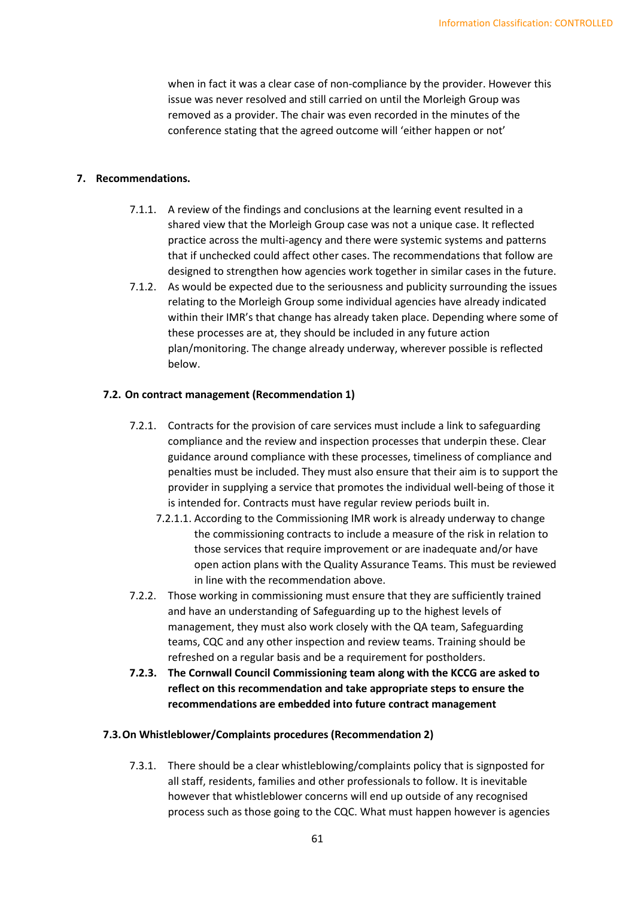when in fact it was a clear case of non-compliance by the provider. However this issue was never resolved and still carried on until the Morleigh Group was removed as a provider. The chair was even recorded in the minutes of the conference stating that the agreed outcome will 'either happen or not'

## 7. Recommendations.

7.1.1. A review of the findings and conclusions at the learning event resulted in a shared view that the Morleigh Group case was not a unique case. It reflected practice across the multi-agency and there were systemic systems and patterns that if unchecked could affect other cases. The recommendations that follow are designed to strengthen how agencies work together in similar cases in the future.

7.1.2. As would be expected due to the seriousness and publicity surrounding the issues relating to the Morleigh Group some individual agencies have already indicated within their IMR's that change has already taken place. Depending where some of these processes are at, they should be included in any future action plan/monitoring. The change already underway, wherever possible is reflected below.

### 7.2. On contract management (Recommendation 1)

7.2.1. Contracts for the provision of care services must include a link to safeguarding compliance and the review and inspection processes that underpin these. Clear guidance around compliance with these processes, timeliness of compliance and penalties must be included. They must also ensure that their aim is to support the provider in supplying a service that promotes the individual well-being of those it is intended for. Contracts must have regular review periods built in.

7.2.1.1. According to the Commissioning IMR work is already underway to change the commissioning contracts to include a measure of the risk in relation to those services that require improvement or are inadequate and/or have open action plans with the Quality Assurance Teams. This must be reviewed in line with the recommendation above.

7.2.2. Those working in commissioning must ensure that they are sufficiently trained and have an understanding of Safeguarding up to the highest levels of management, they must also work closely with the QA team, Safeguarding teams, CQC and any other inspection and review teams. Training should be refreshed on a regular basis and be a requirement for postholders.

**7.2.3. The Cornwall Council Commissioning team along with the KCCG are asked to reflect on this recommendation and take appropriate steps to ensure the recommendations are embedded into future contract management**

### 7.3. On Whistleblower/Complaints procedures (Recommendation 2)

7.3.1. There should be a clear whistleblowing/complaints policy that is signposted for all staff, residents, families and other professionals to follow. It is inevitable however that whistleblower concerns will end up outside of any recognised process such as those going to the CQC. What must happen however is agencies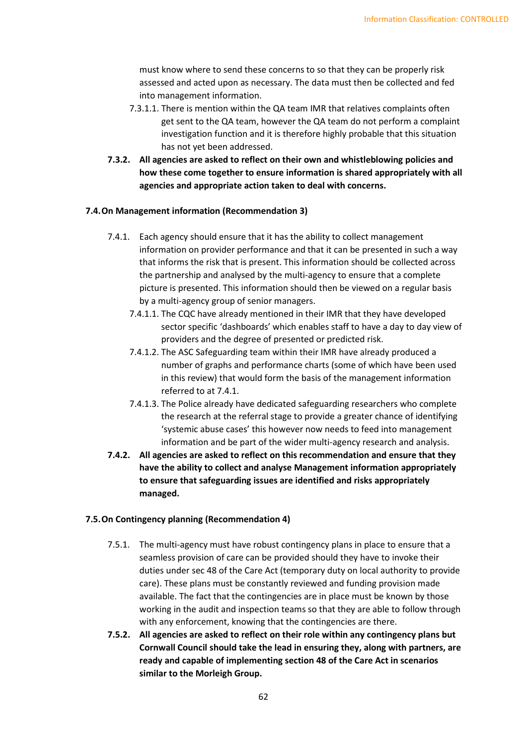must know where to send these concerns to so that they can be properly risk assessed and acted upon as necessary. The data must then be collected and fed into management information.

7.3.1.1. There is mention within the QA team IMR that relatives complaints often get sent to the QA team, however the QA team do not perform a complaint investigation function and it is therefore highly probable that this situation has not yet been addressed.

**7.3.2. All agencies are asked to reflect on their own and whistleblowing policies and how these come together to ensure information is shared appropriately with all agencies and appropriate action taken to deal with concerns.**

### 7.4. On Management information (Recommendation 3)

7.4.1. Each agency should ensure that it has the ability to collect management information on provider performance and that it can be presented in such a way that informs the risk that is present. This information should be collected across the partnership and analysed by the multi-agency to ensure that a complete picture is presented. This information should then be viewed on a regular basis by a multi-agency group of senior managers.

7.4.1.1. The CQC have already mentioned in their IMR that they have developed sector specific 'dashboards' which enables staff to have a day to day view of providers and the degree of presented or predicted risk.

7.4.1.2. The ASC Safeguarding team within their IMR have already produced a number of graphs and performance charts (some of which have been used in this review) that would form the basis of the management information referred to at 7.4.1.

7.4.1.3. The Police already have dedicated safeguarding researchers who complete the research at the referral stage to provide a greater chance of identifying 'systemic abuse cases' this however now needs to feed into management information and be part of the wider multi-agency research and analysis.

**7.4.2. All agencies are asked to reflect on this recommendation and ensure that they have the ability to collect and analyse Management information appropriately to ensure that safeguarding issues are identified and risks appropriately managed.**

### 7.5. On Contingency planning (Recommendation 4)

7.5.1. The multi-agency must have robust contingency plans in place to ensure that a seamless provision of care can be provided should they have to invoke their duties under sec 48 of the Care Act (temporary duty on local authority to provide care). These plans must be constantly reviewed and funding provision made available. The fact that the contingencies are in place must be known by those working in the audit and inspection teams so that they are able to follow through with any enforcement, knowing that the contingencies are there.

**7.5.2. All agencies are asked to reflect on their role within any contingency plans but Cornwall Council should take the lead in ensuring they, along with partners, are ready and capable of implementing section 48 of the Care Act in scenarios similar to the Morleigh Group.**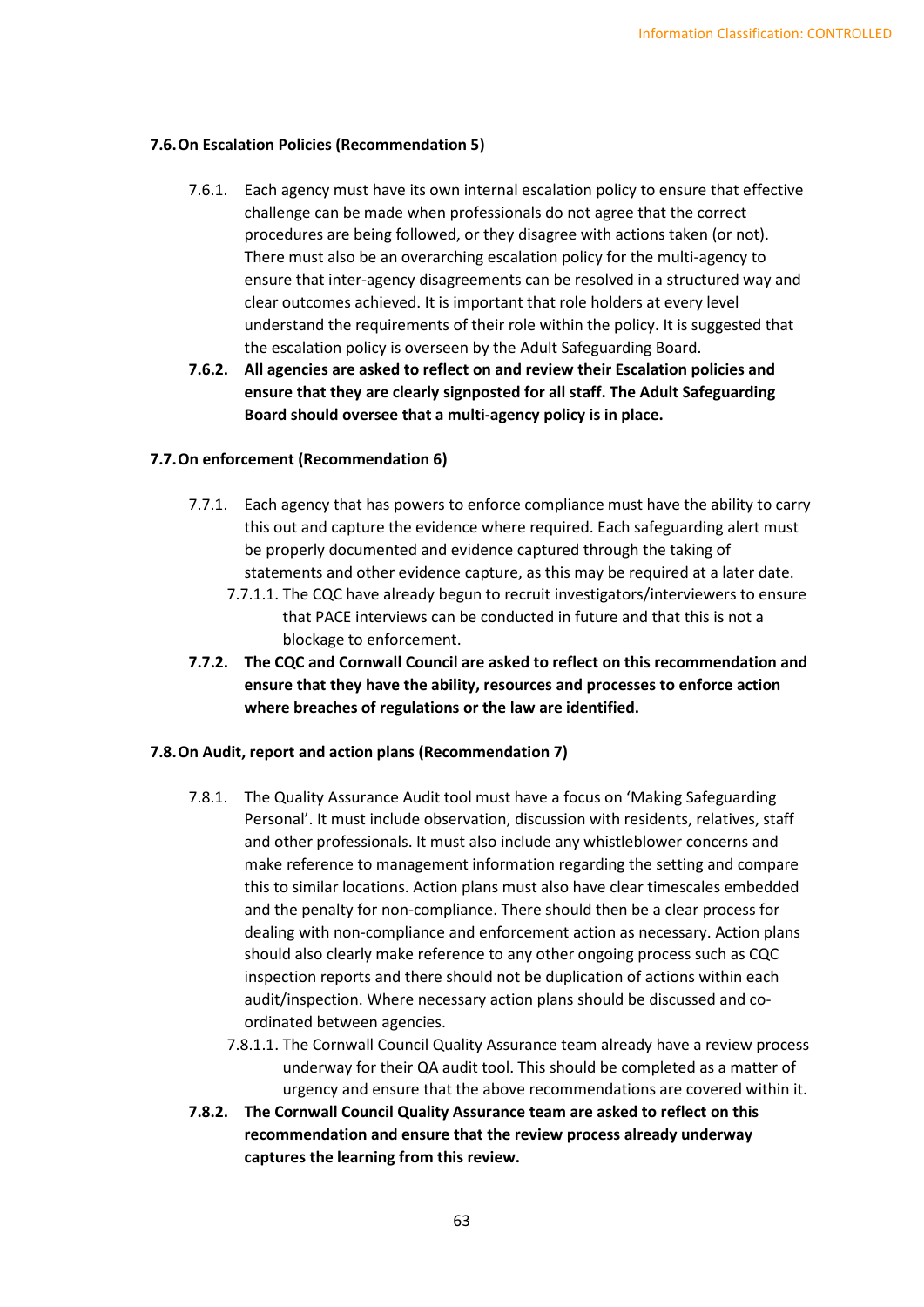### 7.6. On Escalation Policies (Recommendation 5)

7.6.1. Each agency must have its own internal escalation policy to ensure that effective challenge can be made when professionals do not agree that the correct procedures are being followed, or they disagree with actions taken (or not). There must also be an overarching escalation policy for the multi-agency to ensure that inter-agency disagreements can be resolved in a structured way and clear outcomes achieved. It is important that role holders at every level understand the requirements of their role within the policy. It is suggested that the escalation policy is overseen by the Adult Safeguarding Board.

**7.6.2. All agencies are asked to reflect on and review their Escalation policies and ensure that they are clearly signposted for all staff. The Adult Safeguarding Board should oversee that a multi-agency policy is in place.**

### 7.7. On enforcement (Recommendation 6)

7.7.1. Each agency that has powers to enforce compliance must have the ability to carry this out and capture the evidence where required. Each safeguarding alert must be properly documented and evidence captured through the taking of statements and other evidence capture, as this may be required at a later date.

7.7.1.1. The CQC have already begun to recruit investigators/interviewers to ensure that PACE interviews can be conducted in future and that this is not a blockage to enforcement.

**7.7.2. The CQC and Cornwall Council are asked to reflect on this recommendation and ensure that they have the ability, resources and processes to enforce action where breaches of regulations or the law are identified.**

### 7.8. On Audit, report and action plans (Recommendation 7)

7.8.1. The Quality Assurance Audit tool must have a focus on 'Making Safeguarding Personal'. It must include observation, discussion with residents, relatives, staff and other professionals. It must also include any whistleblower concerns and make reference to management information regarding the setting and compare this to similar locations. Action plans must also have clear timescales embedded and the penalty for non-compliance. There should then be a clear process for dealing with non-compliance and enforcement action as necessary. Action plans should also clearly make reference to any other ongoing process such as CQC inspection reports and there should not be duplication of actions within each audit/inspection. Where necessary action plans should be discussed and co-ordinated between agencies.

7.8.1.1. The Cornwall Council Quality Assurance team already have a review process underway for their QA audit tool. This should be completed as a matter of urgency and ensure that the above recommendations are covered within it.

**7.8.2. The Cornwall Council Quality Assurance team are asked to reflect on this recommendation and ensure that the review process already underway captures the learning from this review.**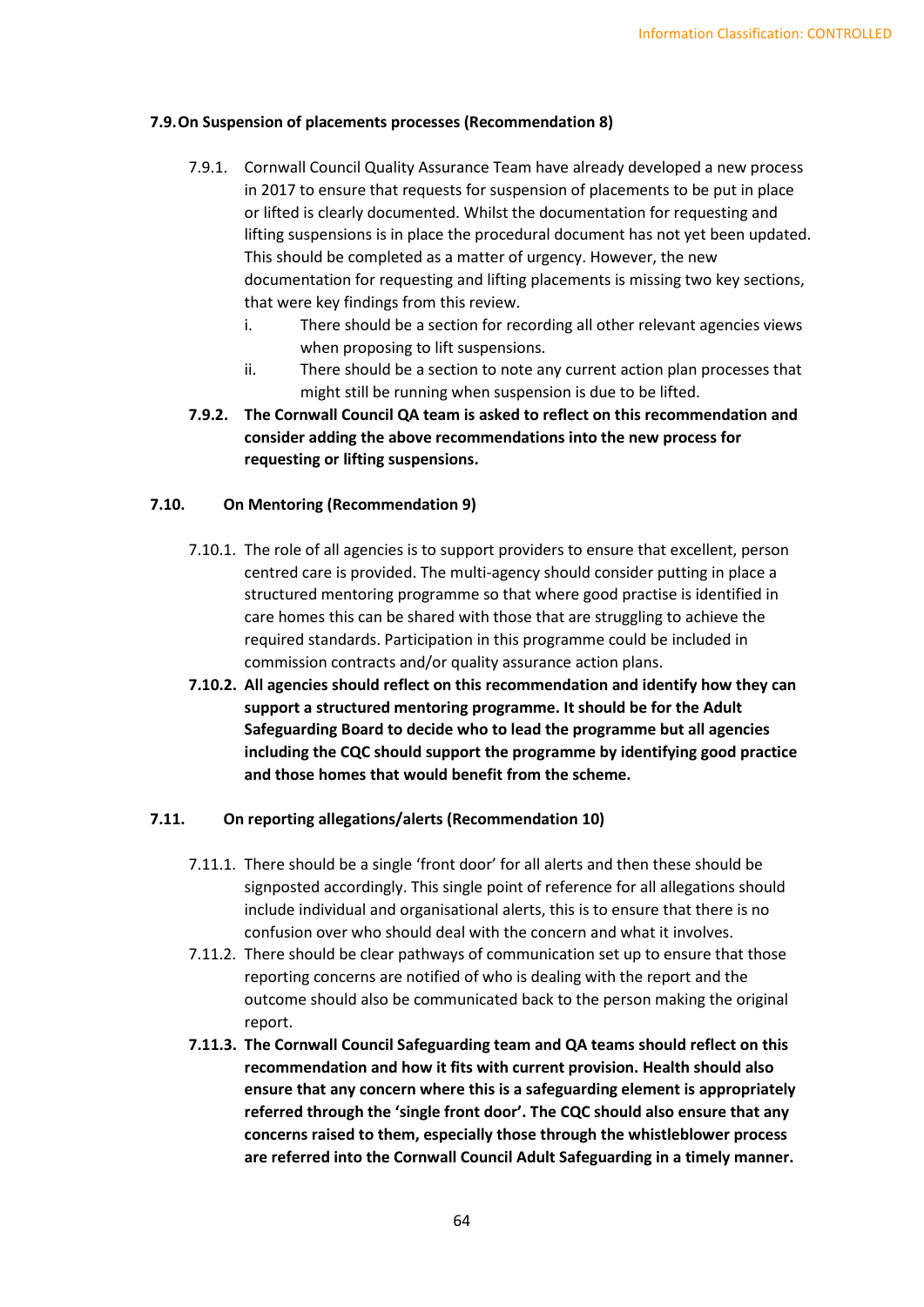### 7.9. On Suspension of placements processes (Recommendation 8)

7.9.1. Cornwall Council Quality Assurance Team have already developed a new process in 2017 to ensure that requests for suspension of placements to be put in place or lifted is clearly documented. Whilst the documentation for requesting and lifting suspensions is in place the procedural document has not yet been updated. This should be completed as a matter of urgency. However, the new documentation for requesting and lifting placements is missing two key sections, that were key findings from this review.

i. There should be a section for recording all other relevant agencies views when proposing to lift suspensions.

ii. There should be a section to note any current action plan processes that might still be running when suspension is due to be lifted.

**7.9.2. The Cornwall Council QA team is asked to reflect on this recommendation and consider adding the above recommendations into the new process for requesting or lifting suspensions.**

### 7.10. On Mentoring (Recommendation 9)

7.10.1. The role of all agencies is to support providers to ensure that excellent, person centred care is provided. The multi-agency should consider putting in place a structured mentoring programme so that where good practise is identified in care homes this can be shared with those that are struggling to achieve the required standards. Participation in this programme could be included in commission contracts and/or quality assurance action plans.

**7.10.2. All agencies should reflect on this recommendation and identify how they can support a structured mentoring programme. It should be for the Adult Safeguarding Board to decide who to lead the programme but all agencies including the CQC should support the programme by identifying good practice and those homes that would benefit from the scheme.**

### 7.11. On reporting allegations/alerts (Recommendation 10)

7.11.1. There should be a single 'front door' for all alerts and then these should be signposted accordingly. This single point of reference for all allegations should include individual and organisational alerts, this is to ensure that there is no confusion over who should deal with the concern and what it involves.

7.11.2. There should be clear pathways of communication set up to ensure that those reporting concerns are notified of who is dealing with the report and the outcome should also be communicated back to the person making the original report.

**7.11.3. The Cornwall Council Safeguarding team and QA teams should reflect on this recommendation and how it fits with current provision. Health should also ensure that any concern where this is a safeguarding element is appropriately referred through the 'single front door'. The CQC should also ensure that any concerns raised to them, especially those through the whistleblower process are referred into the Cornwall Council Adult Safeguarding in a timely manner.**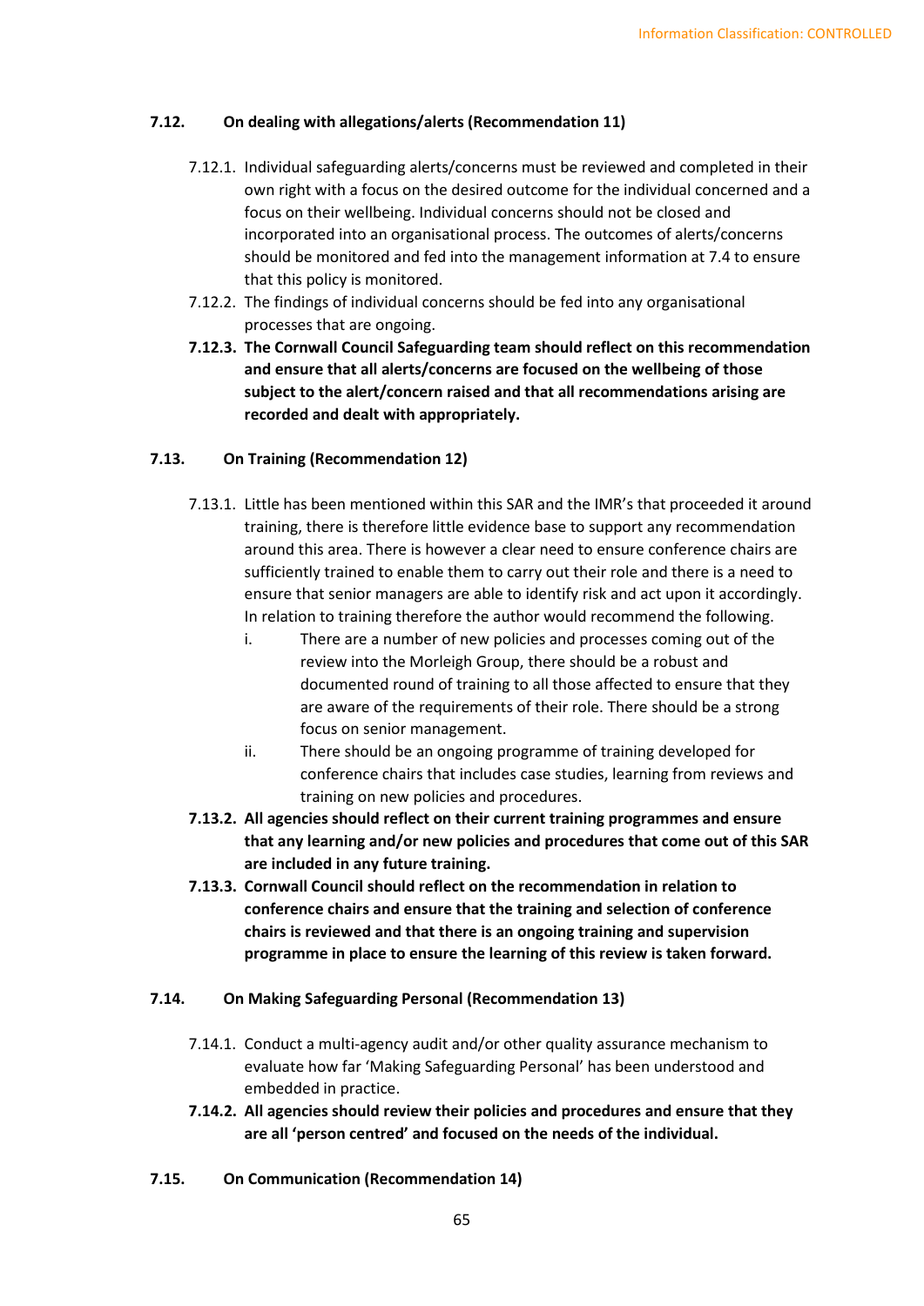### 7.12. On dealing with allegations/alerts (Recommendation 11)

7.12.1. Individual safeguarding alerts/concerns must be reviewed and completed in their own right with a focus on the desired outcome for the individual concerned and a focus on their wellbeing. Individual concerns should not be closed and incorporated into an organisational process. The outcomes of alerts/concerns should be monitored and fed into the management information at 7.4 to ensure that this policy is monitored.

7.12.2. The findings of individual concerns should be fed into any organisational processes that are ongoing.

**7.12.3. The Cornwall Council Safeguarding team should reflect on this recommendation and ensure that all alerts/concerns are focused on the wellbeing of those subject to the alert/concern raised and that all recommendations arising are recorded and dealt with appropriately.**

### 7.13. On Training (Recommendation 12)

7.13.1. Little has been mentioned within this SAR and the IMR's that proceeded it around training, there is therefore little evidence base to support any recommendation around this area. There is however a clear need to ensure conference chairs are sufficiently trained to enable them to carry out their role and there is a need to ensure that senior managers are able to identify risk and act upon it accordingly. In relation to training therefore the author would recommend the following.

i. There are a number of new policies and processes coming out of the review into the Morleigh Group, there should be a robust and documented round of training to all those affected to ensure that they are aware of the requirements of their role. There should be a strong focus on senior management.

ii. There should be an ongoing programme of training developed for conference chairs that includes case studies, learning from reviews and training on new policies and procedures.

**7.13.2. All agencies should reflect on their current training programmes and ensure that any learning and/or new policies and procedures that come out of this SAR are included in any future training.**

**7.13.3. Cornwall Council should reflect on the recommendation in relation to conference chairs and ensure that the training and selection of conference chairs is reviewed and that there is an ongoing training and supervision programme in place to ensure the learning of this review is taken forward.**

### 7.14. On Making Safeguarding Personal (Recommendation 13)

7.14.1. Conduct a multi-agency audit and/or other quality assurance mechanism to evaluate how far 'Making Safeguarding Personal' has been understood and embedded in practice.

**7.14.2. All agencies should review their policies and procedures and ensure that they are all 'person centred' and focused on the needs of the individual.**

### 7.15. On Communication (Recommendation 14)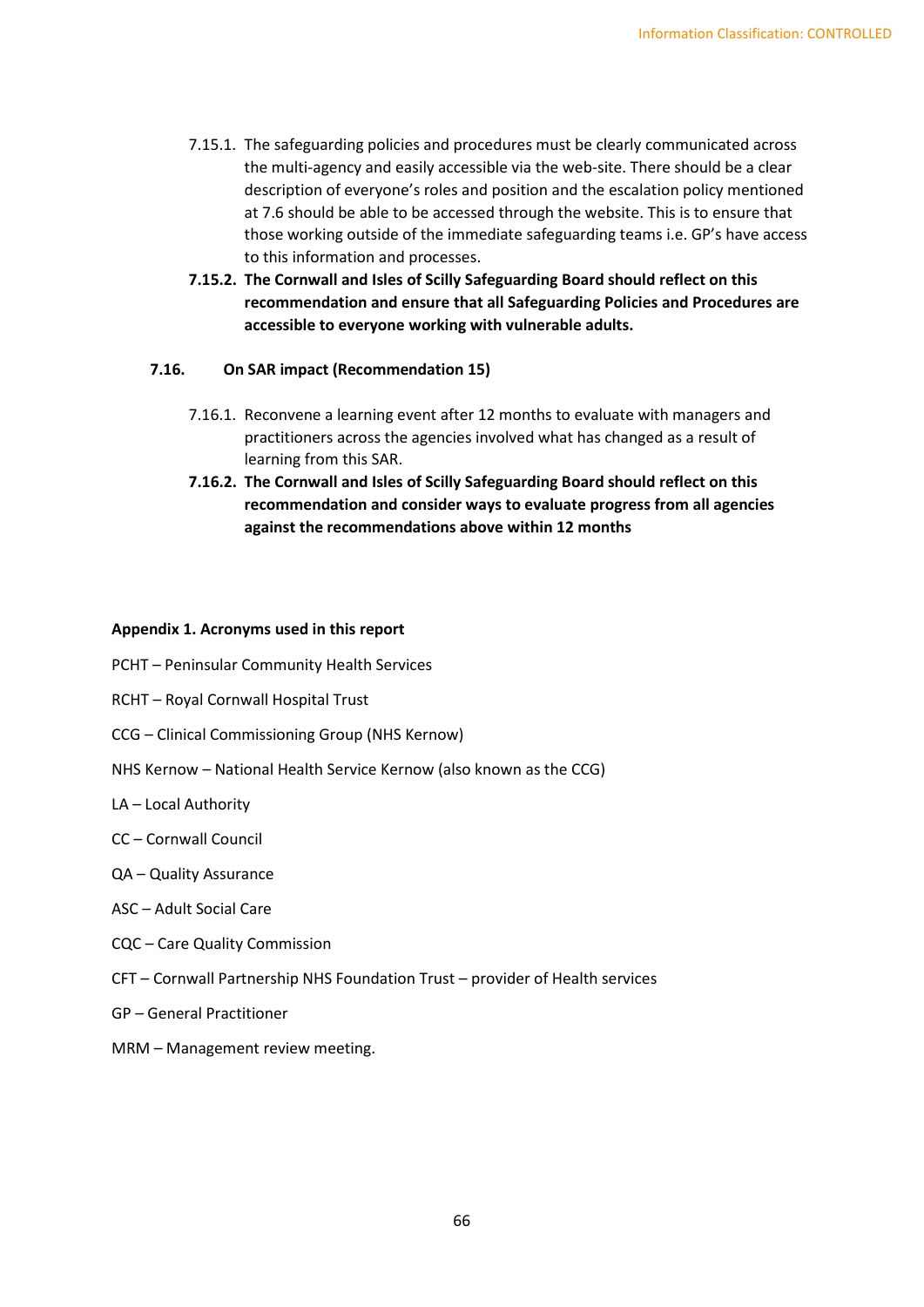7.15.1. The safeguarding policies and procedures must be clearly communicated across the multi-agency and easily accessible via the web-site. There should be a clear description of everyone's roles and position and the escalation policy mentioned at 7.6 should be able to be accessed through the website. This is to ensure that those working outside of the immediate safeguarding teams i.e. GP's have access to this information and processes.

**7.15.2. The Cornwall and Isles of Scilly Safeguarding Board should reflect on this recommendation and ensure that all Safeguarding Policies and Procedures are accessible to everyone working with vulnerable adults.**

**7.16. On SAR impact (Recommendation 15)**

7.16.1. Reconvene a learning event after 12 months to evaluate with managers and practitioners across the agencies involved what has changed as a result of learning from this SAR.

**7.16.2. The Cornwall and Isles of Scilly Safeguarding Board should reflect on this recommendation and consider ways to evaluate progress from all agencies against the recommendations above within 12 months**

**Appendix 1. Acronyms used in this report**

PCHT – Peninsular Community Health Services

RCHT – Royal Cornwall Hospital Trust

CCG – Clinical Commissioning Group (NHS Kernow)

NHS Kernow – National Health Service Kernow (also known as the CCG)

LA – Local Authority

CC – Cornwall Council

QA – Quality Assurance

ASC – Adult Social Care

CQC – Care Quality Commission

CFT – Cornwall Partnership NHS Foundation Trust – provider of Health services

GP – General Practitioner

MRM – Management review meeting.